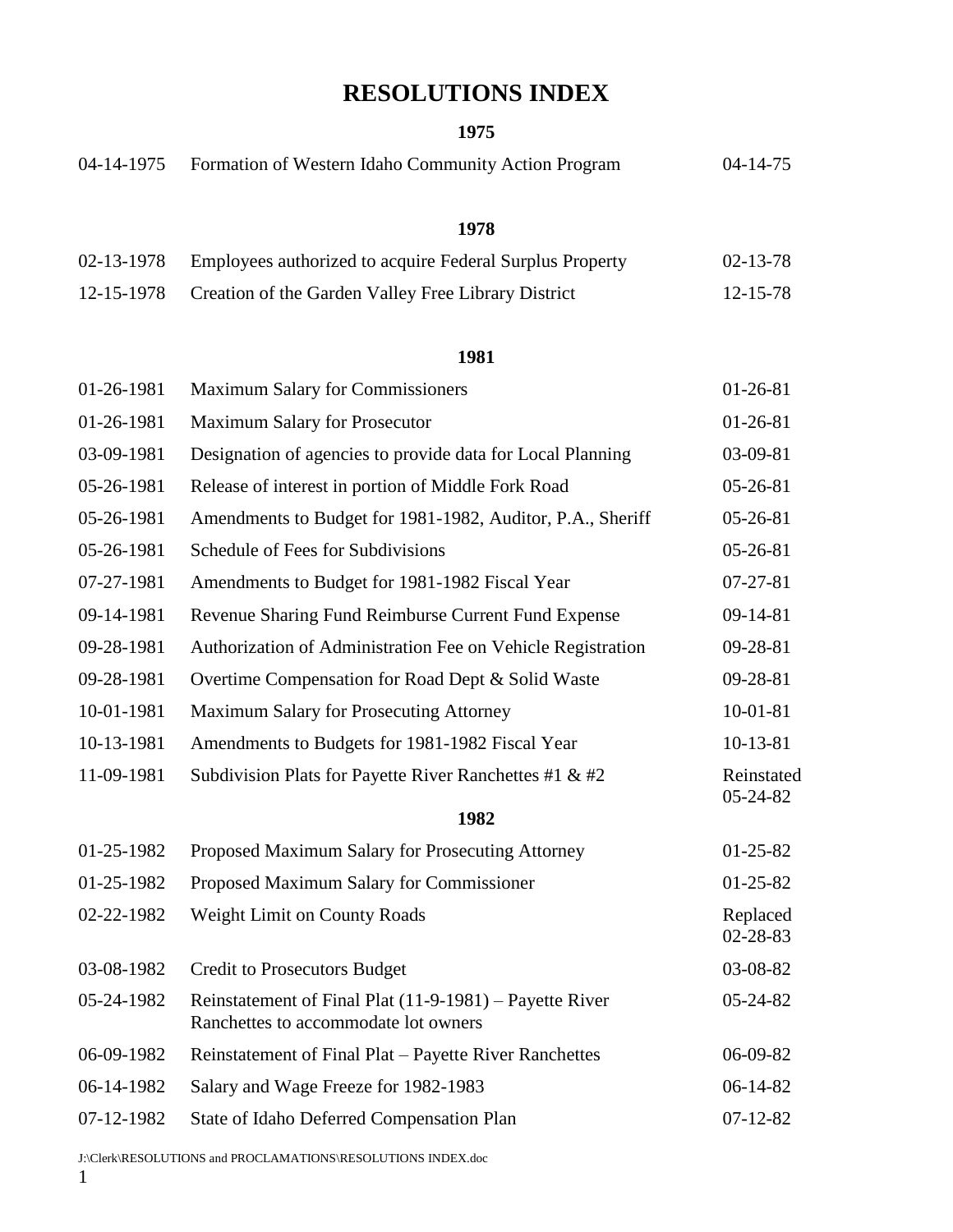# RESOLUTIONS INDEX

## 1975

| | | |
|---|---|---|
| 04-14-1975 | Formation of Western Idaho Community Action Program | 04-14-75 |

## 1978

| | | |
|---|---|---|
| 02-13-1978 | Employees authorized to acquire Federal Surplus Property | 02-13-78 |
| 12-15-1978 | Creation of the Garden Valley Free Library District | 12-15-78 |

## 1981

| | | |
|---|---|---|
| 01-26-1981 | Maximum Salary for Commissioners | 01-26-81 |
| 01-26-1981 | Maximum Salary for Prosecutor | 01-26-81 |
| 03-09-1981 | Designation of agencies to provide data for Local Planning | 03-09-81 |
| 05-26-1981 | Release of interest in portion of Middle Fork Road | 05-26-81 |
| 05-26-1981 | Amendments to Budget for 1981-1982, Auditor, P.A., Sheriff | 05-26-81 |
| 05-26-1981 | Schedule of Fees for Subdivisions | 05-26-81 |
| 07-27-1981 | Amendments to Budget for 1981-1982 Fiscal Year | 07-27-81 |
| 09-14-1981 | Revenue Sharing Fund Reimburse Current Fund Expense | 09-14-81 |
| 09-28-1981 | Authorization of Administration Fee on Vehicle Registration | 09-28-81 |
| 09-28-1981 | Overtime Compensation for Road Dept & Solid Waste | 09-28-81 |
| 10-01-1981 | Maximum Salary for Prosecuting Attorney | 10-01-81 |
| 10-13-1981 | Amendments to Budgets for 1981-1982 Fiscal Year | 10-13-81 |
| 11-09-1981 | Subdivision Plats for Payette River Ranchettes #1 & #2 | Reinstated 05-24-82 |

## 1982

| | | |
|---|---|---|
| 01-25-1982 | Proposed Maximum Salary for Prosecuting Attorney | 01-25-82 |
| 01-25-1982 | Proposed Maximum Salary for Commissioner | 01-25-82 |
| 02-22-1982 | Weight Limit on County Roads | Replaced 02-28-83 |
| 03-08-1982 | Credit to Prosecutors Budget | 03-08-82 |
| 05-24-1982 | Reinstatement of Final Plat (11-9-1981) – Payette River Ranchettes to accommodate lot owners | 05-24-82 |
| 06-09-1982 | Reinstatement of Final Plat – Payette River Ranchettes | 06-09-82 |
| 06-14-1982 | Salary and Wage Freeze for 1982-1983 | 06-14-82 |
| 07-12-1982 | State of Idaho Deferred Compensation Plan | 07-12-82 |

J:\Clerk\RESOLUTIONS and PROCLAMATIONS\RESOLUTIONS INDEX.doc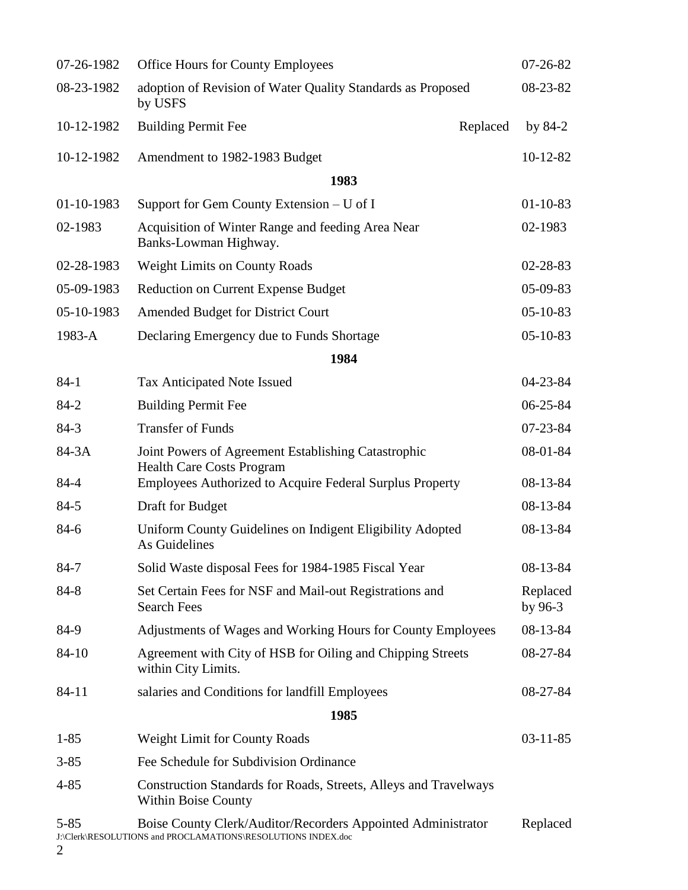| | | |
|---|---|---|
| 07-26-1982 | Office Hours for County Employees | 07-26-82 |
| 08-23-1982 | adoption of Revision of Water Quality Standards as Proposed by USFS | 08-23-82 |
| 10-12-1982 | Building Permit Fee | Replaced by 84-2 |
| 10-12-1982 | Amendment to 1982-1983 Budget | 10-12-82 |
| | **1983** | |
| 01-10-1983 | Support for Gem County Extension – U of I | 01-10-83 |
| 02-1983 | Acquisition of Winter Range and feeding Area Near Banks-Lowman Highway. | 02-1983 |
| 02-28-1983 | Weight Limits on County Roads | 02-28-83 |
| 05-09-1983 | Reduction on Current Expense Budget | 05-09-83 |
| 05-10-1983 | Amended Budget for District Court | 05-10-83 |
| 1983-A | Declaring Emergency due to Funds Shortage | 05-10-83 |
| | **1984** | |
| 84-1 | Tax Anticipated Note Issued | 04-23-84 |
| 84-2 | Building Permit Fee | 06-25-84 |
| 84-3 | Transfer of Funds | 07-23-84 |
| 84-3A | Joint Powers of Agreement Establishing Catastrophic Health Care Costs Program | 08-01-84 |
| 84-4 | Employees Authorized to Acquire Federal Surplus Property | 08-13-84 |
| 84-5 | Draft for Budget | 08-13-84 |
| 84-6 | Uniform County Guidelines on Indigent Eligibility Adopted As Guidelines | 08-13-84 |
| 84-7 | Solid Waste disposal Fees for 1984-1985 Fiscal Year | 08-13-84 |
| 84-8 | Set Certain Fees for NSF and Mail-out Registrations and Search Fees | Replaced by 96-3 |
| 84-9 | Adjustments of Wages and Working Hours for County Employees | 08-13-84 |
| 84-10 | Agreement with City of HSB for Oiling and Chipping Streets within City Limits. | 08-27-84 |
| 84-11 | salaries and Conditions for landfill Employees | 08-27-84 |
| | **1985** | |
| 1-85 | Weight Limit for County Roads | 03-11-85 |
| 3-85 | Fee Schedule for Subdivision Ordinance | |
| 4-85 | Construction Standards for Roads, Streets, Alleys and Travelways Within Boise County | |
| 5-85 | Boise County Clerk/Auditor/Recorders Appointed Administrator | Replaced |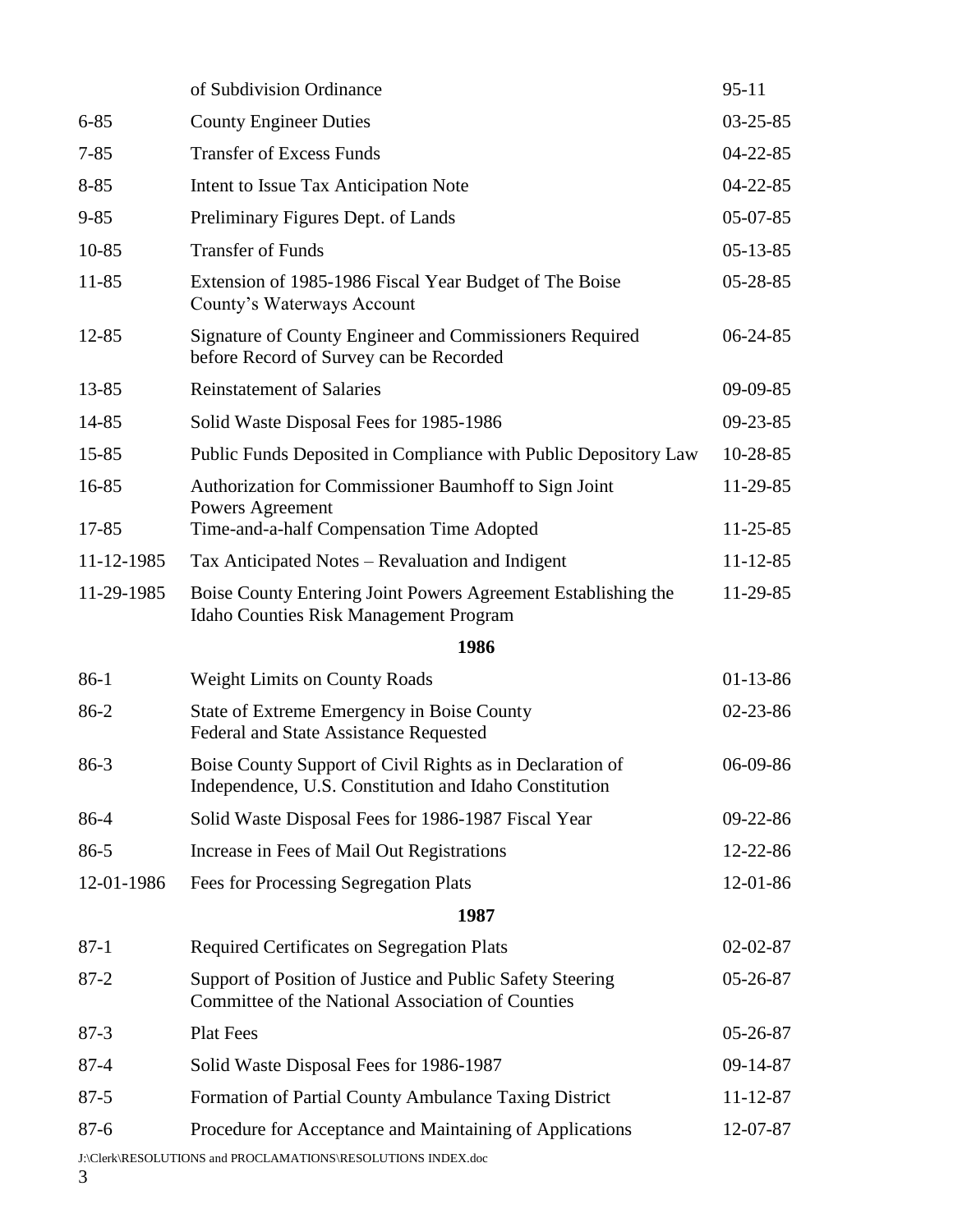| | | |
|---|---|---|
| | of Subdivision Ordinance | 95-11 |
| 6-85 | County Engineer Duties | 03-25-85 |
| 7-85 | Transfer of Excess Funds | 04-22-85 |
| 8-85 | Intent to Issue Tax Anticipation Note | 04-22-85 |
| 9-85 | Preliminary Figures Dept. of Lands | 05-07-85 |
| 10-85 | Transfer of Funds | 05-13-85 |
| 11-85 | Extension of 1985-1986 Fiscal Year Budget of The Boise County's Waterways Account | 05-28-85 |
| 12-85 | Signature of County Engineer and Commissioners Required before Record of Survey can be Recorded | 06-24-85 |
| 13-85 | Reinstatement of Salaries | 09-09-85 |
| 14-85 | Solid Waste Disposal Fees for 1985-1986 | 09-23-85 |
| 15-85 | Public Funds Deposited in Compliance with Public Depository Law | 10-28-85 |
| 16-85 | Authorization for Commissioner Baumhoff to Sign Joint Powers Agreement | 11-29-85 |
| 17-85 | Time-and-a-half Compensation Time Adopted | 11-25-85 |
| 11-12-1985 | Tax Anticipated Notes – Revaluation and Indigent | 11-12-85 |
| 11-29-1985 | Boise County Entering Joint Powers Agreement Establishing the Idaho Counties Risk Management Program | 11-29-85 |
| | **1986** | |
| 86-1 | Weight Limits on County Roads | 01-13-86 |
| 86-2 | State of Extreme Emergency in Boise County Federal and State Assistance Requested | 02-23-86 |
| 86-3 | Boise County Support of Civil Rights as in Declaration of Independence, U.S. Constitution and Idaho Constitution | 06-09-86 |
| 86-4 | Solid Waste Disposal Fees for 1986-1987 Fiscal Year | 09-22-86 |
| 86-5 | Increase in Fees of Mail Out Registrations | 12-22-86 |
| 12-01-1986 | Fees for Processing Segregation Plats | 12-01-86 |
| | **1987** | |
| 87-1 | Required Certificates on Segregation Plats | 02-02-87 |
| 87-2 | Support of Position of Justice and Public Safety Steering Committee of the National Association of Counties | 05-26-87 |
| 87-3 | Plat Fees | 05-26-87 |
| 87-4 | Solid Waste Disposal Fees for 1986-1987 | 09-14-87 |
| 87-5 | Formation of Partial County Ambulance Taxing District | 11-12-87 |
| 87-6 | Procedure for Acceptance and Maintaining of Applications | 12-07-87 |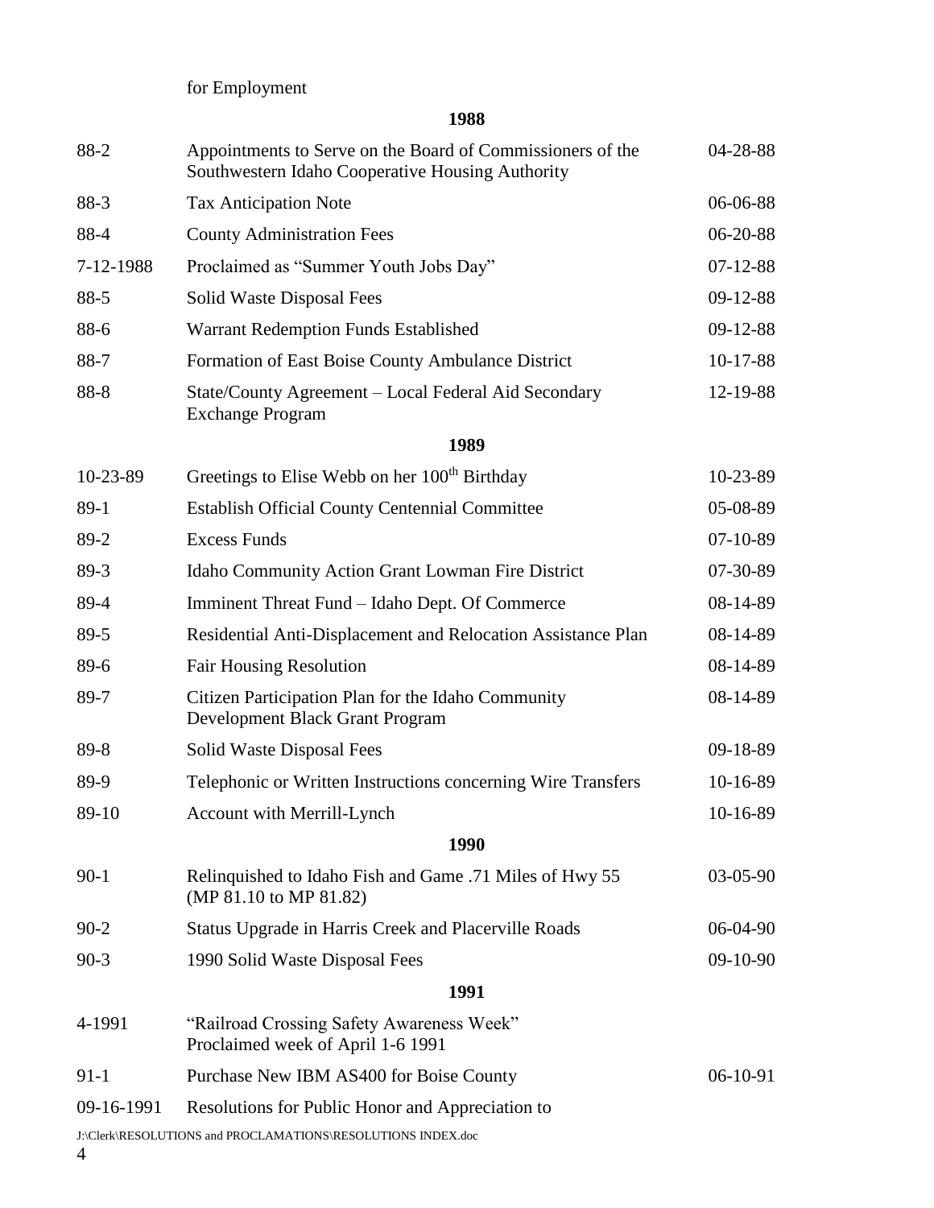for Employment

**1988**

| | | |
|---|---|---|
| 88-2 | Appointments to Serve on the Board of Commissioners of the Southwestern Idaho Cooperative Housing Authority | 04-28-88 |
| 88-3 | Tax Anticipation Note | 06-06-88 |
| 88-4 | County Administration Fees | 06-20-88 |
| 7-12-1988 | Proclaimed as "Summer Youth Jobs Day" | 07-12-88 |
| 88-5 | Solid Waste Disposal Fees | 09-12-88 |
| 88-6 | Warrant Redemption Funds Established | 09-12-88 |
| 88-7 | Formation of East Boise County Ambulance District | 10-17-88 |
| 88-8 | State/County Agreement – Local Federal Aid Secondary Exchange Program | 12-19-88 |

**1989**

| | | |
|---|---|---|
| 10-23-89 | Greetings to Elise Webb on her 100th Birthday | 10-23-89 |
| 89-1 | Establish Official County Centennial Committee | 05-08-89 |
| 89-2 | Excess Funds | 07-10-89 |
| 89-3 | Idaho Community Action Grant Lowman Fire District | 07-30-89 |
| 89-4 | Imminent Threat Fund – Idaho Dept. Of Commerce | 08-14-89 |
| 89-5 | Residential Anti-Displacement and Relocation Assistance Plan | 08-14-89 |
| 89-6 | Fair Housing Resolution | 08-14-89 |
| 89-7 | Citizen Participation Plan for the Idaho Community Development Black Grant Program | 08-14-89 |
| 89-8 | Solid Waste Disposal Fees | 09-18-89 |
| 89-9 | Telephonic or Written Instructions concerning Wire Transfers | 10-16-89 |
| 89-10 | Account with Merrill-Lynch | 10-16-89 |

**1990**

| | | |
|---|---|---|
| 90-1 | Relinquished to Idaho Fish and Game .71 Miles of Hwy 55 (MP 81.10 to MP 81.82) | 03-05-90 |
| 90-2 | Status Upgrade in Harris Creek and Placerville Roads | 06-04-90 |
| 90-3 | 1990 Solid Waste Disposal Fees | 09-10-90 |

**1991**

| | | |
|---|---|---|
| 4-1991 | "Railroad Crossing Safety Awareness Week" Proclaimed week of April 1-6 1991 | |
| 91-1 | Purchase New IBM AS400 for Boise County | 06-10-91 |
| 09-16-1991 | Resolutions for Public Honor and Appreciation to | |

J:\Clerk\RESOLUTIONS and PROCLAMATIONS\RESOLUTIONS INDEX.doc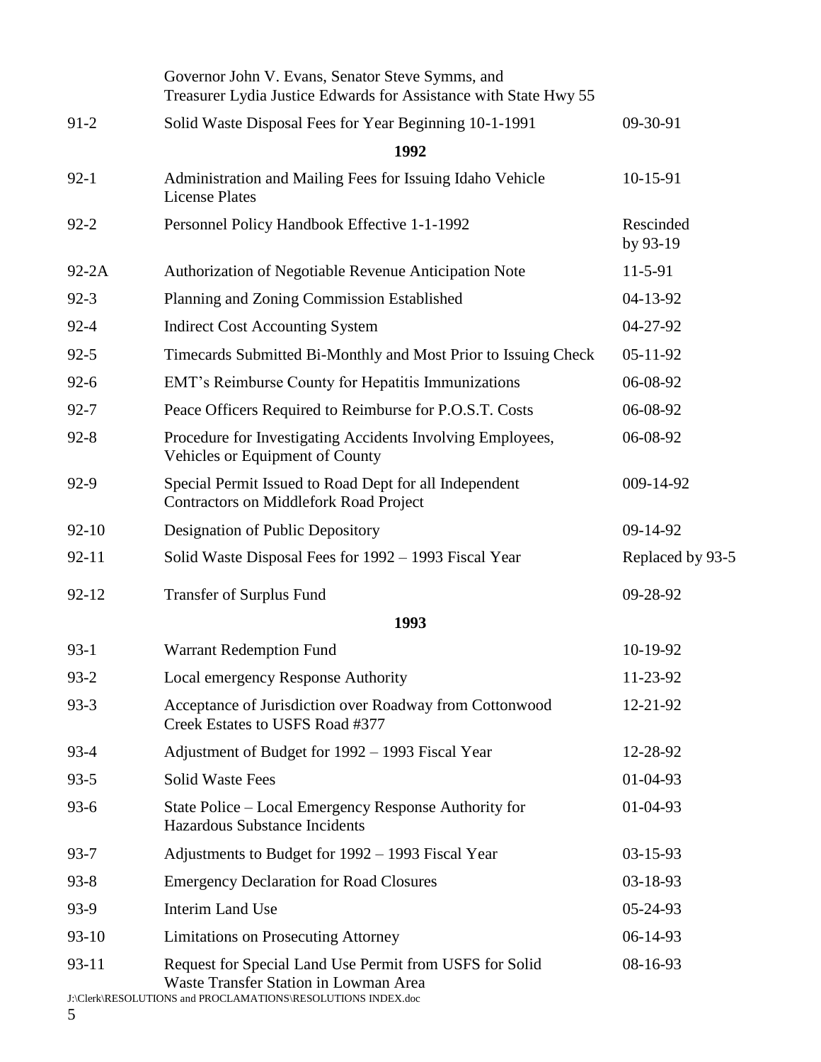| | | |
|---|---|---|
| | Governor John V. Evans, Senator Steve Symms, and Treasurer Lydia Justice Edwards for Assistance with State Hwy 55 | |
| 91-2 | Solid Waste Disposal Fees for Year Beginning 10-1-1991 | 09-30-91 |
| | **1992** | |
| 92-1 | Administration and Mailing Fees for Issuing Idaho Vehicle License Plates | 10-15-91 |
| 92-2 | Personnel Policy Handbook Effective 1-1-1992 | Rescinded by 93-19 |
| 92-2A | Authorization of Negotiable Revenue Anticipation Note | 11-5-91 |
| 92-3 | Planning and Zoning Commission Established | 04-13-92 |
| 92-4 | Indirect Cost Accounting System | 04-27-92 |
| 92-5 | Timecards Submitted Bi-Monthly and Most Prior to Issuing Check | 05-11-92 |
| 92-6 | EMT's Reimburse County for Hepatitis Immunizations | 06-08-92 |
| 92-7 | Peace Officers Required to Reimburse for P.O.S.T. Costs | 06-08-92 |
| 92-8 | Procedure for Investigating Accidents Involving Employees, Vehicles or Equipment of County | 06-08-92 |
| 92-9 | Special Permit Issued to Road Dept for all Independent Contractors on Middlefork Road Project | 009-14-92 |
| 92-10 | Designation of Public Depository | 09-14-92 |
| 92-11 | Solid Waste Disposal Fees for 1992 – 1993 Fiscal Year | Replaced by 93-5 |
| 92-12 | Transfer of Surplus Fund | 09-28-92 |
| | **1993** | |
| 93-1 | Warrant Redemption Fund | 10-19-92 |
| 93-2 | Local emergency Response Authority | 11-23-92 |
| 93-3 | Acceptance of Jurisdiction over Roadway from Cottonwood Creek Estates to USFS Road #377 | 12-21-92 |
| 93-4 | Adjustment of Budget for 1992 – 1993 Fiscal Year | 12-28-92 |
| 93-5 | Solid Waste Fees | 01-04-93 |
| 93-6 | State Police – Local Emergency Response Authority for Hazardous Substance Incidents | 01-04-93 |
| 93-7 | Adjustments to Budget for 1992 – 1993 Fiscal Year | 03-15-93 |
| 93-8 | Emergency Declaration for Road Closures | 03-18-93 |
| 93-9 | Interim Land Use | 05-24-93 |
| 93-10 | Limitations on Prosecuting Attorney | 06-14-93 |
| 93-11 | Request for Special Land Use Permit from USFS for Solid Waste Transfer Station in Lowman Area | 08-16-93 |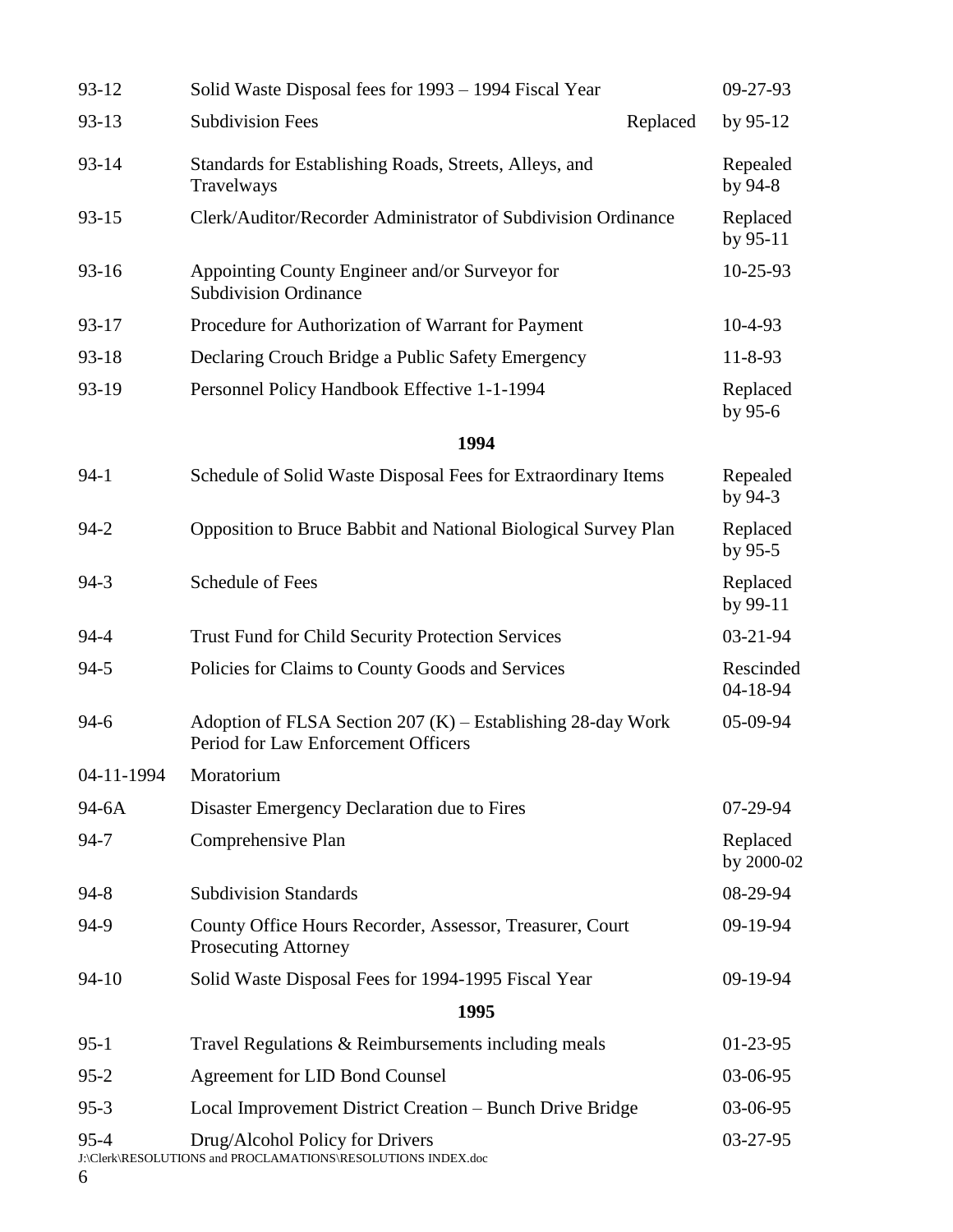| | | |
|---|---|---|
| 93-12 | Solid Waste Disposal fees for 1993 – 1994 Fiscal Year | 09-27-93 |
| 93-13 | Subdivision Fees Replaced | by 95-12 |
| 93-14 | Standards for Establishing Roads, Streets, Alleys, and Travelways | Repealed by 94-8 |
| 93-15 | Clerk/Auditor/Recorder Administrator of Subdivision Ordinance | Replaced by 95-11 |
| 93-16 | Appointing County Engineer and/or Surveyor for Subdivision Ordinance | 10-25-93 |
| 93-17 | Procedure for Authorization of Warrant for Payment | 10-4-93 |
| 93-18 | Declaring Crouch Bridge a Public Safety Emergency | 11-8-93 |
| 93-19 | Personnel Policy Handbook Effective 1-1-1994 | Replaced by 95-6 |

**1994**

| | | |
|---|---|---|
| 94-1 | Schedule of Solid Waste Disposal Fees for Extraordinary Items | Repealed by 94-3 |
| 94-2 | Opposition to Bruce Babbit and National Biological Survey Plan | Replaced by 95-5 |
| 94-3 | Schedule of Fees | Replaced by 99-11 |
| 94-4 | Trust Fund for Child Security Protection Services | 03-21-94 |
| 94-5 | Policies for Claims to County Goods and Services | Rescinded 04-18-94 |
| 94-6 | Adoption of FLSA Section 207 (K) – Establishing 28-day Work Period for Law Enforcement Officers | 05-09-94 |
| 04-11-1994 | Moratorium | |
| 94-6A | Disaster Emergency Declaration due to Fires | 07-29-94 |
| 94-7 | Comprehensive Plan | Replaced by 2000-02 |
| 94-8 | Subdivision Standards | 08-29-94 |
| 94-9 | County Office Hours Recorder, Assessor, Treasurer, Court Prosecuting Attorney | 09-19-94 |
| 94-10 | Solid Waste Disposal Fees for 1994-1995 Fiscal Year | 09-19-94 |

**1995**

| | | |
|---|---|---|
| 95-1 | Travel Regulations & Reimbursements including meals | 01-23-95 |
| 95-2 | Agreement for LID Bond Counsel | 03-06-95 |
| 95-3 | Local Improvement District Creation – Bunch Drive Bridge | 03-06-95 |
| 95-4 | Drug/Alcohol Policy for Drivers | 03-27-95 |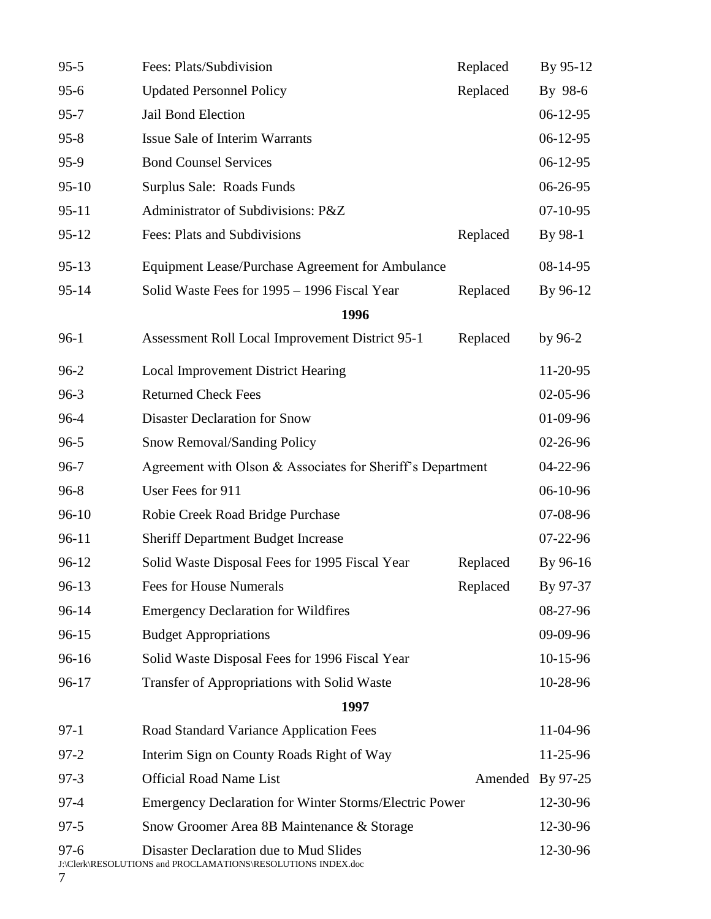| | | | |
|---|---|---|---|
| 95-5 | Fees: Plats/Subdivision | Replaced | By 95-12 |
| 95-6 | Updated Personnel Policy | Replaced | By 98-6 |
| 95-7 | Jail Bond Election | | 06-12-95 |
| 95-8 | Issue Sale of Interim Warrants | | 06-12-95 |
| 95-9 | Bond Counsel Services | | 06-12-95 |
| 95-10 | Surplus Sale: Roads Funds | | 06-26-95 |
| 95-11 | Administrator of Subdivisions: P&Z | | 07-10-95 |
| 95-12 | Fees: Plats and Subdivisions | Replaced | By 98-1 |
| 95-13 | Equipment Lease/Purchase Agreement for Ambulance | | 08-14-95 |
| 95-14 | Solid Waste Fees for 1995 – 1996 Fiscal Year | Replaced | By 96-12 |
| | **1996** | | |
| 96-1 | Assessment Roll Local Improvement District 95-1 | Replaced | by 96-2 |
| 96-2 | Local Improvement District Hearing | | 11-20-95 |
| 96-3 | Returned Check Fees | | 02-05-96 |
| 96-4 | Disaster Declaration for Snow | | 01-09-96 |
| 96-5 | Snow Removal/Sanding Policy | | 02-26-96 |
| 96-7 | Agreement with Olson & Associates for Sheriff's Department | | 04-22-96 |
| 96-8 | User Fees for 911 | | 06-10-96 |
| 96-10 | Robie Creek Road Bridge Purchase | | 07-08-96 |
| 96-11 | Sheriff Department Budget Increase | | 07-22-96 |
| 96-12 | Solid Waste Disposal Fees for 1995 Fiscal Year | Replaced | By 96-16 |
| 96-13 | Fees for House Numerals | Replaced | By 97-37 |
| 96-14 | Emergency Declaration for Wildfires | | 08-27-96 |
| 96-15 | Budget Appropriations | | 09-09-96 |
| 96-16 | Solid Waste Disposal Fees for 1996 Fiscal Year | | 10-15-96 |
| 96-17 | Transfer of Appropriations with Solid Waste | | 10-28-96 |
| | **1997** | | |
| 97-1 | Road Standard Variance Application Fees | | 11-04-96 |
| 97-2 | Interim Sign on County Roads Right of Way | | 11-25-96 |
| 97-3 | Official Road Name List | Amended | By 97-25 |
| 97-4 | Emergency Declaration for Winter Storms/Electric Power | | 12-30-96 |
| 97-5 | Snow Groomer Area 8B Maintenance & Storage | | 12-30-96 |
| 97-6 | Disaster Declaration due to Mud Slides | | 12-30-96 |

J:\Clerk\RESOLUTIONS and PROCLAMATIONS\RESOLUTIONS INDEX.doc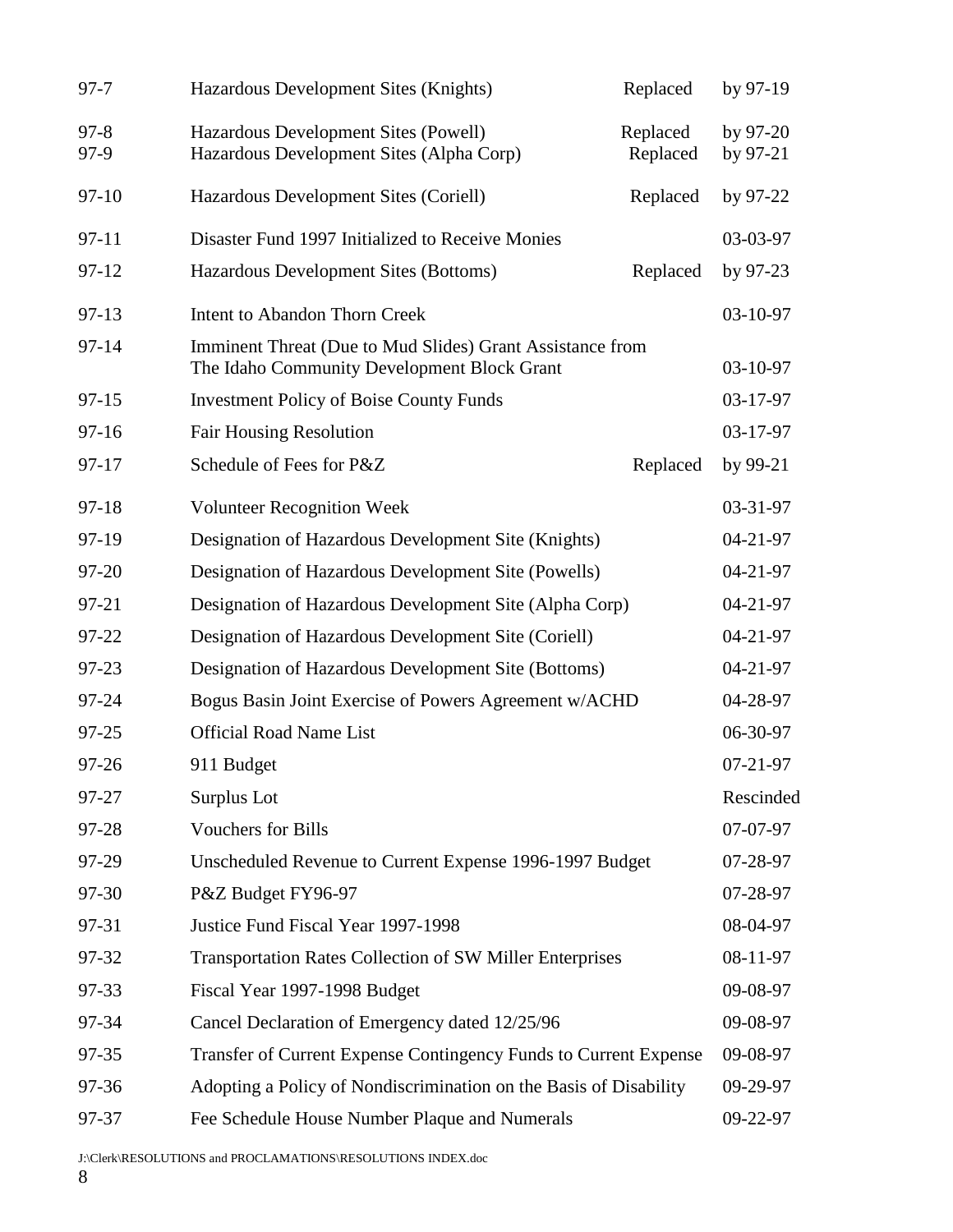| | | | |
|---|---|---|---|
| 97-7 | Hazardous Development Sites (Knights) | Replaced | by 97-19 |
| 97-8 | Hazardous Development Sites (Powell) | Replaced | by 97-20 |
| 97-9 | Hazardous Development Sites (Alpha Corp) | Replaced | by 97-21 |
| 97-10 | Hazardous Development Sites (Coriell) | Replaced | by 97-22 |
| 97-11 | Disaster Fund 1997 Initialized to Receive Monies | | 03-03-97 |
| 97-12 | Hazardous Development Sites (Bottoms) | Replaced | by 97-23 |
| 97-13 | Intent to Abandon Thorn Creek | | 03-10-97 |
| 97-14 | Imminent Threat (Due to Mud Slides) Grant Assistance from The Idaho Community Development Block Grant | | 03-10-97 |
| 97-15 | Investment Policy of Boise County Funds | | 03-17-97 |
| 97-16 | Fair Housing Resolution | | 03-17-97 |
| 97-17 | Schedule of Fees for P&Z | Replaced | by 99-21 |
| 97-18 | Volunteer Recognition Week | | 03-31-97 |
| 97-19 | Designation of Hazardous Development Site (Knights) | | 04-21-97 |
| 97-20 | Designation of Hazardous Development Site (Powells) | | 04-21-97 |
| 97-21 | Designation of Hazardous Development Site (Alpha Corp) | | 04-21-97 |
| 97-22 | Designation of Hazardous Development Site (Coriell) | | 04-21-97 |
| 97-23 | Designation of Hazardous Development Site (Bottoms) | | 04-21-97 |
| 97-24 | Bogus Basin Joint Exercise of Powers Agreement w/ACHD | | 04-28-97 |
| 97-25 | Official Road Name List | | 06-30-97 |
| 97-26 | 911 Budget | | 07-21-97 |
| 97-27 | Surplus Lot | | Rescinded |
| 97-28 | Vouchers for Bills | | 07-07-97 |
| 97-29 | Unscheduled Revenue to Current Expense 1996-1997 Budget | | 07-28-97 |
| 97-30 | P&Z Budget FY96-97 | | 07-28-97 |
| 97-31 | Justice Fund Fiscal Year 1997-1998 | | 08-04-97 |
| 97-32 | Transportation Rates Collection of SW Miller Enterprises | | 08-11-97 |
| 97-33 | Fiscal Year 1997-1998 Budget | | 09-08-97 |
| 97-34 | Cancel Declaration of Emergency dated 12/25/96 | | 09-08-97 |
| 97-35 | Transfer of Current Expense Contingency Funds to Current Expense | | 09-08-97 |
| 97-36 | Adopting a Policy of Nondiscrimination on the Basis of Disability | | 09-29-97 |
| 97-37 | Fee Schedule House Number Plaque and Numerals | | 09-22-97 |

J:\Clerk\RESOLUTIONS and PROCLAMATIONS\RESOLUTIONS INDEX.doc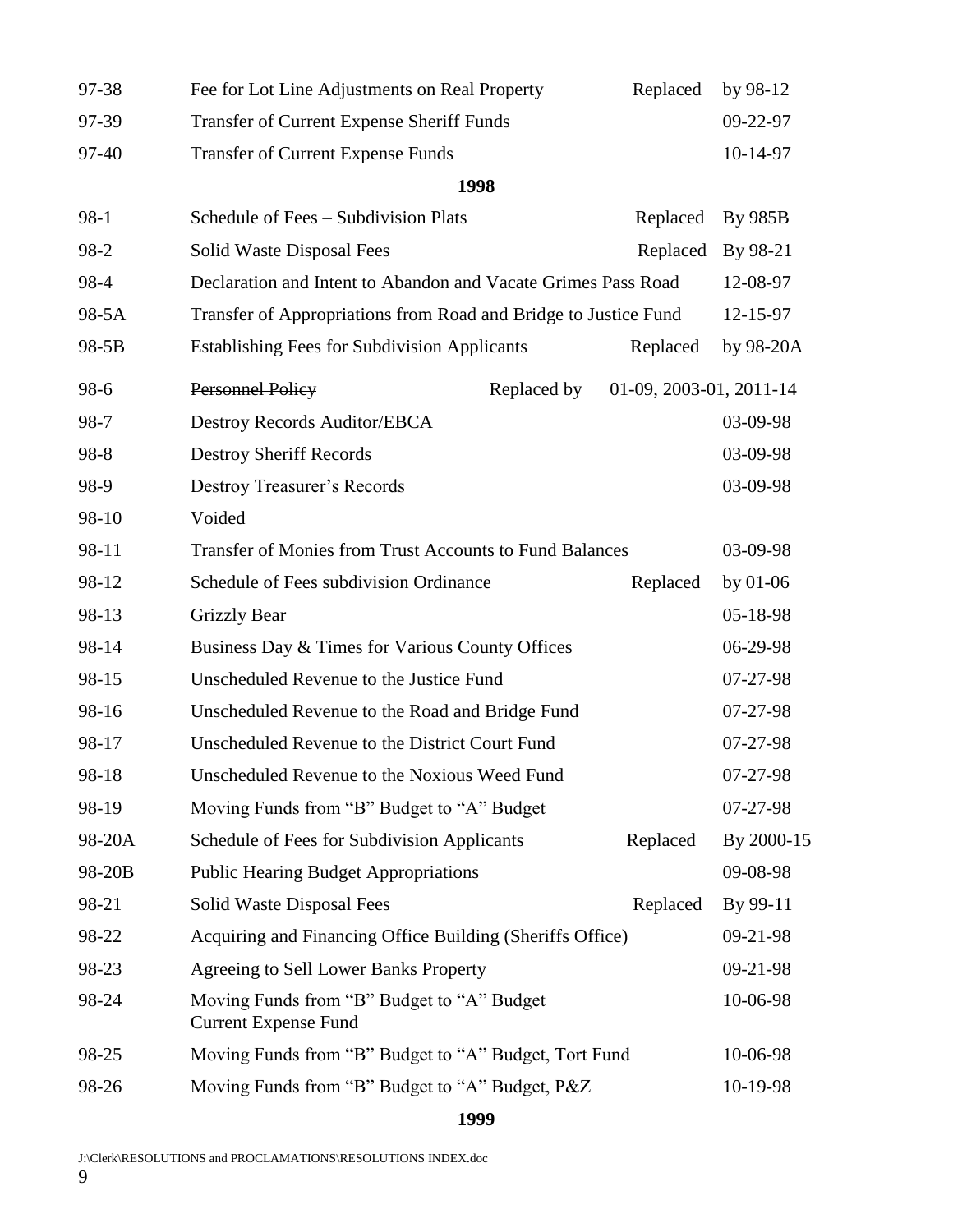| | | | |
|---|---|---|---|
| 97-38 | Fee for Lot Line Adjustments on Real Property | Replaced | by 98-12 |
| 97-39 | Transfer of Current Expense Sheriff Funds | | 09-22-97 |
| 97-40 | Transfer of Current Expense Funds | | 10-14-97 |

**1998**

| | | | |
|---|---|---|---|
| 98-1 | Schedule of Fees – Subdivision Plats | Replaced | By 985B |
| 98-2 | Solid Waste Disposal Fees | Replaced | By 98-21 |
| 98-4 | Declaration and Intent to Abandon and Vacate Grimes Pass Road | | 12-08-97 |
| 98-5A | Transfer of Appropriations from Road and Bridge to Justice Fund | | 12-15-97 |
| 98-5B | Establishing Fees for Subdivision Applicants | Replaced | by 98-20A |
| 98-6 | ~~Personnel Policy~~ | Replaced by | 01-09, 2003-01, 2011-14 |
| 98-7 | Destroy Records Auditor/EBCA | | 03-09-98 |
| 98-8 | Destroy Sheriff Records | | 03-09-98 |
| 98-9 | Destroy Treasurer's Records | | 03-09-98 |
| 98-10 | Voided | | |
| 98-11 | Transfer of Monies from Trust Accounts to Fund Balances | | 03-09-98 |
| 98-12 | Schedule of Fees subdivision Ordinance | Replaced | by 01-06 |
| 98-13 | Grizzly Bear | | 05-18-98 |
| 98-14 | Business Day & Times for Various County Offices | | 06-29-98 |
| 98-15 | Unscheduled Revenue to the Justice Fund | | 07-27-98 |
| 98-16 | Unscheduled Revenue to the Road and Bridge Fund | | 07-27-98 |
| 98-17 | Unscheduled Revenue to the District Court Fund | | 07-27-98 |
| 98-18 | Unscheduled Revenue to the Noxious Weed Fund | | 07-27-98 |
| 98-19 | Moving Funds from "B" Budget to "A" Budget | | 07-27-98 |
| 98-20A | Schedule of Fees for Subdivision Applicants | Replaced | By 2000-15 |
| 98-20B | Public Hearing Budget Appropriations | | 09-08-98 |
| 98-21 | Solid Waste Disposal Fees | Replaced | By 99-11 |
| 98-22 | Acquiring and Financing Office Building (Sheriffs Office) | | 09-21-98 |
| 98-23 | Agreeing to Sell Lower Banks Property | | 09-21-98 |
| 98-24 | Moving Funds from "B" Budget to "A" Budget Current Expense Fund | | 10-06-98 |
| 98-25 | Moving Funds from "B" Budget to "A" Budget, Tort Fund | | 10-06-98 |
| 98-26 | Moving Funds from "B" Budget to "A" Budget, P&Z | | 10-19-98 |

**1999**

J:\Clerk\RESOLUTIONS and PROCLAMATIONS\RESOLUTIONS INDEX.doc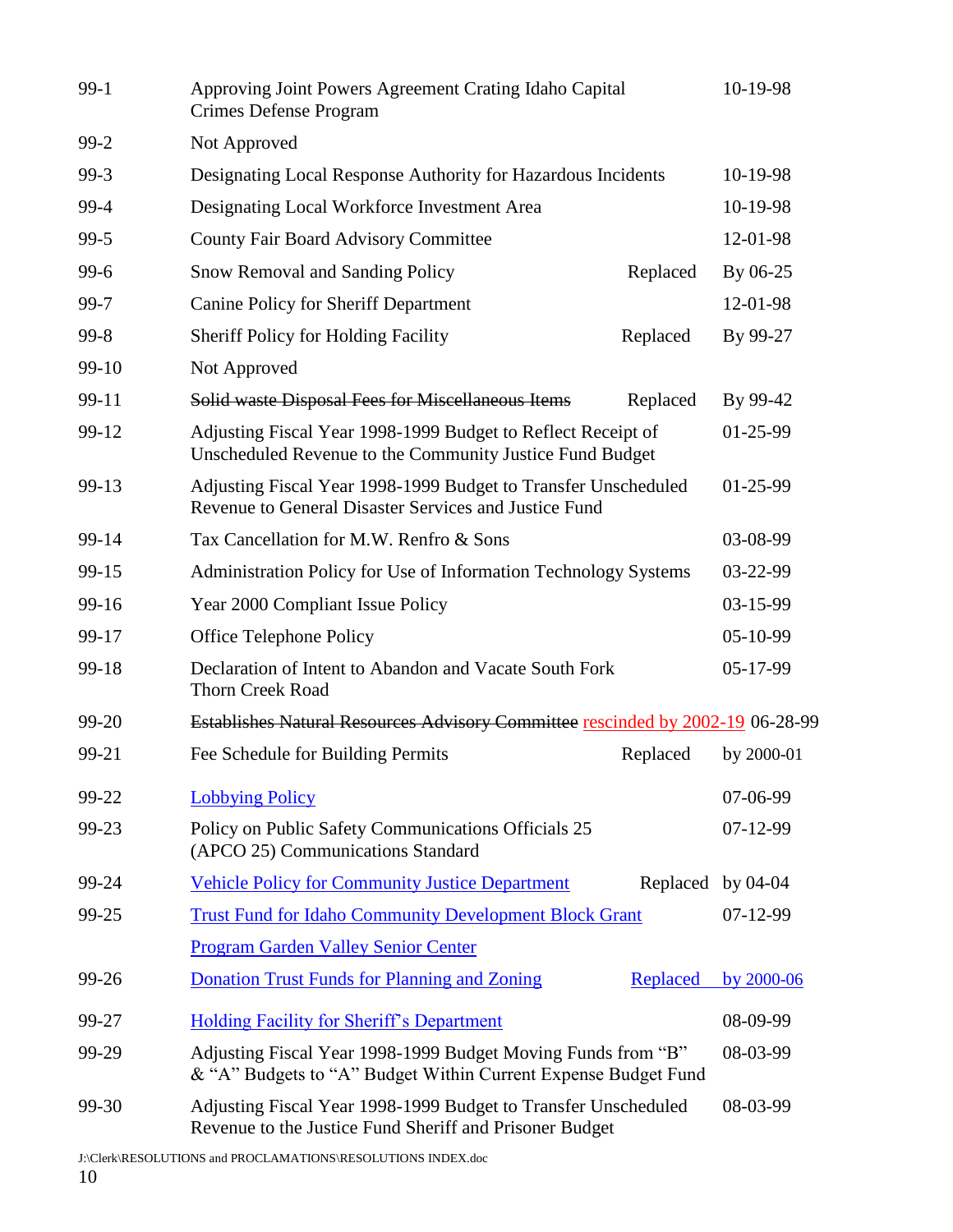| | | | |
|---|---|---|---|
| 99-1 | Approving Joint Powers Agreement Crating Idaho Capital Crimes Defense Program | | 10-19-98 |
| 99-2 | Not Approved | | |
| 99-3 | Designating Local Response Authority for Hazardous Incidents | | 10-19-98 |
| 99-4 | Designating Local Workforce Investment Area | | 10-19-98 |
| 99-5 | County Fair Board Advisory Committee | | 12-01-98 |
| 99-6 | Snow Removal and Sanding Policy | Replaced | By 06-25 |
| 99-7 | Canine Policy for Sheriff Department | | 12-01-98 |
| 99-8 | Sheriff Policy for Holding Facility | Replaced | By 99-27 |
| 99-10 | Not Approved | | |
| 99-11 | ~~Solid waste Disposal Fees for Miscellaneous Items~~ | Replaced | By 99-42 |
| 99-12 | Adjusting Fiscal Year 1998-1999 Budget to Reflect Receipt of Unscheduled Revenue to the Community Justice Fund Budget | | 01-25-99 |
| 99-13 | Adjusting Fiscal Year 1998-1999 Budget to Transfer Unscheduled Revenue to General Disaster Services and Justice Fund | | 01-25-99 |
| 99-14 | Tax Cancellation for M.W. Renfro & Sons | | 03-08-99 |
| 99-15 | Administration Policy for Use of Information Technology Systems | | 03-22-99 |
| 99-16 | Year 2000 Compliant Issue Policy | | 03-15-99 |
| 99-17 | Office Telephone Policy | | 05-10-99 |
| 99-18 | Declaration of Intent to Abandon and Vacate South Fork Thorn Creek Road | | 05-17-99 |
| 99-20 | ~~Establishes Natural Resources Advisory Committee~~ rescinded by 2002-19 | | 06-28-99 |
| 99-21 | Fee Schedule for Building Permits | Replaced | by 2000-01 |
| 99-22 | Lobbying Policy | | 07-06-99 |
| 99-23 | Policy on Public Safety Communications Officials 25 (APCO 25) Communications Standard | | 07-12-99 |
| 99-24 | Vehicle Policy for Community Justice Department | Replaced | by 04-04 |
| 99-25 | Trust Fund for Idaho Community Development Block Grant Program Garden Valley Senior Center | | 07-12-99 |
| 99-26 | Donation Trust Funds for Planning and Zoning | Replaced | by 2000-06 |
| 99-27 | Holding Facility for Sheriff's Department | | 08-09-99 |
| 99-29 | Adjusting Fiscal Year 1998-1999 Budget Moving Funds from "B" & "A" Budgets to "A" Budget Within Current Expense Budget Fund | | 08-03-99 |
| 99-30 | Adjusting Fiscal Year 1998-1999 Budget to Transfer Unscheduled Revenue to the Justice Fund Sheriff and Prisoner Budget | | 08-03-99 |

J:\Clerk\RESOLUTIONS and PROCLAMATIONS\RESOLUTIONS INDEX.doc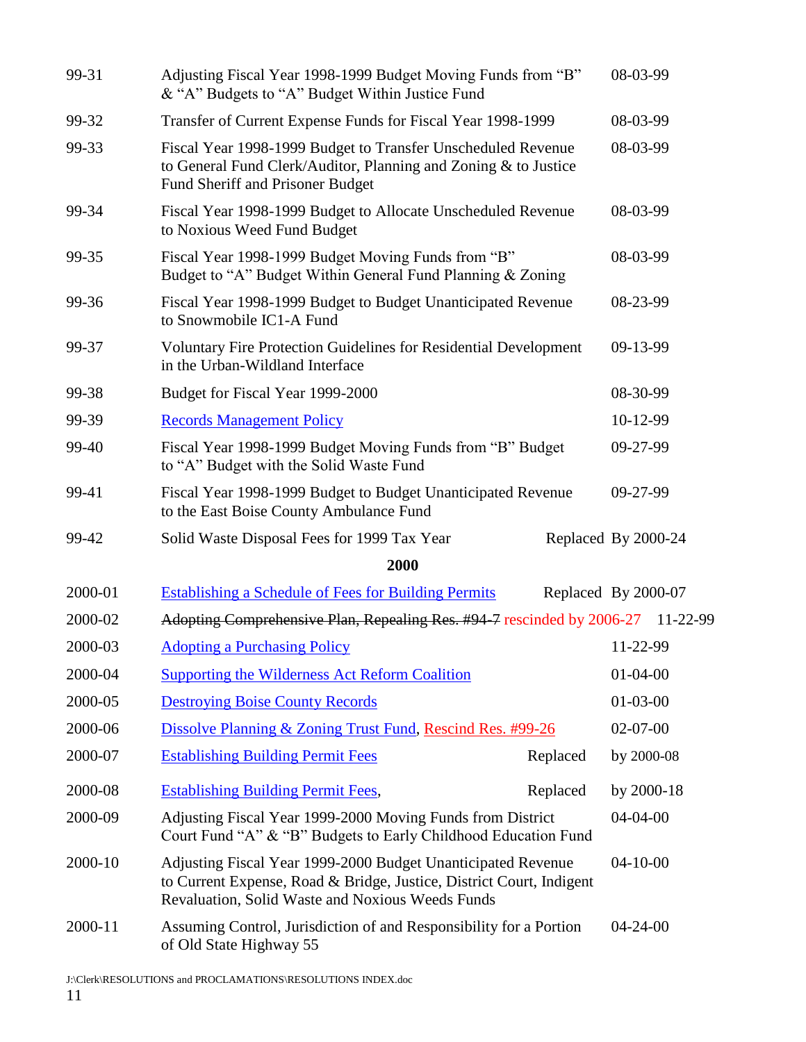| | | |
|---|---|---|
| 99-31 | Adjusting Fiscal Year 1998-1999 Budget Moving Funds from "B" & "A" Budgets to "A" Budget Within Justice Fund | 08-03-99 |
| 99-32 | Transfer of Current Expense Funds for Fiscal Year 1998-1999 | 08-03-99 |
| 99-33 | Fiscal Year 1998-1999 Budget to Transfer Unscheduled Revenue to General Fund Clerk/Auditor, Planning and Zoning & to Justice Fund Sheriff and Prisoner Budget | 08-03-99 |
| 99-34 | Fiscal Year 1998-1999 Budget to Allocate Unscheduled Revenue to Noxious Weed Fund Budget | 08-03-99 |
| 99-35 | Fiscal Year 1998-1999 Budget Moving Funds from "B" Budget to "A" Budget Within General Fund Planning & Zoning | 08-03-99 |
| 99-36 | Fiscal Year 1998-1999 Budget to Budget Unanticipated Revenue to Snowmobile IC1-A Fund | 08-23-99 |
| 99-37 | Voluntary Fire Protection Guidelines for Residential Development in the Urban-Wildland Interface | 09-13-99 |
| 99-38 | Budget for Fiscal Year 1999-2000 | 08-30-99 |
| 99-39 | Records Management Policy | 10-12-99 |
| 99-40 | Fiscal Year 1998-1999 Budget Moving Funds from "B" Budget to "A" Budget with the Solid Waste Fund | 09-27-99 |
| 99-41 | Fiscal Year 1998-1999 Budget to Budget Unanticipated Revenue to the East Boise County Ambulance Fund | 09-27-99 |
| 99-42 | Solid Waste Disposal Fees for 1999 Tax Year | Replaced By 2000-24 |

**2000**

| | | |
|---|---|---|
| 2000-01 | Establishing a Schedule of Fees for Building Permits | Replaced By 2000-07 |
| 2000-02 | ~~Adopting Comprehensive Plan, Repealing Res. #94-7~~ rescinded by 2006-27 | 11-22-99 |
| 2000-03 | Adopting a Purchasing Policy | 11-22-99 |
| 2000-04 | Supporting the Wilderness Act Reform Coalition | 01-04-00 |
| 2000-05 | Destroying Boise County Records | 01-03-00 |
| 2000-06 | Dissolve Planning & Zoning Trust Fund, Rescind Res. #99-26 | 02-07-00 |
| 2000-07 | Establishing Building Permit Fees | Replaced by 2000-08 |
| 2000-08 | Establishing Building Permit Fees, | Replaced by 2000-18 |
| 2000-09 | Adjusting Fiscal Year 1999-2000 Moving Funds from District Court Fund "A" & "B" Budgets to Early Childhood Education Fund | 04-04-00 |
| 2000-10 | Adjusting Fiscal Year 1999-2000 Budget Unanticipated Revenue to Current Expense, Road & Bridge, Justice, District Court, Indigent Revaluation, Solid Waste and Noxious Weeds Funds | 04-10-00 |
| 2000-11 | Assuming Control, Jurisdiction of and Responsibility for a Portion of Old State Highway 55 | 04-24-00 |

J:\Clerk\RESOLUTIONS and PROCLAMATIONS\RESOLUTIONS INDEX.doc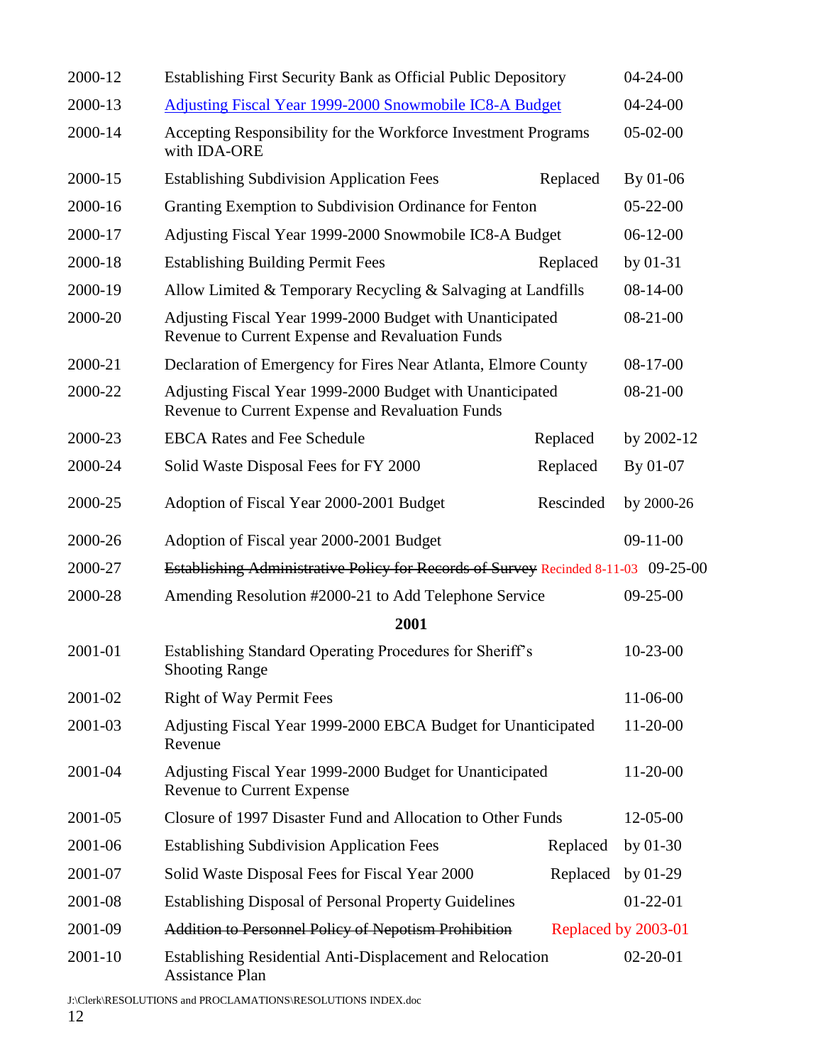| | | | |
|---|---|---|---|
| 2000-12 | Establishing First Security Bank as Official Public Depository | | 04-24-00 |
| 2000-13 | [Adjusting Fiscal Year 1999-2000 Snowmobile IC8-A Budget]() | | 04-24-00 |
| 2000-14 | Accepting Responsibility for the Workforce Investment Programs with IDA-ORE | | 05-02-00 |
| 2000-15 | Establishing Subdivision Application Fees | Replaced | By 01-06 |
| 2000-16 | Granting Exemption to Subdivision Ordinance for Fenton | | 05-22-00 |
| 2000-17 | Adjusting Fiscal Year 1999-2000 Snowmobile IC8-A Budget | | 06-12-00 |
| 2000-18 | Establishing Building Permit Fees | Replaced | by 01-31 |
| 2000-19 | Allow Limited & Temporary Recycling & Salvaging at Landfills | | 08-14-00 |
| 2000-20 | Adjusting Fiscal Year 1999-2000 Budget with Unanticipated Revenue to Current Expense and Revaluation Funds | | 08-21-00 |
| 2000-21 | Declaration of Emergency for Fires Near Atlanta, Elmore County | | 08-17-00 |
| 2000-22 | Adjusting Fiscal Year 1999-2000 Budget with Unanticipated Revenue to Current Expense and Revaluation Funds | | 08-21-00 |
| 2000-23 | EBCA Rates and Fee Schedule | Replaced | by 2002-12 |
| 2000-24 | Solid Waste Disposal Fees for FY 2000 | Replaced | By 01-07 |
| 2000-25 | Adoption of Fiscal Year 2000-2001 Budget | Rescinded | by 2000-26 |
| 2000-26 | Adoption of Fiscal year 2000-2001 Budget | | 09-11-00 |
| 2000-27 | ~~Establishing Administrative Policy for Records of Survey~~ | Recinded 8-11-03 | 09-25-00 |
| 2000-28 | Amending Resolution #2000-21 to Add Telephone Service | | 09-25-00 |
| | **2001** | | |
| 2001-01 | Establishing Standard Operating Procedures for Sheriff's Shooting Range | | 10-23-00 |
| 2001-02 | Right of Way Permit Fees | | 11-06-00 |
| 2001-03 | Adjusting Fiscal Year 1999-2000 EBCA Budget for Unanticipated Revenue | | 11-20-00 |
| 2001-04 | Adjusting Fiscal Year 1999-2000 Budget for Unanticipated Revenue to Current Expense | | 11-20-00 |
| 2001-05 | Closure of 1997 Disaster Fund and Allocation to Other Funds | | 12-05-00 |
| 2001-06 | Establishing Subdivision Application Fees | Replaced | by 01-30 |
| 2001-07 | Solid Waste Disposal Fees for Fiscal Year 2000 | Replaced | by 01-29 |
| 2001-08 | Establishing Disposal of Personal Property Guidelines | | 01-22-01 |
| 2001-09 | ~~Addition to Personnel Policy of Nepotism Prohibition~~ | Replaced by 2003-01 | |
| 2001-10 | Establishing Residential Anti-Displacement and Relocation Assistance Plan | | 02-20-01 |

J:\Clerk\RESOLUTIONS and PROCLAMATIONS\RESOLUTIONS INDEX.doc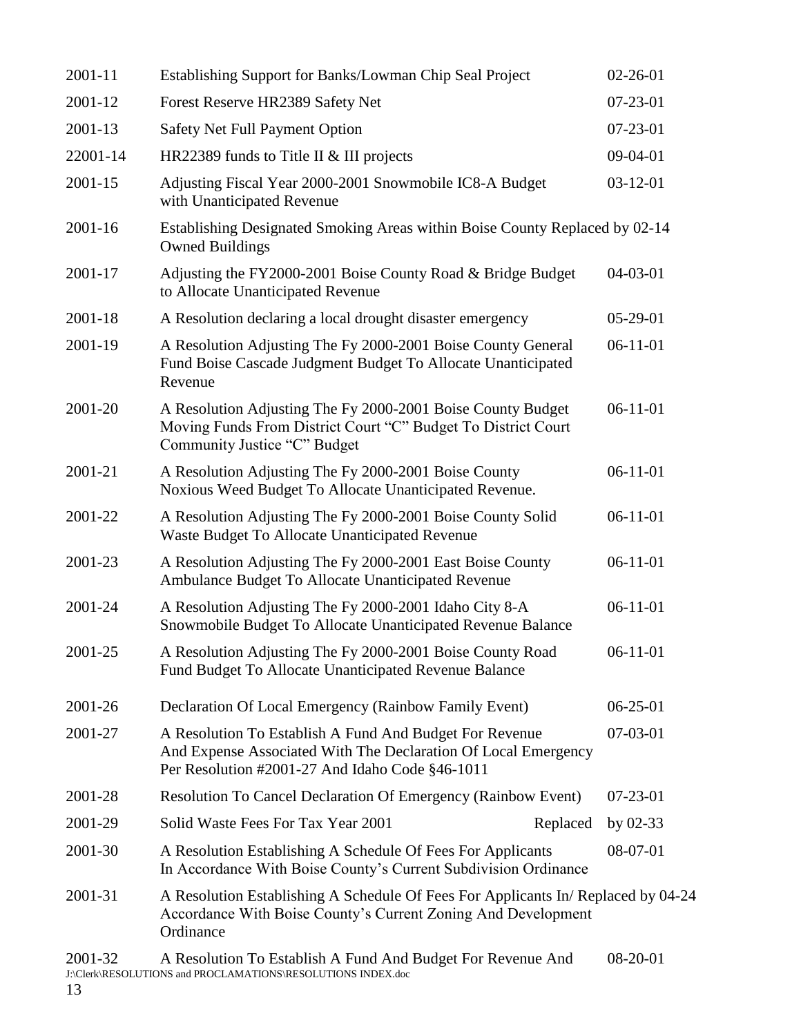| | | |
|---|---|---|
| 2001-11 | Establishing Support for Banks/Lowman Chip Seal Project | 02-26-01 |
| 2001-12 | Forest Reserve HR2389 Safety Net | 07-23-01 |
| 2001-13 | Safety Net Full Payment Option | 07-23-01 |
| 22001-14 | HR22389 funds to Title II & III projects | 09-04-01 |
| 2001-15 | Adjusting Fiscal Year 2000-2001 Snowmobile IC8-A Budget with Unanticipated Revenue | 03-12-01 |
| 2001-16 | Establishing Designated Smoking Areas within Boise County Owned Buildings | Replaced by 02-14 |
| 2001-17 | Adjusting the FY2000-2001 Boise County Road & Bridge Budget to Allocate Unanticipated Revenue | 04-03-01 |
| 2001-18 | A Resolution declaring a local drought disaster emergency | 05-29-01 |
| 2001-19 | A Resolution Adjusting The Fy 2000-2001 Boise County General Fund Boise Cascade Judgment Budget To Allocate Unanticipated Revenue | 06-11-01 |
| 2001-20 | A Resolution Adjusting The Fy 2000-2001 Boise County Budget Moving Funds From District Court "C" Budget To District Court Community Justice "C" Budget | 06-11-01 |
| 2001-21 | A Resolution Adjusting The Fy 2000-2001 Boise County Noxious Weed Budget To Allocate Unanticipated Revenue. | 06-11-01 |
| 2001-22 | A Resolution Adjusting The Fy 2000-2001 Boise County Solid Waste Budget To Allocate Unanticipated Revenue | 06-11-01 |
| 2001-23 | A Resolution Adjusting The Fy 2000-2001 East Boise County Ambulance Budget To Allocate Unanticipated Revenue | 06-11-01 |
| 2001-24 | A Resolution Adjusting The Fy 2000-2001 Idaho City 8-A Snowmobile Budget To Allocate Unanticipated Revenue Balance | 06-11-01 |
| 2001-25 | A Resolution Adjusting The Fy 2000-2001 Boise County Road Fund Budget To Allocate Unanticipated Revenue Balance | 06-11-01 |
| 2001-26 | Declaration Of Local Emergency (Rainbow Family Event) | 06-25-01 |
| 2001-27 | A Resolution To Establish A Fund And Budget For Revenue And Expense Associated With The Declaration Of Local Emergency Per Resolution #2001-27 And Idaho Code §46-1011 | 07-03-01 |
| 2001-28 | Resolution To Cancel Declaration Of Emergency (Rainbow Event) | 07-23-01 |
| 2001-29 | Solid Waste Fees For Tax Year 2001 | Replaced by 02-33 |
| 2001-30 | A Resolution Establishing A Schedule Of Fees For Applicants In Accordance With Boise County's Current Subdivision Ordinance | 08-07-01 |
| 2001-31 | A Resolution Establishing A Schedule Of Fees For Applicants In/ Accordance With Boise County's Current Zoning And Development Ordinance | Replaced by 04-24 |
| 2001-32 | A Resolution To Establish A Fund And Budget For Revenue And | 08-20-01 |

J:\Clerk\RESOLUTIONS and PROCLAMATIONS\RESOLUTIONS INDEX.doc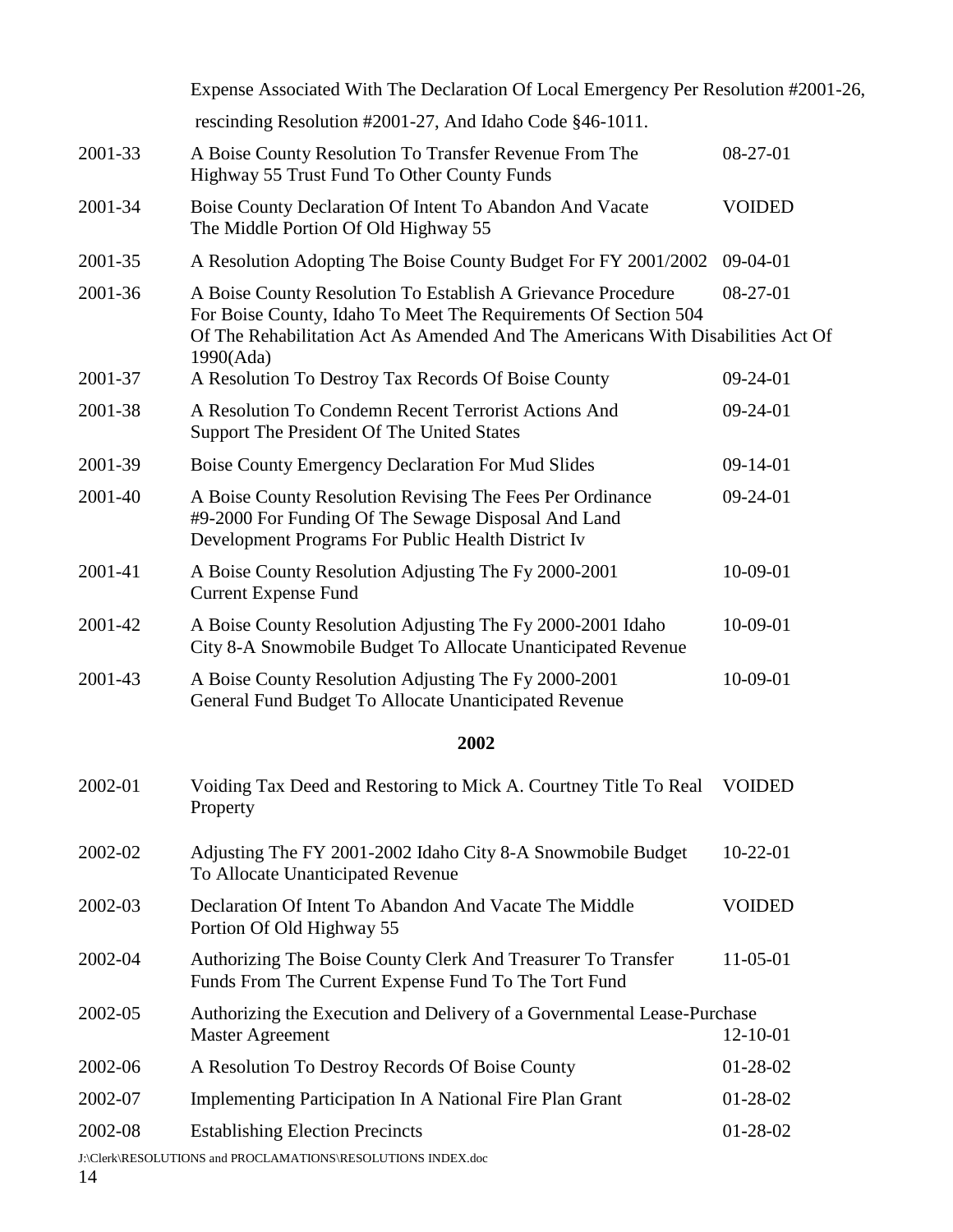| | | |
|---|---|---|
| | Expense Associated With The Declaration Of Local Emergency Per Resolution #2001-26, rescinding Resolution #2001-27, And Idaho Code §46-1011. | |
| 2001-33 | A Boise County Resolution To Transfer Revenue From The Highway 55 Trust Fund To Other County Funds | 08-27-01 |
| 2001-34 | Boise County Declaration Of Intent To Abandon And Vacate The Middle Portion Of Old Highway 55 | VOIDED |
| 2001-35 | A Resolution Adopting The Boise County Budget For FY 2001/2002 | 09-04-01 |
| 2001-36 | A Boise County Resolution To Establish A Grievance Procedure For Boise County, Idaho To Meet The Requirements Of Section 504 Of The Rehabilitation Act As Amended And The Americans With Disabilities Act Of 1990(Ada) | 08-27-01 |
| 2001-37 | A Resolution To Destroy Tax Records Of Boise County | 09-24-01 |
| 2001-38 | A Resolution To Condemn Recent Terrorist Actions And Support The President Of The United States | 09-24-01 |
| 2001-39 | Boise County Emergency Declaration For Mud Slides | 09-14-01 |
| 2001-40 | A Boise County Resolution Revising The Fees Per Ordinance #9-2000 For Funding Of The Sewage Disposal And Land Development Programs For Public Health District Iv | 09-24-01 |
| 2001-41 | A Boise County Resolution Adjusting The Fy 2000-2001 Current Expense Fund | 10-09-01 |
| 2001-42 | A Boise County Resolution Adjusting The Fy 2000-2001 Idaho City 8-A Snowmobile Budget To Allocate Unanticipated Revenue | 10-09-01 |
| 2001-43 | A Boise County Resolution Adjusting The Fy 2000-2001 General Fund Budget To Allocate Unanticipated Revenue | 10-09-01 |

## 2002

| | | |
|---|---|---|
| 2002-01 | Voiding Tax Deed and Restoring to Mick A. Courtney Title To Real Property | VOIDED |
| 2002-02 | Adjusting The FY 2001-2002 Idaho City 8-A Snowmobile Budget To Allocate Unanticipated Revenue | 10-22-01 |
| 2002-03 | Declaration Of Intent To Abandon And Vacate The Middle Portion Of Old Highway 55 | VOIDED |
| 2002-04 | Authorizing The Boise County Clerk And Treasurer To Transfer Funds From The Current Expense Fund To The Tort Fund | 11-05-01 |
| 2002-05 | Authorizing the Execution and Delivery of a Governmental Lease-Purchase Master Agreement | 12-10-01 |
| 2002-06 | A Resolution To Destroy Records Of Boise County | 01-28-02 |
| 2002-07 | Implementing Participation In A National Fire Plan Grant | 01-28-02 |
| 2002-08 | Establishing Election Precincts | 01-28-02 |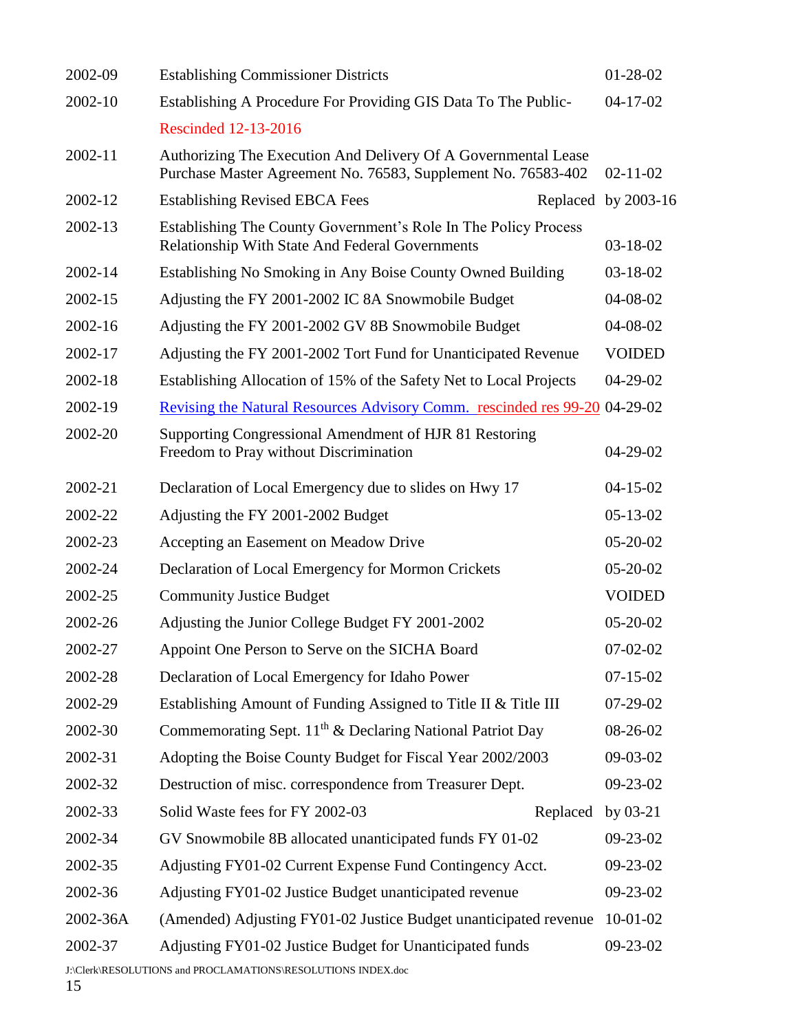| | | |
|---|---|---|
| 2002-09 | Establishing Commissioner Districts | 01-28-02 |
| 2002-10 | Establishing A Procedure For Providing GIS Data To The Public- Rescinded 12-13-2016 | 04-17-02 |
| 2002-11 | Authorizing The Execution And Delivery Of A Governmental Lease Purchase Master Agreement No. 76583, Supplement No. 76583-402 | 02-11-02 |
| 2002-12 | Establishing Revised EBCA Fees Replaced | by 2003-16 |
| 2002-13 | Establishing The County Government's Role In The Policy Process Relationship With State And Federal Governments | 03-18-02 |
| 2002-14 | Establishing No Smoking in Any Boise County Owned Building | 03-18-02 |
| 2002-15 | Adjusting the FY 2001-2002 IC 8A Snowmobile Budget | 04-08-02 |
| 2002-16 | Adjusting the FY 2001-2002 GV 8B Snowmobile Budget | 04-08-02 |
| 2002-17 | Adjusting the FY 2001-2002 Tort Fund for Unanticipated Revenue | VOIDED |
| 2002-18 | Establishing Allocation of 15% of the Safety Net to Local Projects | 04-29-02 |
| 2002-19 | Revising the Natural Resources Advisory Comm. rescinded res 99-20 | 04-29-02 |
| 2002-20 | Supporting Congressional Amendment of HJR 81 Restoring Freedom to Pray without Discrimination | 04-29-02 |
| 2002-21 | Declaration of Local Emergency due to slides on Hwy 17 | 04-15-02 |
| 2002-22 | Adjusting the FY 2001-2002 Budget | 05-13-02 |
| 2002-23 | Accepting an Easement on Meadow Drive | 05-20-02 |
| 2002-24 | Declaration of Local Emergency for Mormon Crickets | 05-20-02 |
| 2002-25 | Community Justice Budget | VOIDED |
| 2002-26 | Adjusting the Junior College Budget FY 2001-2002 | 05-20-02 |
| 2002-27 | Appoint One Person to Serve on the SICHA Board | 07-02-02 |
| 2002-28 | Declaration of Local Emergency for Idaho Power | 07-15-02 |
| 2002-29 | Establishing Amount of Funding Assigned to Title II & Title III | 07-29-02 |
| 2002-30 | Commemorating Sept. 11th & Declaring National Patriot Day | 08-26-02 |
| 2002-31 | Adopting the Boise County Budget for Fiscal Year 2002/2003 | 09-03-02 |
| 2002-32 | Destruction of misc. correspondence from Treasurer Dept. | 09-23-02 |
| 2002-33 | Solid Waste fees for FY 2002-03 Replaced | by 03-21 |
| 2002-34 | GV Snowmobile 8B allocated unanticipated funds FY 01-02 | 09-23-02 |
| 2002-35 | Adjusting FY01-02 Current Expense Fund Contingency Acct. | 09-23-02 |
| 2002-36 | Adjusting FY01-02 Justice Budget unanticipated revenue | 09-23-02 |
| 2002-36A | (Amended) Adjusting FY01-02 Justice Budget unanticipated revenue | 10-01-02 |
| 2002-37 | Adjusting FY01-02 Justice Budget for Unanticipated funds | 09-23-02 |

J:\Clerk\RESOLUTIONS and PROCLAMATIONS\RESOLUTIONS INDEX.doc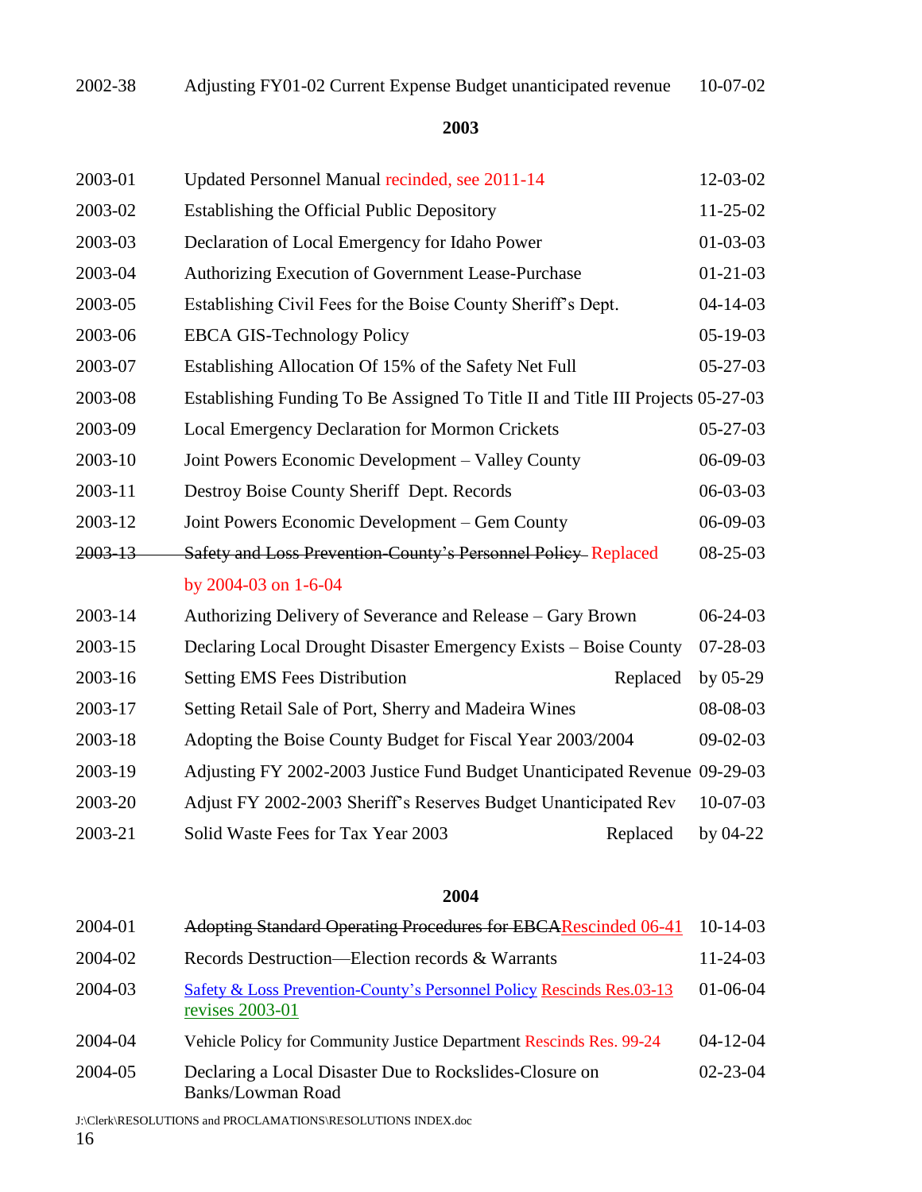| | | |
|---|---|---|
| 2002-38 | Adjusting FY01-02 Current Expense Budget unanticipated revenue | 10-07-02 |

## 2003

| | | |
|---|---|---|
| 2003-01 | Updated Personnel Manual recinded, see 2011-14 | 12-03-02 |
| 2003-02 | Establishing the Official Public Depository | 11-25-02 |
| 2003-03 | Declaration of Local Emergency for Idaho Power | 01-03-03 |
| 2003-04 | Authorizing Execution of Government Lease-Purchase | 01-21-03 |
| 2003-05 | Establishing Civil Fees for the Boise County Sheriff's Dept. | 04-14-03 |
| 2003-06 | EBCA GIS-Technology Policy | 05-19-03 |
| 2003-07 | Establishing Allocation Of 15% of the Safety Net Full | 05-27-03 |
| 2003-08 | Establishing Funding To Be Assigned To Title II and Title III Projects | 05-27-03 |
| 2003-09 | Local Emergency Declaration for Mormon Crickets | 05-27-03 |
| 2003-10 | Joint Powers Economic Development – Valley County | 06-09-03 |
| 2003-11 | Destroy Boise County Sheriff Dept. Records | 06-03-03 |
| 2003-12 | Joint Powers Economic Development – Gem County | 06-09-03 |
| ~~2003-13~~ | ~~Safety and Loss Prevention-County's Personnel Policy~~ Replaced by 2004-03 on 1-6-04 | 08-25-03 |
| 2003-14 | Authorizing Delivery of Severance and Release – Gary Brown | 06-24-03 |
| 2003-15 | Declaring Local Drought Disaster Emergency Exists – Boise County | 07-28-03 |
| 2003-16 | Setting EMS Fees Distribution Replaced | by 05-29 |
| 2003-17 | Setting Retail Sale of Port, Sherry and Madeira Wines | 08-08-03 |
| 2003-18 | Adopting the Boise County Budget for Fiscal Year 2003/2004 | 09-02-03 |
| 2003-19 | Adjusting FY 2002-2003 Justice Fund Budget Unanticipated Revenue | 09-29-03 |
| 2003-20 | Adjust FY 2002-2003 Sheriff's Reserves Budget Unanticipated Rev | 10-07-03 |
| 2003-21 | Solid Waste Fees for Tax Year 2003 Replaced | by 04-22 |

## 2004

| | | |
|---|---|---|
| 2004-01 | ~~Adopting Standard Operating Procedures for EBCA~~Rescinded 06-41 | 10-14-03 |
| 2004-02 | Records Destruction—Election records & Warrants | 11-24-03 |
| 2004-03 | Safety & Loss Prevention-County's Personnel Policy Rescinds Res.03-13 revises 2003-01 | 01-06-04 |
| 2004-04 | Vehicle Policy for Community Justice Department Rescinds Res. 99-24 | 04-12-04 |
| 2004-05 | Declaring a Local Disaster Due to Rockslides-Closure on Banks/Lowman Road | 02-23-04 |

J:\Clerk\RESOLUTIONS and PROCLAMATIONS\RESOLUTIONS INDEX.doc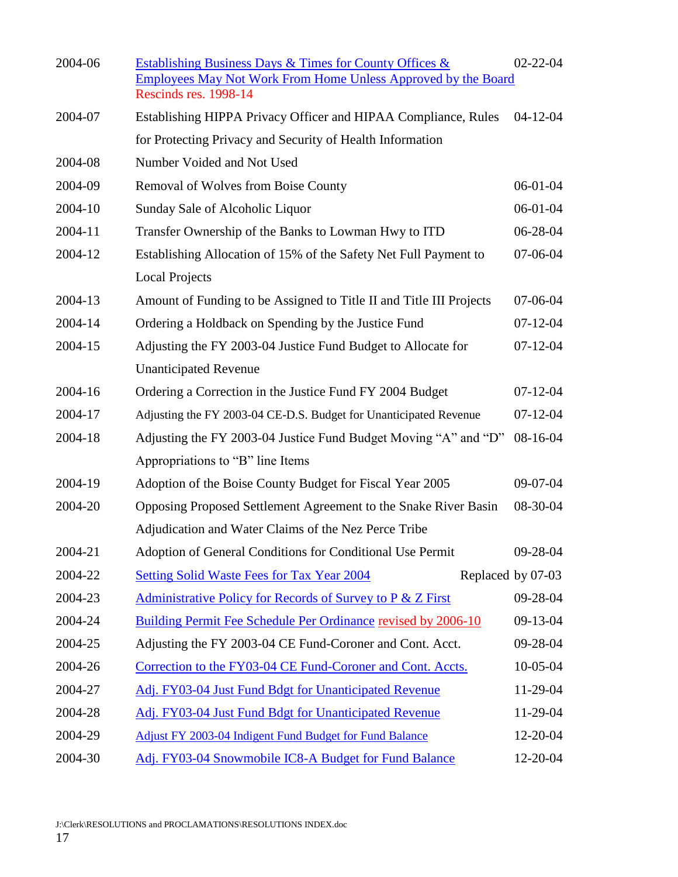| | | |
|---|---|---|
| 2004-06 | Establishing Business Days & Times for County Offices & Employees May Not Work From Home Unless Approved by the Board Rescinds res. 1998-14 | 02-22-04 |
| 2004-07 | Establishing HIPPA Privacy Officer and HIPAA Compliance, Rules for Protecting Privacy and Security of Health Information | 04-12-04 |
| 2004-08 | Number Voided and Not Used | |
| 2004-09 | Removal of Wolves from Boise County | 06-01-04 |
| 2004-10 | Sunday Sale of Alcoholic Liquor | 06-01-04 |
| 2004-11 | Transfer Ownership of the Banks to Lowman Hwy to ITD | 06-28-04 |
| 2004-12 | Establishing Allocation of 15% of the Safety Net Full Payment to Local Projects | 07-06-04 |
| 2004-13 | Amount of Funding to be Assigned to Title II and Title III Projects | 07-06-04 |
| 2004-14 | Ordering a Holdback on Spending by the Justice Fund | 07-12-04 |
| 2004-15 | Adjusting the FY 2003-04 Justice Fund Budget to Allocate for Unanticipated Revenue | 07-12-04 |
| 2004-16 | Ordering a Correction in the Justice Fund FY 2004 Budget | 07-12-04 |
| 2004-17 | Adjusting the FY 2003-04 CE-D.S. Budget for Unanticipated Revenue | 07-12-04 |
| 2004-18 | Adjusting the FY 2003-04 Justice Fund Budget Moving "A" and "D" Appropriations to "B" line Items | 08-16-04 |
| 2004-19 | Adoption of the Boise County Budget for Fiscal Year 2005 | 09-07-04 |
| 2004-20 | Opposing Proposed Settlement Agreement to the Snake River Basin Adjudication and Water Claims of the Nez Perce Tribe | 08-30-04 |
| 2004-21 | Adoption of General Conditions for Conditional Use Permit | 09-28-04 |
| 2004-22 | Setting Solid Waste Fees for Tax Year 2004 | Replaced by 07-03 |
| 2004-23 | Administrative Policy for Records of Survey to P & Z First | 09-28-04 |
| 2004-24 | Building Permit Fee Schedule Per Ordinance revised by 2006-10 | 09-13-04 |
| 2004-25 | Adjusting the FY 2003-04 CE Fund-Coroner and Cont. Acct. | 09-28-04 |
| 2004-26 | Correction to the FY03-04 CE Fund-Coroner and Cont. Accts. | 10-05-04 |
| 2004-27 | Adj. FY03-04 Just Fund Bdgt for Unanticipated Revenue | 11-29-04 |
| 2004-28 | Adj. FY03-04 Just Fund Bdgt for Unanticipated Revenue | 11-29-04 |
| 2004-29 | Adjust FY 2003-04 Indigent Fund Budget for Fund Balance | 12-20-04 |
| 2004-30 | Adj. FY03-04 Snowmobile IC8-A Budget for Fund Balance | 12-20-04 |

J:\Clerk\RESOLUTIONS and PROCLAMATIONS\RESOLUTIONS INDEX.doc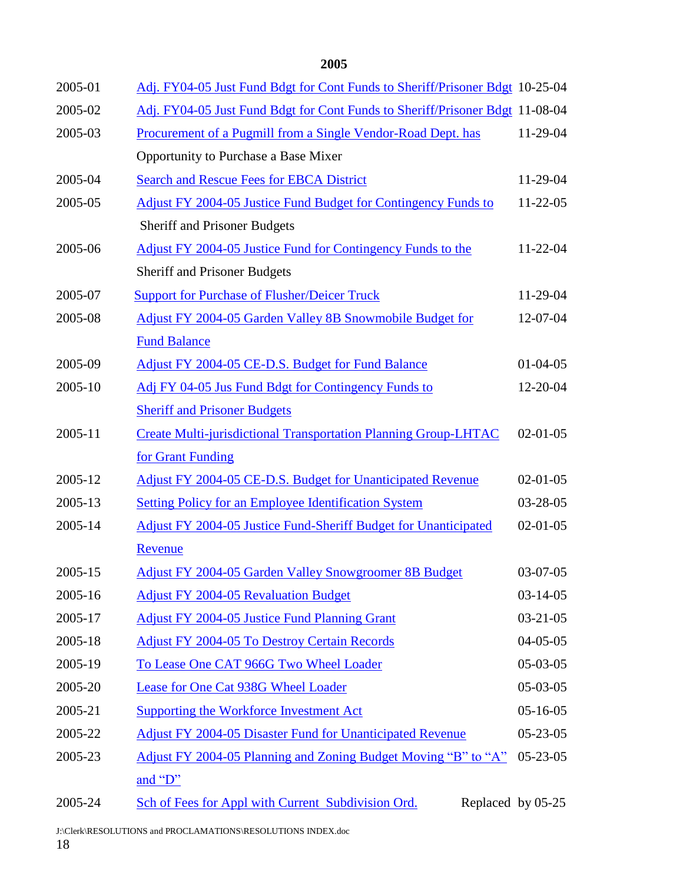## 2005

| | | |
|---|---|---|
| 2005-01 | Adj. FY04-05 Just Fund Bdgt for Cont Funds to Sheriff/Prisoner Bdgt | 10-25-04 |
| 2005-02 | Adj. FY04-05 Just Fund Bdgt for Cont Funds to Sheriff/Prisoner Bdgt | 11-08-04 |
| 2005-03 | Procurement of a Pugmill from a Single Vendor-Road Dept. has Opportunity to Purchase a Base Mixer | 11-29-04 |
| 2005-04 | Search and Rescue Fees for EBCA District | 11-29-04 |
| 2005-05 | Adjust FY 2004-05 Justice Fund Budget for Contingency Funds to Sheriff and Prisoner Budgets | 11-22-05 |
| 2005-06 | Adjust FY 2004-05 Justice Fund for Contingency Funds to the Sheriff and Prisoner Budgets | 11-22-04 |
| 2005-07 | Support for Purchase of Flusher/Deicer Truck | 11-29-04 |
| 2005-08 | Adjust FY 2004-05 Garden Valley 8B Snowmobile Budget for Fund Balance | 12-07-04 |
| 2005-09 | Adjust FY 2004-05 CE-D.S. Budget for Fund Balance | 01-04-05 |
| 2005-10 | Adj FY 04-05 Jus Fund Bdgt for Contingency Funds to Sheriff and Prisoner Budgets | 12-20-04 |
| 2005-11 | Create Multi-jurisdictional Transportation Planning Group-LHTAC for Grant Funding | 02-01-05 |
| 2005-12 | Adjust FY 2004-05 CE-D.S. Budget for Unanticipated Revenue | 02-01-05 |
| 2005-13 | Setting Policy for an Employee Identification System | 03-28-05 |
| 2005-14 | Adjust FY 2004-05 Justice Fund-Sheriff Budget for Unanticipated Revenue | 02-01-05 |
| 2005-15 | Adjust FY 2004-05 Garden Valley Snowgroomer 8B Budget | 03-07-05 |
| 2005-16 | Adjust FY 2004-05 Revaluation Budget | 03-14-05 |
| 2005-17 | Adjust FY 2004-05 Justice Fund Planning Grant | 03-21-05 |
| 2005-18 | Adjust FY 2004-05 To Destroy Certain Records | 04-05-05 |
| 2005-19 | To Lease One CAT 966G Two Wheel Loader | 05-03-05 |
| 2005-20 | Lease for One Cat 938G Wheel Loader | 05-03-05 |
| 2005-21 | Supporting the Workforce Investment Act | 05-16-05 |
| 2005-22 | Adjust FY 2004-05 Disaster Fund for Unanticipated Revenue | 05-23-05 |
| 2005-23 | Adjust FY 2004-05 Planning and Zoning Budget Moving "B" to "A" and "D" | 05-23-05 |
| 2005-24 | Sch of Fees for Appl with Current Subdivision Ord. Replaced | by 05-25 |

J:\Clerk\RESOLUTIONS and PROCLAMATIONS\RESOLUTIONS INDEX.doc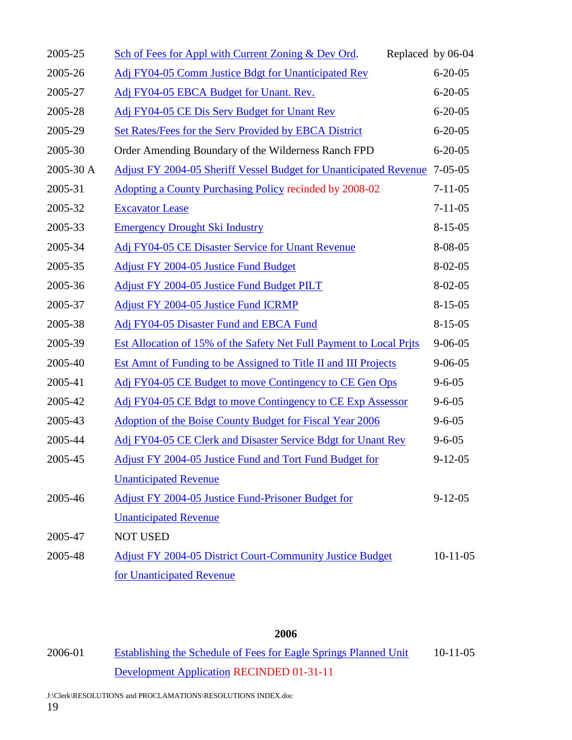| | | |
|---|---|---|
| 2005-25 | Sch of Fees for Appl with Current Zoning & Dev Ord. | Replaced by 06-04 |
| 2005-26 | Adj FY04-05 Comm Justice Bdgt for Unanticipated Rev | 6-20-05 |
| 2005-27 | Adj FY04-05 EBCA Budget for Unant. Rev. | 6-20-05 |
| 2005-28 | Adj FY04-05 CE Dis Serv Budget for Unant Rev | 6-20-05 |
| 2005-29 | Set Rates/Fees for the Serv Provided by EBCA District | 6-20-05 |
| 2005-30 | Order Amending Boundary of the Wilderness Ranch FPD | 6-20-05 |
| 2005-30 A | Adjust FY 2004-05 Sheriff Vessel Budget for Unanticipated Revenue | 7-05-05 |
| 2005-31 | Adopting a County Purchasing Policy recinded by 2008-02 | 7-11-05 |
| 2005-32 | Excavator Lease | 7-11-05 |
| 2005-33 | Emergency Drought Ski Industry | 8-15-05 |
| 2005-34 | Adj FY04-05 CE Disaster Service for Unant Revenue | 8-08-05 |
| 2005-35 | Adjust FY 2004-05 Justice Fund Budget | 8-02-05 |
| 2005-36 | Adjust FY 2004-05 Justice Fund Budget PILT | 8-02-05 |
| 2005-37 | Adjust FY 2004-05 Justice Fund ICRMP | 8-15-05 |
| 2005-38 | Adj FY04-05 Disaster Fund and EBCA Fund | 8-15-05 |
| 2005-39 | Est Allocation of 15% of the Safety Net Full Payment to Local Prjts | 9-06-05 |
| 2005-40 | Est Amnt of Funding to be Assigned to Title II and III Projects | 9-06-05 |
| 2005-41 | Adj FY04-05 CE Budget to move Contingency to CE Gen Ops | 9-6-05 |
| 2005-42 | Adj FY04-05 CE Bdgt to move Contingency to CE Exp Assessor | 9-6-05 |
| 2005-43 | Adoption of the Boise County Budget for Fiscal Year 2006 | 9-6-05 |
| 2005-44 | Adj FY04-05 CE Clerk and Disaster Service Bdgt for Unant Rev | 9-6-05 |
| 2005-45 | Adjust FY 2004-05 Justice Fund and Tort Fund Budget for Unanticipated Revenue | 9-12-05 |
| 2005-46 | Adjust FY 2004-05 Justice Fund-Prisoner Budget for Unanticipated Revenue | 9-12-05 |
| 2005-47 | NOT USED | |
| 2005-48 | Adjust FY 2004-05 District Court-Community Justice Budget for Unanticipated Revenue | 10-11-05 |

**2006**

| | | |
|---|---|---|
| 2006-01 | Establishing the Schedule of Fees for Eagle Springs Planned Unit Development Application RECINDED 01-31-11 | 10-11-05 |

J:\Clerk\RESOLUTIONS and PROCLAMATIONS\RESOLUTIONS INDEX.doc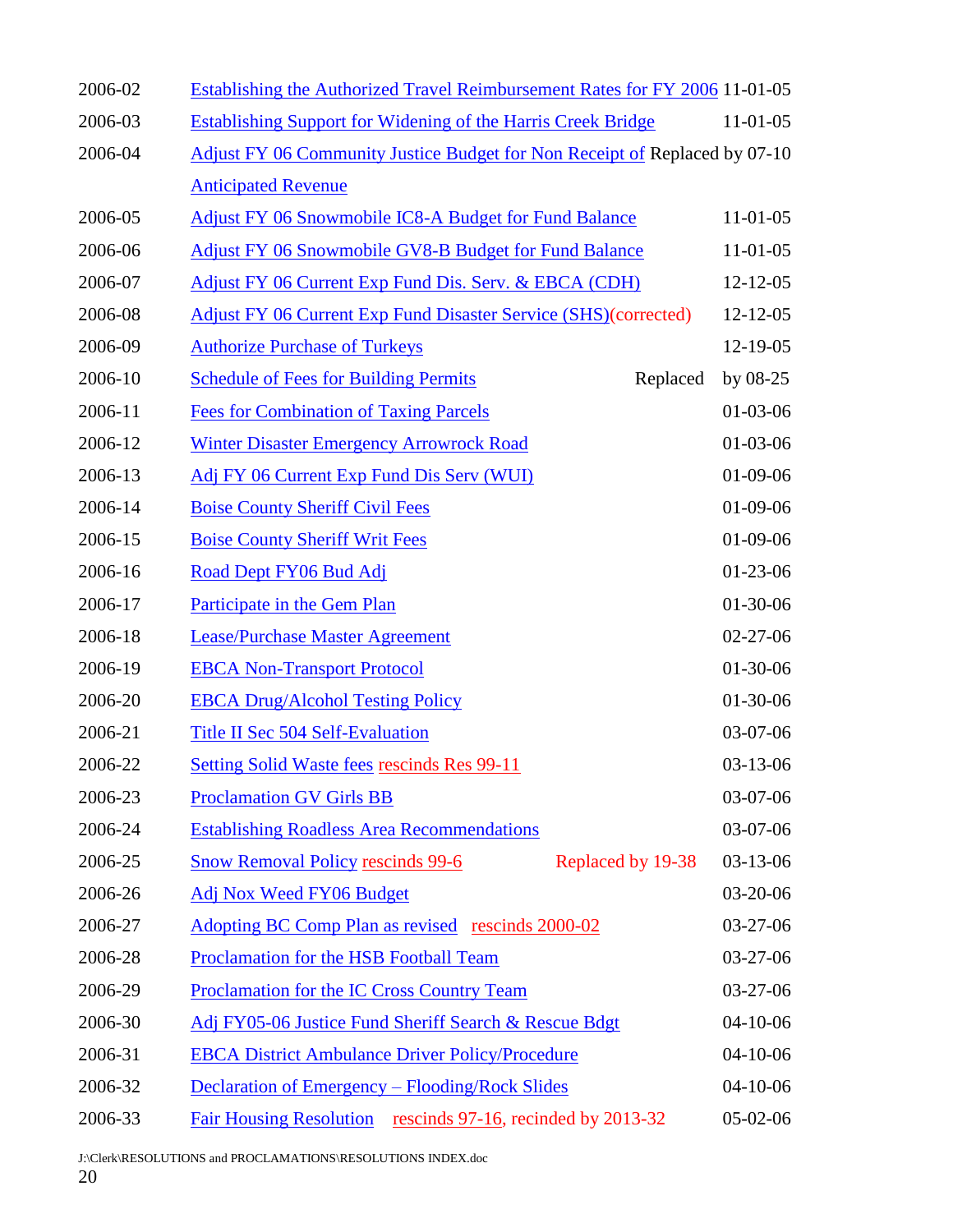| | | |
|---|---|---|
| 2006-02 | Establishing the Authorized Travel Reimbursement Rates for FY 2006 | 11-01-05 |
| 2006-03 | Establishing Support for Widening of the Harris Creek Bridge | 11-01-05 |
| 2006-04 | Adjust FY 06 Community Justice Budget for Non Receipt of Anticipated Revenue | Replaced by 07-10 |
| 2006-05 | Adjust FY 06 Snowmobile IC8-A Budget for Fund Balance | 11-01-05 |
| 2006-06 | Adjust FY 06 Snowmobile GV8-B Budget for Fund Balance | 11-01-05 |
| 2006-07 | Adjust FY 06 Current Exp Fund Dis. Serv. & EBCA (CDH) | 12-12-05 |
| 2006-08 | Adjust FY 06 Current Exp Fund Disaster Service (SHS)(corrected) | 12-12-05 |
| 2006-09 | Authorize Purchase of Turkeys | 12-19-05 |
| 2006-10 | Schedule of Fees for Building Permits Replaced | by 08-25 |
| 2006-11 | Fees for Combination of Taxing Parcels | 01-03-06 |
| 2006-12 | Winter Disaster Emergency Arrowrock Road | 01-03-06 |
| 2006-13 | Adj FY 06 Current Exp Fund Dis Serv (WUI) | 01-09-06 |
| 2006-14 | Boise County Sheriff Civil Fees | 01-09-06 |
| 2006-15 | Boise County Sheriff Writ Fees | 01-09-06 |
| 2006-16 | Road Dept FY06 Bud Adj | 01-23-06 |
| 2006-17 | Participate in the Gem Plan | 01-30-06 |
| 2006-18 | Lease/Purchase Master Agreement | 02-27-06 |
| 2006-19 | EBCA Non-Transport Protocol | 01-30-06 |
| 2006-20 | EBCA Drug/Alcohol Testing Policy | 01-30-06 |
| 2006-21 | Title II Sec 504 Self-Evaluation | 03-07-06 |
| 2006-22 | Setting Solid Waste fees rescinds Res 99-11 | 03-13-06 |
| 2006-23 | Proclamation GV Girls BB | 03-07-06 |
| 2006-24 | Establishing Roadless Area Recommendations | 03-07-06 |
| 2006-25 | Snow Removal Policy rescinds 99-6 Replaced by 19-38 | 03-13-06 |
| 2006-26 | Adj Nox Weed FY06 Budget | 03-20-06 |
| 2006-27 | Adopting BC Comp Plan as revised rescinds 2000-02 | 03-27-06 |
| 2006-28 | Proclamation for the HSB Football Team | 03-27-06 |
| 2006-29 | Proclamation for the IC Cross Country Team | 03-27-06 |
| 2006-30 | Adj FY05-06 Justice Fund Sheriff Search & Rescue Bdgt | 04-10-06 |
| 2006-31 | EBCA District Ambulance Driver Policy/Procedure | 04-10-06 |
| 2006-32 | Declaration of Emergency – Flooding/Rock Slides | 04-10-06 |
| 2006-33 | Fair Housing Resolution rescinds 97-16, recinded by 2013-32 | 05-02-06 |

J:\Clerk\RESOLUTIONS and PROCLAMATIONS\RESOLUTIONS INDEX.doc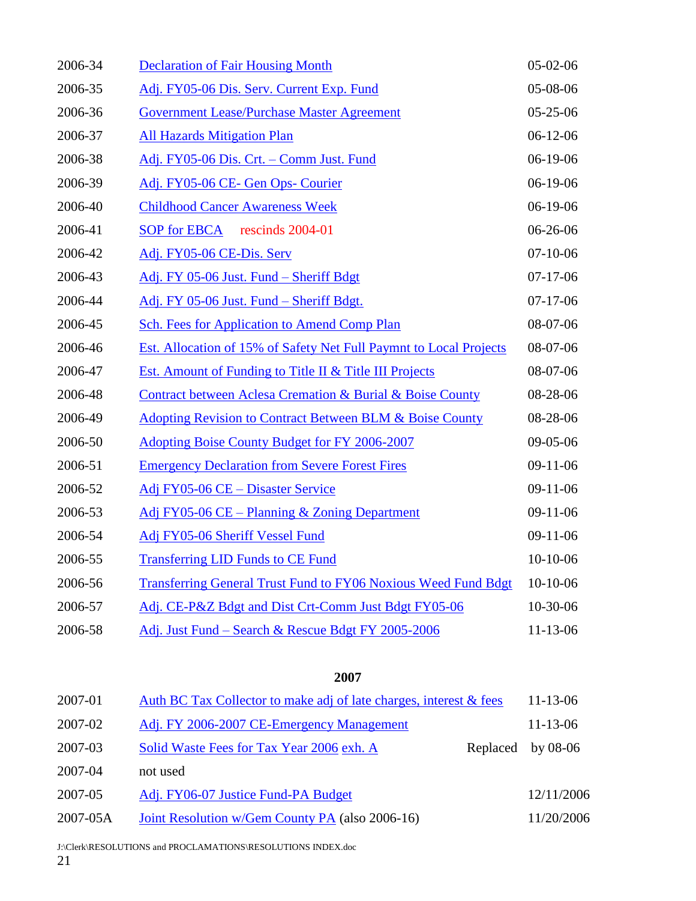| | | |
|---|---|---|
| 2006-34 | Declaration of Fair Housing Month | 05-02-06 |
| 2006-35 | Adj. FY05-06 Dis. Serv. Current Exp. Fund | 05-08-06 |
| 2006-36 | Government Lease/Purchase Master Agreement | 05-25-06 |
| 2006-37 | All Hazards Mitigation Plan | 06-12-06 |
| 2006-38 | Adj. FY05-06 Dis. Crt. – Comm Just. Fund | 06-19-06 |
| 2006-39 | Adj. FY05-06 CE- Gen Ops- Courier | 06-19-06 |
| 2006-40 | Childhood Cancer Awareness Week | 06-19-06 |
| 2006-41 | SOP for EBCA rescinds 2004-01 | 06-26-06 |
| 2006-42 | Adj. FY05-06 CE-Dis. Serv | 07-10-06 |
| 2006-43 | Adj. FY 05-06 Just. Fund – Sheriff Bdgt | 07-17-06 |
| 2006-44 | Adj. FY 05-06 Just. Fund – Sheriff Bdgt. | 07-17-06 |
| 2006-45 | Sch. Fees for Application to Amend Comp Plan | 08-07-06 |
| 2006-46 | Est. Allocation of 15% of Safety Net Full Paymnt to Local Projects | 08-07-06 |
| 2006-47 | Est. Amount of Funding to Title II & Title III Projects | 08-07-06 |
| 2006-48 | Contract between Aclesa Cremation & Burial & Boise County | 08-28-06 |
| 2006-49 | Adopting Revision to Contract Between BLM & Boise County | 08-28-06 |
| 2006-50 | Adopting Boise County Budget for FY 2006-2007 | 09-05-06 |
| 2006-51 | Emergency Declaration from Severe Forest Fires | 09-11-06 |
| 2006-52 | Adj FY05-06 CE – Disaster Service | 09-11-06 |
| 2006-53 | Adj FY05-06 CE – Planning & Zoning Department | 09-11-06 |
| 2006-54 | Adj FY05-06 Sheriff Vessel Fund | 09-11-06 |
| 2006-55 | Transferring LID Funds to CE Fund | 10-10-06 |
| 2006-56 | Transferring General Trust Fund to FY06 Noxious Weed Fund Bdgt | 10-10-06 |
| 2006-57 | Adj. CE-P&Z Bdgt and Dist Crt-Comm Just Bdgt FY05-06 | 10-30-06 |
| 2006-58 | Adj. Just Fund – Search & Rescue Bdgt FY 2005-2006 | 11-13-06 |

## 2007

| | | |
|---|---|---|
| 2007-01 | Auth BC Tax Collector to make adj of late charges, interest & fees | 11-13-06 |
| 2007-02 | Adj. FY 2006-2007 CE-Emergency Management | 11-13-06 |
| 2007-03 | Solid Waste Fees for Tax Year 2006 exh. A Replaced | by 08-06 |
| 2007-04 | not used | |
| 2007-05 | Adj. FY06-07 Justice Fund-PA Budget | 12/11/2006 |
| 2007-05A | Joint Resolution w/Gem County PA (also 2006-16) | 11/20/2006 |

J:\Clerk\RESOLUTIONS and PROCLAMATIONS\RESOLUTIONS INDEX.doc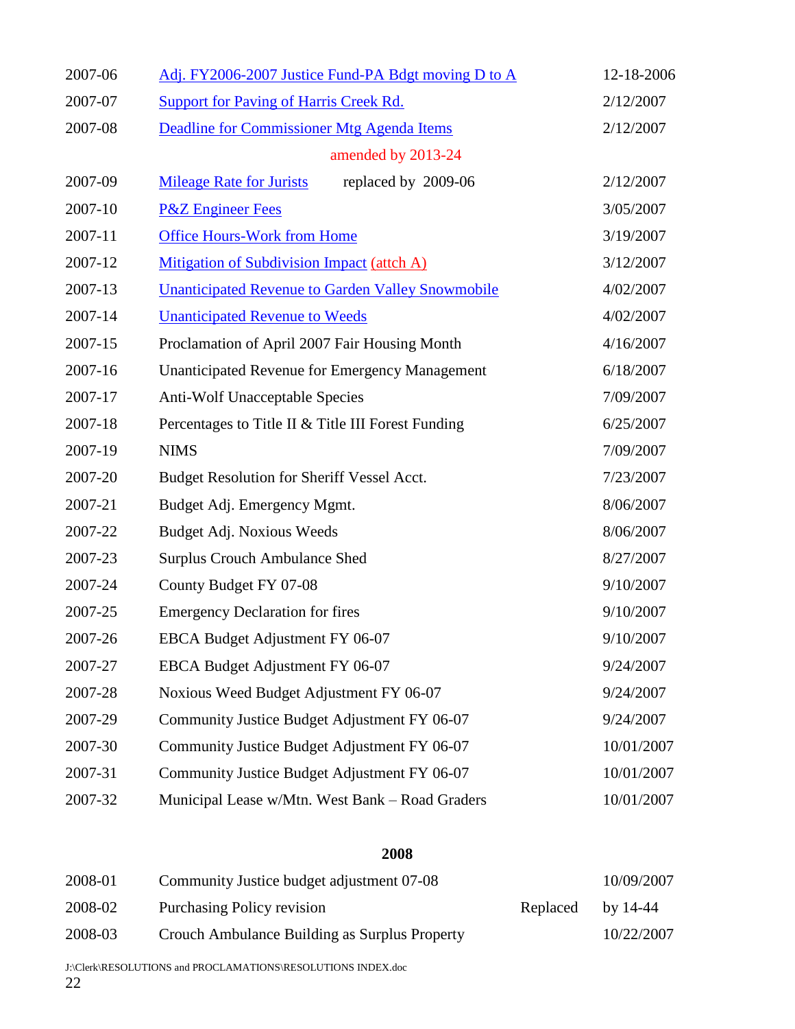| | | |
|---|---|---|
| 2007-06 | Adj. FY2006-2007 Justice Fund-PA Bdgt moving D to A | 12-18-2006 |
| 2007-07 | Support for Paving of Harris Creek Rd. | 2/12/2007 |
| 2007-08 | Deadline for Commissioner Mtg Agenda Items amended by 2013-24 | 2/12/2007 |
| 2007-09 | Mileage Rate for Jurists replaced by 2009-06 | 2/12/2007 |
| 2007-10 | P&Z Engineer Fees | 3/05/2007 |
| 2007-11 | Office Hours-Work from Home | 3/19/2007 |
| 2007-12 | Mitigation of Subdivision Impact (attch A) | 3/12/2007 |
| 2007-13 | Unanticipated Revenue to Garden Valley Snowmobile | 4/02/2007 |
| 2007-14 | Unanticipated Revenue to Weeds | 4/02/2007 |
| 2007-15 | Proclamation of April 2007 Fair Housing Month | 4/16/2007 |
| 2007-16 | Unanticipated Revenue for Emergency Management | 6/18/2007 |
| 2007-17 | Anti-Wolf Unacceptable Species | 7/09/2007 |
| 2007-18 | Percentages to Title II & Title III Forest Funding | 6/25/2007 |
| 2007-19 | NIMS | 7/09/2007 |
| 2007-20 | Budget Resolution for Sheriff Vessel Acct. | 7/23/2007 |
| 2007-21 | Budget Adj. Emergency Mgmt. | 8/06/2007 |
| 2007-22 | Budget Adj. Noxious Weeds | 8/06/2007 |
| 2007-23 | Surplus Crouch Ambulance Shed | 8/27/2007 |
| 2007-24 | County Budget FY 07-08 | 9/10/2007 |
| 2007-25 | Emergency Declaration for fires | 9/10/2007 |
| 2007-26 | EBCA Budget Adjustment FY 06-07 | 9/10/2007 |
| 2007-27 | EBCA Budget Adjustment FY 06-07 | 9/24/2007 |
| 2007-28 | Noxious Weed Budget Adjustment FY 06-07 | 9/24/2007 |
| 2007-29 | Community Justice Budget Adjustment FY 06-07 | 9/24/2007 |
| 2007-30 | Community Justice Budget Adjustment FY 06-07 | 10/01/2007 |
| 2007-31 | Community Justice Budget Adjustment FY 06-07 | 10/01/2007 |
| 2007-32 | Municipal Lease w/Mtn. West Bank – Road Graders | 10/01/2007 |

## 2008

| | | |
|---|---|---|
| 2008-01 | Community Justice budget adjustment 07-08 | 10/09/2007 |
| 2008-02 | Purchasing Policy revision Replaced | by 14-44 |
| 2008-03 | Crouch Ambulance Building as Surplus Property | 10/22/2007 |

J:\Clerk\RESOLUTIONS and PROCLAMATIONS\RESOLUTIONS INDEX.doc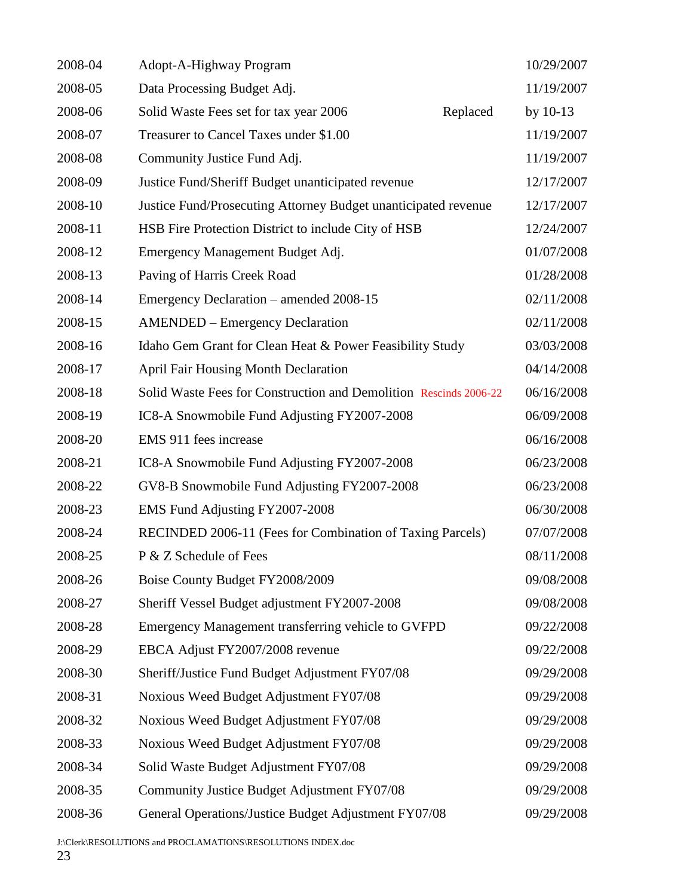| | | |
|---|---|---|
| 2008-04 | Adopt-A-Highway Program | 10/29/2007 |
| 2008-05 | Data Processing Budget Adj. | 11/19/2007 |
| 2008-06 | Solid Waste Fees set for tax year 2006 Replaced | by 10-13 |
| 2008-07 | Treasurer to Cancel Taxes under $1.00 | 11/19/2007 |
| 2008-08 | Community Justice Fund Adj. | 11/19/2007 |
| 2008-09 | Justice Fund/Sheriff Budget unanticipated revenue | 12/17/2007 |
| 2008-10 | Justice Fund/Prosecuting Attorney Budget unanticipated revenue | 12/17/2007 |
| 2008-11 | HSB Fire Protection District to include City of HSB | 12/24/2007 |
| 2008-12 | Emergency Management Budget Adj. | 01/07/2008 |
| 2008-13 | Paving of Harris Creek Road | 01/28/2008 |
| 2008-14 | Emergency Declaration – amended 2008-15 | 02/11/2008 |
| 2008-15 | AMENDED – Emergency Declaration | 02/11/2008 |
| 2008-16 | Idaho Gem Grant for Clean Heat & Power Feasibility Study | 03/03/2008 |
| 2008-17 | April Fair Housing Month Declaration | 04/14/2008 |
| 2008-18 | Solid Waste Fees for Construction and Demolition Rescinds 2006-22 | 06/16/2008 |
| 2008-19 | IC8-A Snowmobile Fund Adjusting FY2007-2008 | 06/09/2008 |
| 2008-20 | EMS 911 fees increase | 06/16/2008 |
| 2008-21 | IC8-A Snowmobile Fund Adjusting FY2007-2008 | 06/23/2008 |
| 2008-22 | GV8-B Snowmobile Fund Adjusting FY2007-2008 | 06/23/2008 |
| 2008-23 | EMS Fund Adjusting FY2007-2008 | 06/30/2008 |
| 2008-24 | RECINDED 2006-11 (Fees for Combination of Taxing Parcels) | 07/07/2008 |
| 2008-25 | P & Z Schedule of Fees | 08/11/2008 |
| 2008-26 | Boise County Budget FY2008/2009 | 09/08/2008 |
| 2008-27 | Sheriff Vessel Budget adjustment FY2007-2008 | 09/08/2008 |
| 2008-28 | Emergency Management transferring vehicle to GVFPD | 09/22/2008 |
| 2008-29 | EBCA Adjust FY2007/2008 revenue | 09/22/2008 |
| 2008-30 | Sheriff/Justice Fund Budget Adjustment FY07/08 | 09/29/2008 |
| 2008-31 | Noxious Weed Budget Adjustment FY07/08 | 09/29/2008 |
| 2008-32 | Noxious Weed Budget Adjustment FY07/08 | 09/29/2008 |
| 2008-33 | Noxious Weed Budget Adjustment FY07/08 | 09/29/2008 |
| 2008-34 | Solid Waste Budget Adjustment FY07/08 | 09/29/2008 |
| 2008-35 | Community Justice Budget Adjustment FY07/08 | 09/29/2008 |
| 2008-36 | General Operations/Justice Budget Adjustment FY07/08 | 09/29/2008 |

J:\Clerk\RESOLUTIONS and PROCLAMATIONS\RESOLUTIONS INDEX.doc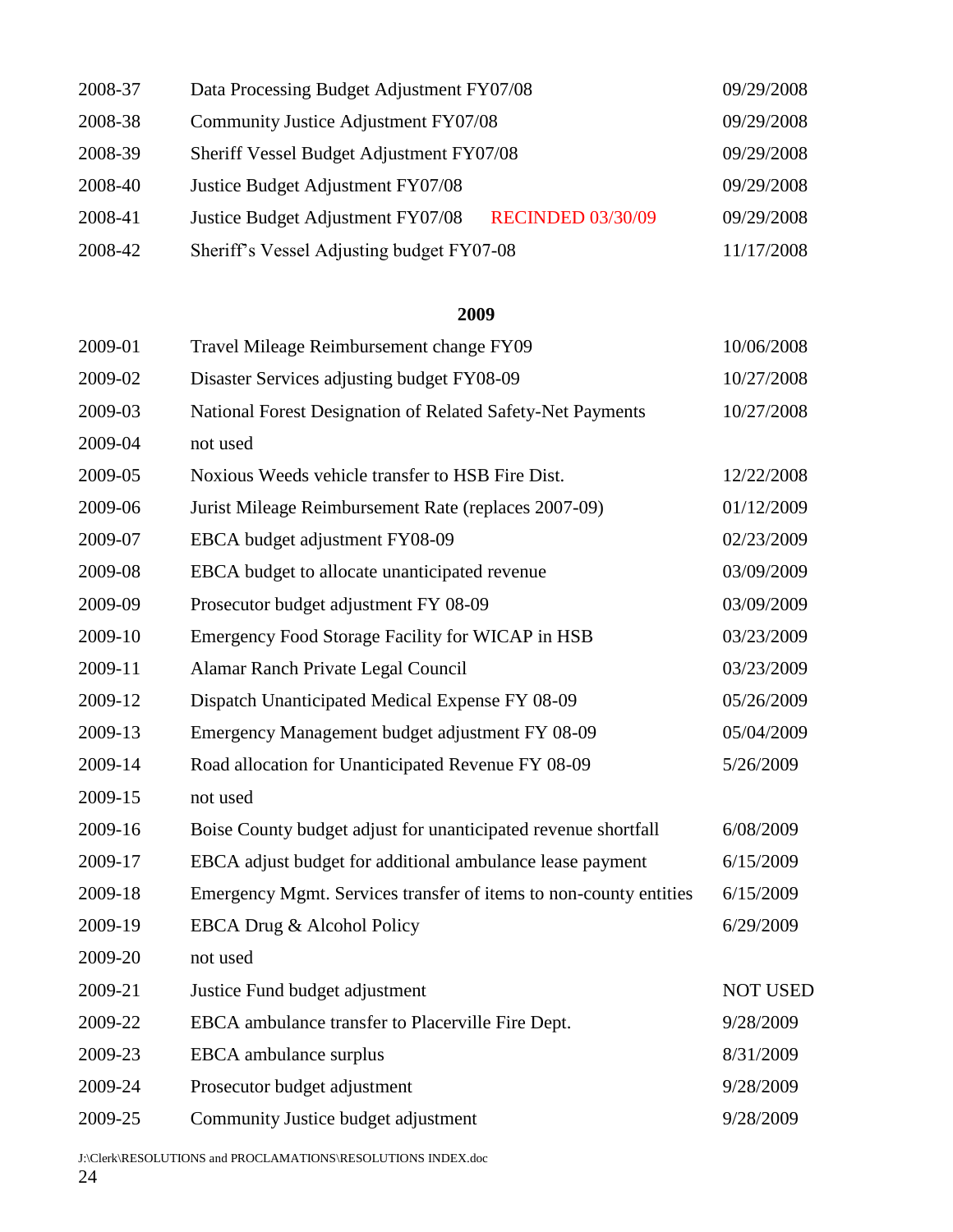| | | |
|---|---|---|
| 2008-37 | Data Processing Budget Adjustment FY07/08 | 09/29/2008 |
| 2008-38 | Community Justice Adjustment FY07/08 | 09/29/2008 |
| 2008-39 | Sheriff Vessel Budget Adjustment FY07/08 | 09/29/2008 |
| 2008-40 | Justice Budget Adjustment FY07/08 | 09/29/2008 |
| 2008-41 | Justice Budget Adjustment FY07/08 RECINDED 03/30/09 | 09/29/2008 |
| 2008-42 | Sheriff's Vessel Adjusting budget FY07-08 | 11/17/2008 |

**2009**

| | | |
|---|---|---|
| 2009-01 | Travel Mileage Reimbursement change FY09 | 10/06/2008 |
| 2009-02 | Disaster Services adjusting budget FY08-09 | 10/27/2008 |
| 2009-03 | National Forest Designation of Related Safety-Net Payments | 10/27/2008 |
| 2009-04 | not used | |
| 2009-05 | Noxious Weeds vehicle transfer to HSB Fire Dist. | 12/22/2008 |
| 2009-06 | Jurist Mileage Reimbursement Rate (replaces 2007-09) | 01/12/2009 |
| 2009-07 | EBCA budget adjustment FY08-09 | 02/23/2009 |
| 2009-08 | EBCA budget to allocate unanticipated revenue | 03/09/2009 |
| 2009-09 | Prosecutor budget adjustment FY 08-09 | 03/09/2009 |
| 2009-10 | Emergency Food Storage Facility for WICAP in HSB | 03/23/2009 |
| 2009-11 | Alamar Ranch Private Legal Council | 03/23/2009 |
| 2009-12 | Dispatch Unanticipated Medical Expense FY 08-09 | 05/26/2009 |
| 2009-13 | Emergency Management budget adjustment FY 08-09 | 05/04/2009 |
| 2009-14 | Road allocation for Unanticipated Revenue FY 08-09 | 5/26/2009 |
| 2009-15 | not used | |
| 2009-16 | Boise County budget adjust for unanticipated revenue shortfall | 6/08/2009 |
| 2009-17 | EBCA adjust budget for additional ambulance lease payment | 6/15/2009 |
| 2009-18 | Emergency Mgmt. Services transfer of items to non-county entities | 6/15/2009 |
| 2009-19 | EBCA Drug & Alcohol Policy | 6/29/2009 |
| 2009-20 | not used | |
| 2009-21 | Justice Fund budget adjustment | NOT USED |
| 2009-22 | EBCA ambulance transfer to Placerville Fire Dept. | 9/28/2009 |
| 2009-23 | EBCA ambulance surplus | 8/31/2009 |
| 2009-24 | Prosecutor budget adjustment | 9/28/2009 |
| 2009-25 | Community Justice budget adjustment | 9/28/2009 |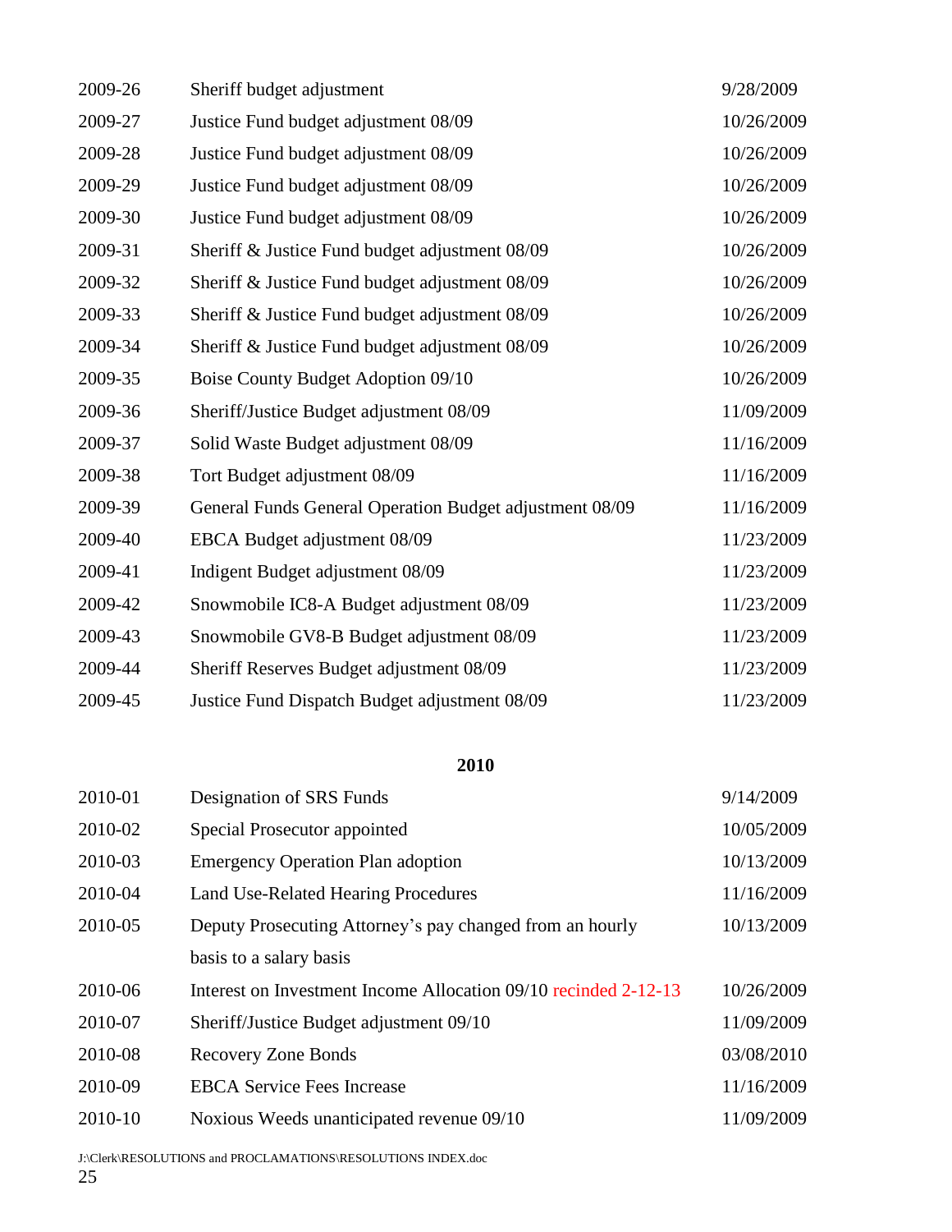| | | |
|---|---|---|
| 2009-26 | Sheriff budget adjustment | 9/28/2009 |
| 2009-27 | Justice Fund budget adjustment 08/09 | 10/26/2009 |
| 2009-28 | Justice Fund budget adjustment 08/09 | 10/26/2009 |
| 2009-29 | Justice Fund budget adjustment 08/09 | 10/26/2009 |
| 2009-30 | Justice Fund budget adjustment 08/09 | 10/26/2009 |
| 2009-31 | Sheriff & Justice Fund budget adjustment 08/09 | 10/26/2009 |
| 2009-32 | Sheriff & Justice Fund budget adjustment 08/09 | 10/26/2009 |
| 2009-33 | Sheriff & Justice Fund budget adjustment 08/09 | 10/26/2009 |
| 2009-34 | Sheriff & Justice Fund budget adjustment 08/09 | 10/26/2009 |
| 2009-35 | Boise County Budget Adoption 09/10 | 10/26/2009 |
| 2009-36 | Sheriff/Justice Budget adjustment 08/09 | 11/09/2009 |
| 2009-37 | Solid Waste Budget adjustment 08/09 | 11/16/2009 |
| 2009-38 | Tort Budget adjustment 08/09 | 11/16/2009 |
| 2009-39 | General Funds General Operation Budget adjustment 08/09 | 11/16/2009 |
| 2009-40 | EBCA Budget adjustment 08/09 | 11/23/2009 |
| 2009-41 | Indigent Budget adjustment 08/09 | 11/23/2009 |
| 2009-42 | Snowmobile IC8-A Budget adjustment 08/09 | 11/23/2009 |
| 2009-43 | Snowmobile GV8-B Budget adjustment 08/09 | 11/23/2009 |
| 2009-44 | Sheriff Reserves Budget adjustment 08/09 | 11/23/2009 |
| 2009-45 | Justice Fund Dispatch Budget adjustment 08/09 | 11/23/2009 |

## 2010

| | | |
|---|---|---|
| 2010-01 | Designation of SRS Funds | 9/14/2009 |
| 2010-02 | Special Prosecutor appointed | 10/05/2009 |
| 2010-03 | Emergency Operation Plan adoption | 10/13/2009 |
| 2010-04 | Land Use-Related Hearing Procedures | 11/16/2009 |
| 2010-05 | Deputy Prosecuting Attorney's pay changed from an hourly basis to a salary basis | 10/13/2009 |
| 2010-06 | Interest on Investment Income Allocation 09/10 recinded 2-12-13 | 10/26/2009 |
| 2010-07 | Sheriff/Justice Budget adjustment 09/10 | 11/09/2009 |
| 2010-08 | Recovery Zone Bonds | 03/08/2010 |
| 2010-09 | EBCA Service Fees Increase | 11/16/2009 |
| 2010-10 | Noxious Weeds unanticipated revenue 09/10 | 11/09/2009 |

J:\Clerk\RESOLUTIONS and PROCLAMATIONS\RESOLUTIONS INDEX.doc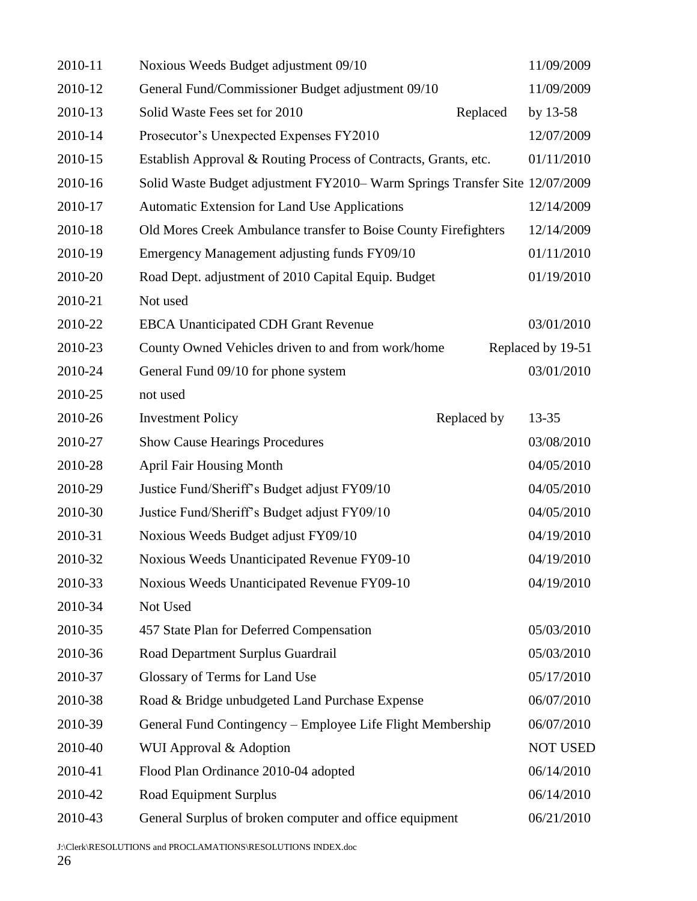| | | |
|---|---|---|
| 2010-11 | Noxious Weeds Budget adjustment 09/10 | 11/09/2009 |
| 2010-12 | General Fund/Commissioner Budget adjustment 09/10 | 11/09/2009 |
| 2010-13 | Solid Waste Fees set for 2010 Replaced | by 13-58 |
| 2010-14 | Prosecutor's Unexpected Expenses FY2010 | 12/07/2009 |
| 2010-15 | Establish Approval & Routing Process of Contracts, Grants, etc. | 01/11/2010 |
| 2010-16 | Solid Waste Budget adjustment FY2010– Warm Springs Transfer Site | 12/07/2009 |
| 2010-17 | Automatic Extension for Land Use Applications | 12/14/2009 |
| 2010-18 | Old Mores Creek Ambulance transfer to Boise County Firefighters | 12/14/2009 |
| 2010-19 | Emergency Management adjusting funds FY09/10 | 01/11/2010 |
| 2010-20 | Road Dept. adjustment of 2010 Capital Equip. Budget | 01/19/2010 |
| 2010-21 | Not used | |
| 2010-22 | EBCA Unanticipated CDH Grant Revenue | 03/01/2010 |
| 2010-23 | County Owned Vehicles driven to and from work/home | Replaced by 19-51 |
| 2010-24 | General Fund 09/10 for phone system | 03/01/2010 |
| 2010-25 | not used | |
| 2010-26 | Investment Policy Replaced by | 13-35 |
| 2010-27 | Show Cause Hearings Procedures | 03/08/2010 |
| 2010-28 | April Fair Housing Month | 04/05/2010 |
| 2010-29 | Justice Fund/Sheriff's Budget adjust FY09/10 | 04/05/2010 |
| 2010-30 | Justice Fund/Sheriff's Budget adjust FY09/10 | 04/05/2010 |
| 2010-31 | Noxious Weeds Budget adjust FY09/10 | 04/19/2010 |
| 2010-32 | Noxious Weeds Unanticipated Revenue FY09-10 | 04/19/2010 |
| 2010-33 | Noxious Weeds Unanticipated Revenue FY09-10 | 04/19/2010 |
| 2010-34 | Not Used | |
| 2010-35 | 457 State Plan for Deferred Compensation | 05/03/2010 |
| 2010-36 | Road Department Surplus Guardrail | 05/03/2010 |
| 2010-37 | Glossary of Terms for Land Use | 05/17/2010 |
| 2010-38 | Road & Bridge unbudgeted Land Purchase Expense | 06/07/2010 |
| 2010-39 | General Fund Contingency – Employee Life Flight Membership | 06/07/2010 |
| 2010-40 | WUI Approval & Adoption | NOT USED |
| 2010-41 | Flood Plan Ordinance 2010-04 adopted | 06/14/2010 |
| 2010-42 | Road Equipment Surplus | 06/14/2010 |
| 2010-43 | General Surplus of broken computer and office equipment | 06/21/2010 |

J:\Clerk\RESOLUTIONS and PROCLAMATIONS\RESOLUTIONS INDEX.doc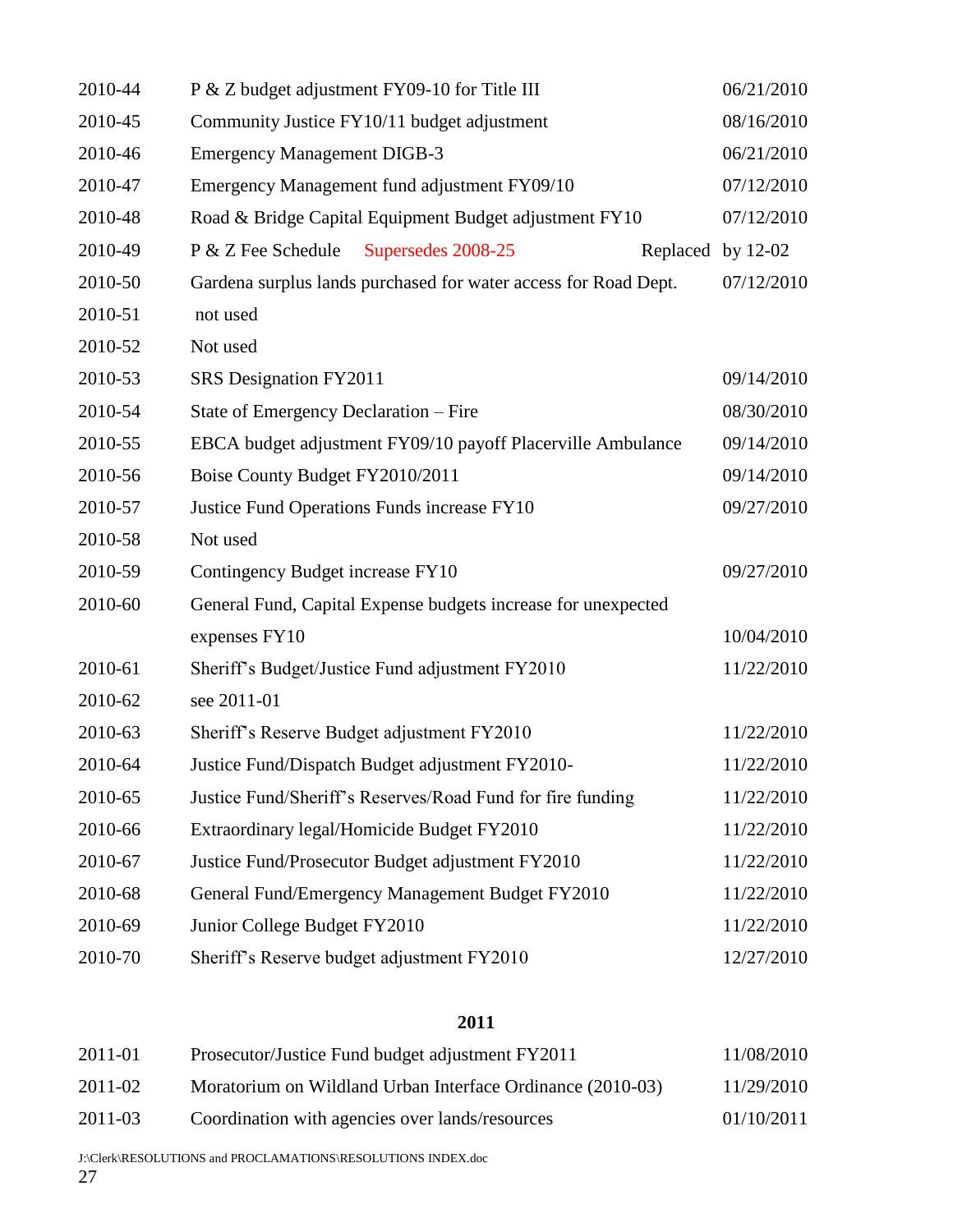| | | |
|---|---|---|
| 2010-44 | P & Z budget adjustment FY09-10 for Title III | 06/21/2010 |
| 2010-45 | Community Justice FY10/11 budget adjustment | 08/16/2010 |
| 2010-46 | Emergency Management DIGB-3 | 06/21/2010 |
| 2010-47 | Emergency Management fund adjustment FY09/10 | 07/12/2010 |
| 2010-48 | Road & Bridge Capital Equipment Budget adjustment FY10 | 07/12/2010 |
| 2010-49 | P & Z Fee Schedule Supersedes 2008-25 Replaced | by 12-02 |
| 2010-50 | Gardena surplus lands purchased for water access for Road Dept. | 07/12/2010 |
| 2010-51 | not used | |
| 2010-52 | Not used | |
| 2010-53 | SRS Designation FY2011 | 09/14/2010 |
| 2010-54 | State of Emergency Declaration – Fire | 08/30/2010 |
| 2010-55 | EBCA budget adjustment FY09/10 payoff Placerville Ambulance | 09/14/2010 |
| 2010-56 | Boise County Budget FY2010/2011 | 09/14/2010 |
| 2010-57 | Justice Fund Operations Funds increase FY10 | 09/27/2010 |
| 2010-58 | Not used | |
| 2010-59 | Contingency Budget increase FY10 | 09/27/2010 |
| 2010-60 | General Fund, Capital Expense budgets increase for unexpected expenses FY10 | 10/04/2010 |
| 2010-61 | Sheriff's Budget/Justice Fund adjustment FY2010 | 11/22/2010 |
| 2010-62 | see 2011-01 | |
| 2010-63 | Sheriff's Reserve Budget adjustment FY2010 | 11/22/2010 |
| 2010-64 | Justice Fund/Dispatch Budget adjustment FY2010- | 11/22/2010 |
| 2010-65 | Justice Fund/Sheriff's Reserves/Road Fund for fire funding | 11/22/2010 |
| 2010-66 | Extraordinary legal/Homicide Budget FY2010 | 11/22/2010 |
| 2010-67 | Justice Fund/Prosecutor Budget adjustment FY2010 | 11/22/2010 |
| 2010-68 | General Fund/Emergency Management Budget FY2010 | 11/22/2010 |
| 2010-69 | Junior College Budget FY2010 | 11/22/2010 |
| 2010-70 | Sheriff's Reserve budget adjustment FY2010 | 12/27/2010 |

## 2011

| | | |
|---|---|---|
| 2011-01 | Prosecutor/Justice Fund budget adjustment FY2011 | 11/08/2010 |
| 2011-02 | Moratorium on Wildland Urban Interface Ordinance (2010-03) | 11/29/2010 |
| 2011-03 | Coordination with agencies over lands/resources | 01/10/2011 |

J:\Clerk\RESOLUTIONS and PROCLAMATIONS\RESOLUTIONS INDEX.doc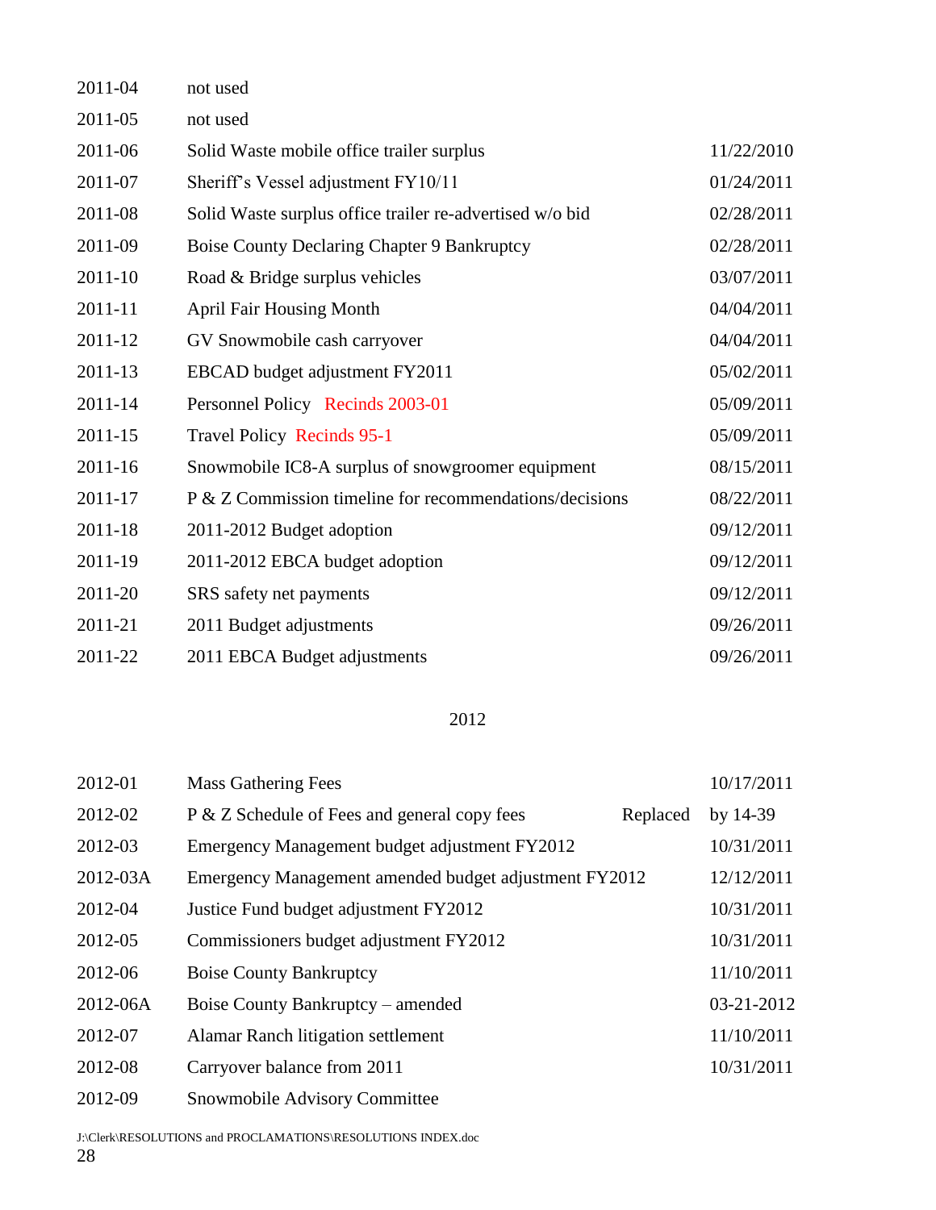| | | |
|---|---|---|
| 2011-04 | not used | |
| 2011-05 | not used | |
| 2011-06 | Solid Waste mobile office trailer surplus | 11/22/2010 |
| 2011-07 | Sheriff's Vessel adjustment FY10/11 | 01/24/2011 |
| 2011-08 | Solid Waste surplus office trailer re-advertised w/o bid | 02/28/2011 |
| 2011-09 | Boise County Declaring Chapter 9 Bankruptcy | 02/28/2011 |
| 2011-10 | Road & Bridge surplus vehicles | 03/07/2011 |
| 2011-11 | April Fair Housing Month | 04/04/2011 |
| 2011-12 | GV Snowmobile cash carryover | 04/04/2011 |
| 2011-13 | EBCAD budget adjustment FY2011 | 05/02/2011 |
| 2011-14 | Personnel Policy Recinds 2003-01 | 05/09/2011 |
| 2011-15 | Travel Policy Recinds 95-1 | 05/09/2011 |
| 2011-16 | Snowmobile IC8-A surplus of snowgroomer equipment | 08/15/2011 |
| 2011-17 | P & Z Commission timeline for recommendations/decisions | 08/22/2011 |
| 2011-18 | 2011-2012 Budget adoption | 09/12/2011 |
| 2011-19 | 2011-2012 EBCA budget adoption | 09/12/2011 |
| 2011-20 | SRS safety net payments | 09/12/2011 |
| 2011-21 | 2011 Budget adjustments | 09/26/2011 |
| 2011-22 | 2011 EBCA Budget adjustments | 09/26/2011 |

## 2012

| | | |
|---|---|---|
| 2012-01 | Mass Gathering Fees | 10/17/2011 |
| 2012-02 | P & Z Schedule of Fees and general copy fees Replaced | by 14-39 |
| 2012-03 | Emergency Management budget adjustment FY2012 | 10/31/2011 |
| 2012-03A | Emergency Management amended budget adjustment FY2012 | 12/12/2011 |
| 2012-04 | Justice Fund budget adjustment FY2012 | 10/31/2011 |
| 2012-05 | Commissioners budget adjustment FY2012 | 10/31/2011 |
| 2012-06 | Boise County Bankruptcy | 11/10/2011 |
| 2012-06A | Boise County Bankruptcy – amended | 03-21-2012 |
| 2012-07 | Alamar Ranch litigation settlement | 11/10/2011 |
| 2012-08 | Carryover balance from 2011 | 10/31/2011 |
| 2012-09 | Snowmobile Advisory Committee | |

J:\Clerk\RESOLUTIONS and PROCLAMATIONS\RESOLUTIONS INDEX.doc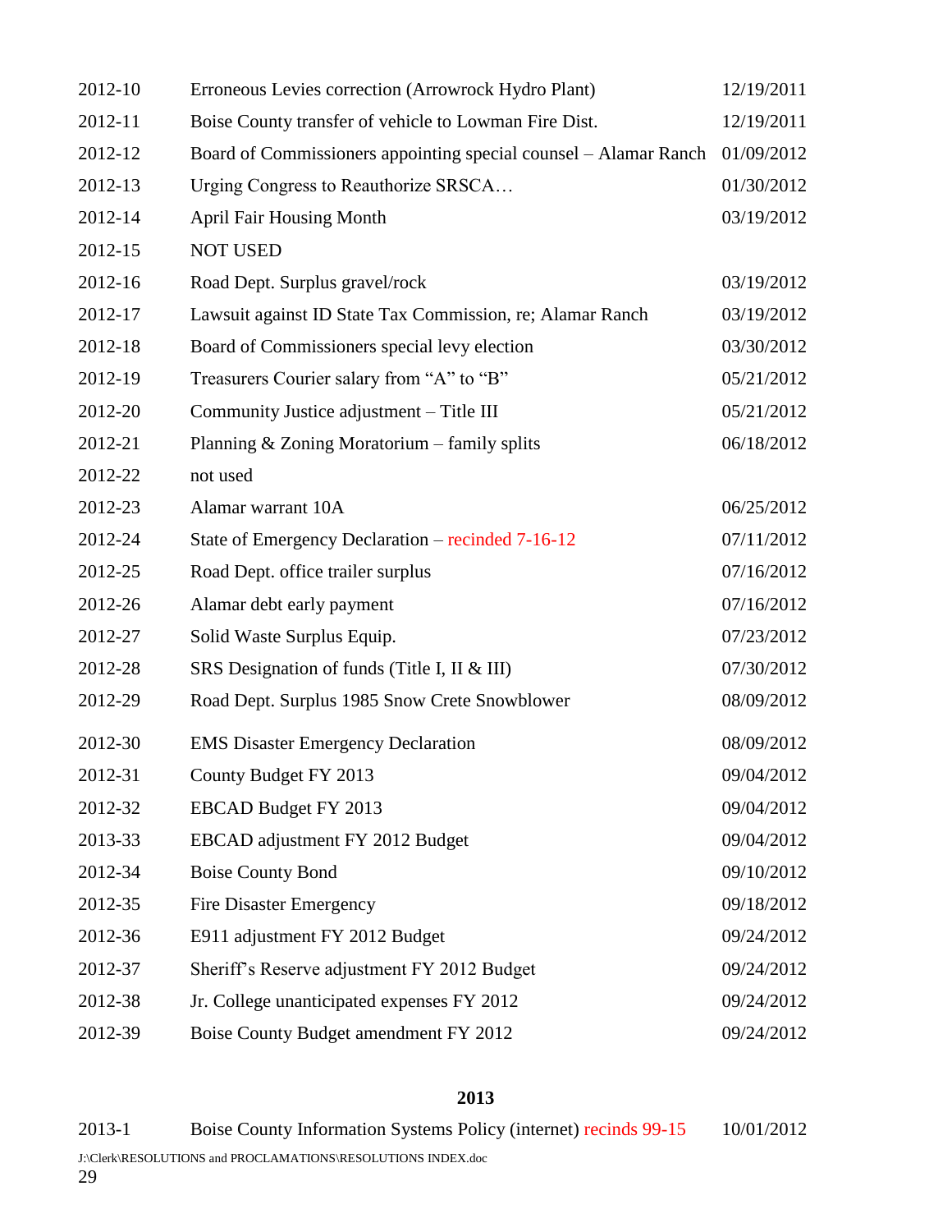| | | |
|---|---|---|
| 2012-10 | Erroneous Levies correction (Arrowrock Hydro Plant) | 12/19/2011 |
| 2012-11 | Boise County transfer of vehicle to Lowman Fire Dist. | 12/19/2011 |
| 2012-12 | Board of Commissioners appointing special counsel – Alamar Ranch | 01/09/2012 |
| 2012-13 | Urging Congress to Reauthorize SRSCA… | 01/30/2012 |
| 2012-14 | April Fair Housing Month | 03/19/2012 |
| 2012-15 | NOT USED | |
| 2012-16 | Road Dept. Surplus gravel/rock | 03/19/2012 |
| 2012-17 | Lawsuit against ID State Tax Commission, re; Alamar Ranch | 03/19/2012 |
| 2012-18 | Board of Commissioners special levy election | 03/30/2012 |
| 2012-19 | Treasurers Courier salary from "A" to "B" | 05/21/2012 |
| 2012-20 | Community Justice adjustment – Title III | 05/21/2012 |
| 2012-21 | Planning & Zoning Moratorium – family splits | 06/18/2012 |
| 2012-22 | not used | |
| 2012-23 | Alamar warrant 10A | 06/25/2012 |
| 2012-24 | State of Emergency Declaration – recinded 7-16-12 | 07/11/2012 |
| 2012-25 | Road Dept. office trailer surplus | 07/16/2012 |
| 2012-26 | Alamar debt early payment | 07/16/2012 |
| 2012-27 | Solid Waste Surplus Equip. | 07/23/2012 |
| 2012-28 | SRS Designation of funds (Title I, II & III) | 07/30/2012 |
| 2012-29 | Road Dept. Surplus 1985 Snow Crete Snowblower | 08/09/2012 |
| 2012-30 | EMS Disaster Emergency Declaration | 08/09/2012 |
| 2012-31 | County Budget FY 2013 | 09/04/2012 |
| 2012-32 | EBCAD Budget FY 2013 | 09/04/2012 |
| 2013-33 | EBCAD adjustment FY 2012 Budget | 09/04/2012 |
| 2012-34 | Boise County Bond | 09/10/2012 |
| 2012-35 | Fire Disaster Emergency | 09/18/2012 |
| 2012-36 | E911 adjustment FY 2012 Budget | 09/24/2012 |
| 2012-37 | Sheriff's Reserve adjustment FY 2012 Budget | 09/24/2012 |
| 2012-38 | Jr. College unanticipated expenses FY 2012 | 09/24/2012 |
| 2012-39 | Boise County Budget amendment FY 2012 | 09/24/2012 |

## 2013

| | | |
|---|---|---|
| 2013-1 | Boise County Information Systems Policy (internet) recinds 99-15 | 10/01/2012 |

J:\Clerk\RESOLUTIONS and PROCLAMATIONS\RESOLUTIONS INDEX.doc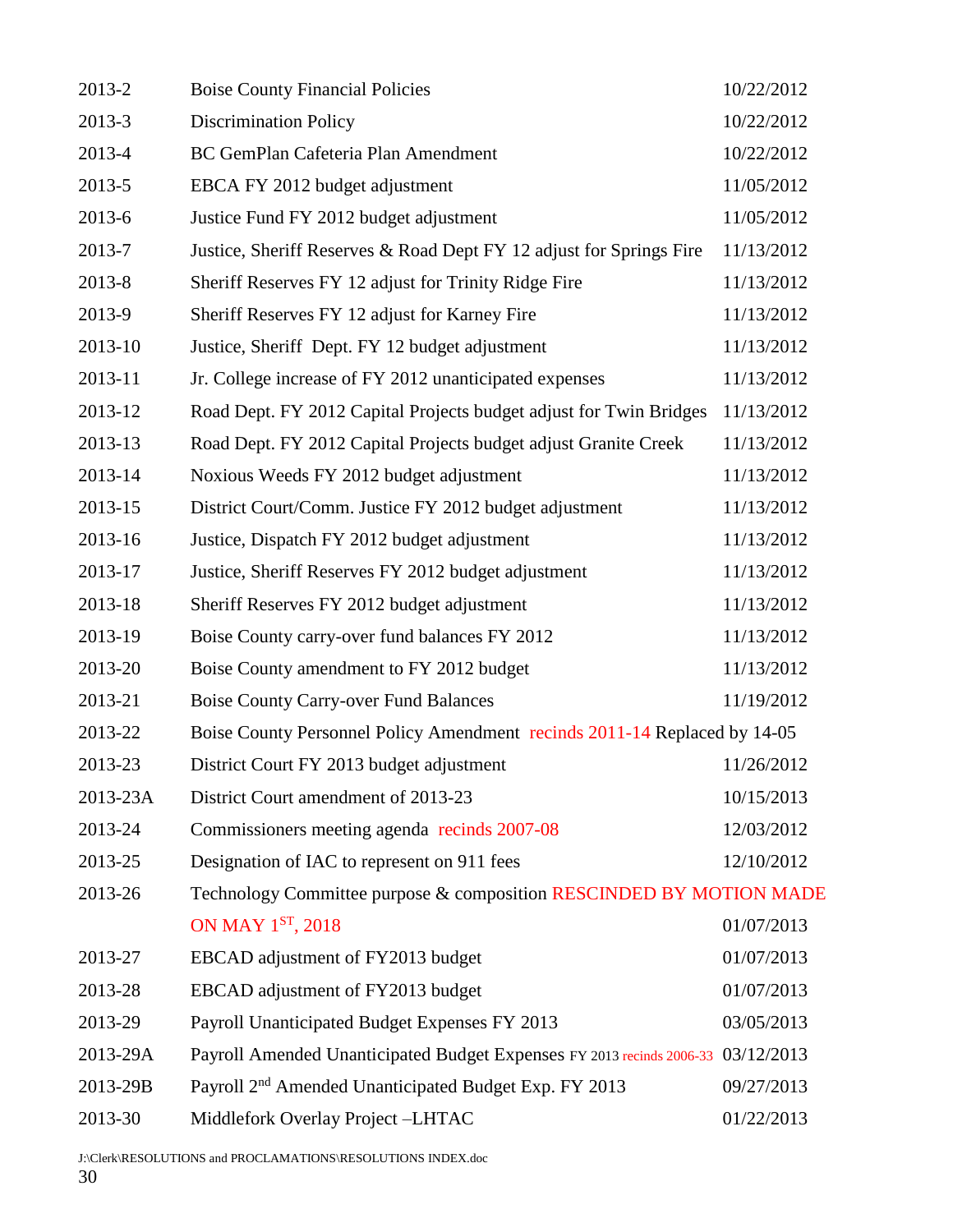| | | |
|---|---|---|
| 2013-2 | Boise County Financial Policies | 10/22/2012 |
| 2013-3 | Discrimination Policy | 10/22/2012 |
| 2013-4 | BC GemPlan Cafeteria Plan Amendment | 10/22/2012 |
| 2013-5 | EBCA FY 2012 budget adjustment | 11/05/2012 |
| 2013-6 | Justice Fund FY 2012 budget adjustment | 11/05/2012 |
| 2013-7 | Justice, Sheriff Reserves & Road Dept FY 12 adjust for Springs Fire | 11/13/2012 |
| 2013-8 | Sheriff Reserves FY 12 adjust for Trinity Ridge Fire | 11/13/2012 |
| 2013-9 | Sheriff Reserves FY 12 adjust for Karney Fire | 11/13/2012 |
| 2013-10 | Justice, Sheriff Dept. FY 12 budget adjustment | 11/13/2012 |
| 2013-11 | Jr. College increase of FY 2012 unanticipated expenses | 11/13/2012 |
| 2013-12 | Road Dept. FY 2012 Capital Projects budget adjust for Twin Bridges | 11/13/2012 |
| 2013-13 | Road Dept. FY 2012 Capital Projects budget adjust Granite Creek | 11/13/2012 |
| 2013-14 | Noxious Weeds FY 2012 budget adjustment | 11/13/2012 |
| 2013-15 | District Court/Comm. Justice FY 2012 budget adjustment | 11/13/2012 |
| 2013-16 | Justice, Dispatch FY 2012 budget adjustment | 11/13/2012 |
| 2013-17 | Justice, Sheriff Reserves FY 2012 budget adjustment | 11/13/2012 |
| 2013-18 | Sheriff Reserves FY 2012 budget adjustment | 11/13/2012 |
| 2013-19 | Boise County carry-over fund balances FY 2012 | 11/13/2012 |
| 2013-20 | Boise County amendment to FY 2012 budget | 11/13/2012 |
| 2013-21 | Boise County Carry-over Fund Balances | 11/19/2012 |
| 2013-22 | Boise County Personnel Policy Amendment recinds 2011-14 Replaced by 14-05 | |
| 2013-23 | District Court FY 2013 budget adjustment | 11/26/2012 |
| 2013-23A | District Court amendment of 2013-23 | 10/15/2013 |
| 2013-24 | Commissioners meeting agenda recinds 2007-08 | 12/03/2012 |
| 2013-25 | Designation of IAC to represent on 911 fees | 12/10/2012 |
| 2013-26 | Technology Committee purpose & composition RESCINDED BY MOTION MADE ON MAY 1ST, 2018 | 01/07/2013 |
| 2013-27 | EBCAD adjustment of FY2013 budget | 01/07/2013 |
| 2013-28 | EBCAD adjustment of FY2013 budget | 01/07/2013 |
| 2013-29 | Payroll Unanticipated Budget Expenses FY 2013 | 03/05/2013 |
| 2013-29A | Payroll Amended Unanticipated Budget Expenses FY 2013 recinds 2006-33 | 03/12/2013 |
| 2013-29B | Payroll 2nd Amended Unanticipated Budget Exp. FY 2013 | 09/27/2013 |
| 2013-30 | Middlefork Overlay Project –LHTAC | 01/22/2013 |

J:\Clerk\RESOLUTIONS and PROCLAMATIONS\RESOLUTIONS INDEX.doc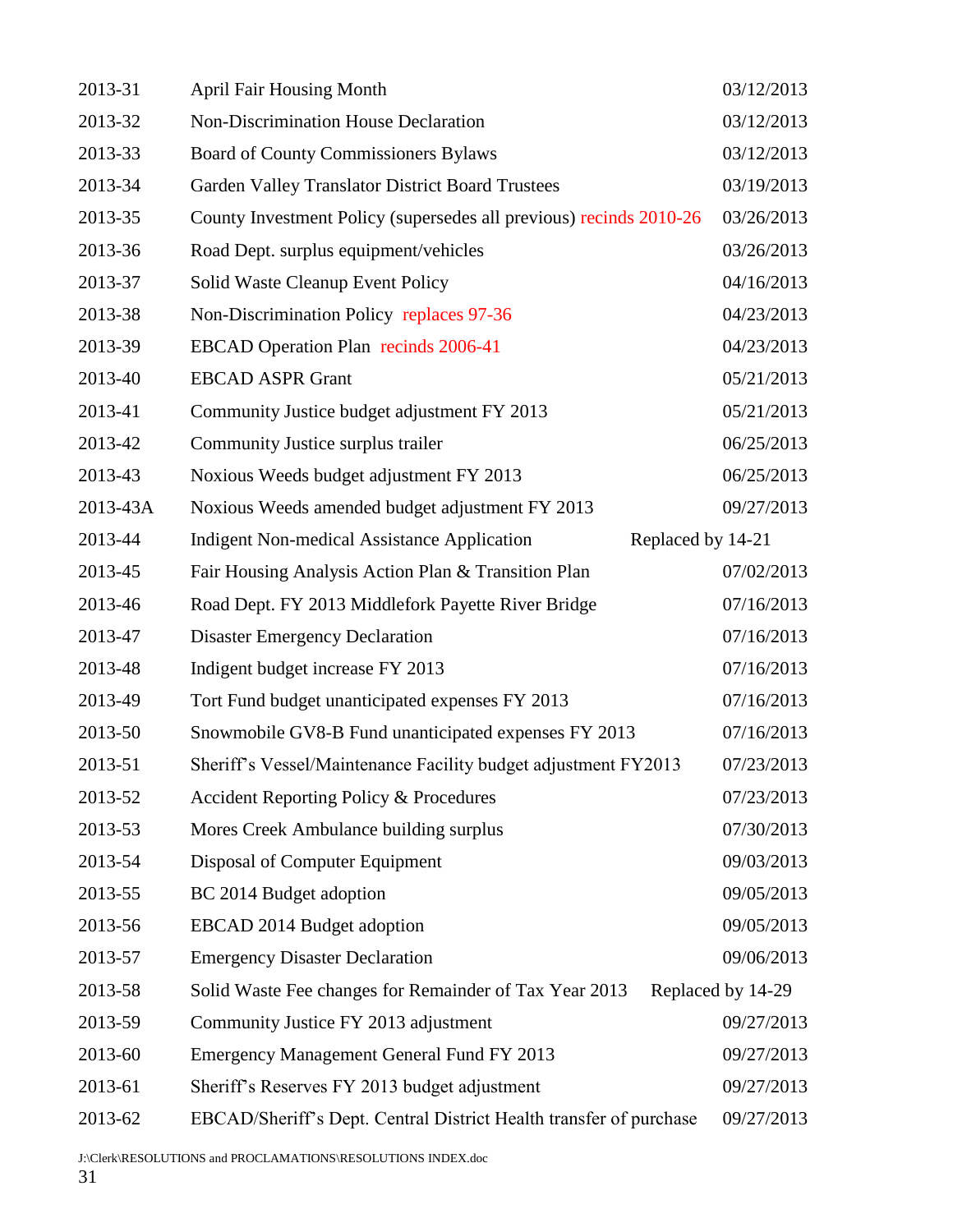| | | |
|---|---|---|
| 2013-31 | April Fair Housing Month | 03/12/2013 |
| 2013-32 | Non-Discrimination House Declaration | 03/12/2013 |
| 2013-33 | Board of County Commissioners Bylaws | 03/12/2013 |
| 2013-34 | Garden Valley Translator District Board Trustees | 03/19/2013 |
| 2013-35 | County Investment Policy (supersedes all previous) recinds 2010-26 | 03/26/2013 |
| 2013-36 | Road Dept. surplus equipment/vehicles | 03/26/2013 |
| 2013-37 | Solid Waste Cleanup Event Policy | 04/16/2013 |
| 2013-38 | Non-Discrimination Policy replaces 97-36 | 04/23/2013 |
| 2013-39 | EBCAD Operation Plan recinds 2006-41 | 04/23/2013 |
| 2013-40 | EBCAD ASPR Grant | 05/21/2013 |
| 2013-41 | Community Justice budget adjustment FY 2013 | 05/21/2013 |
| 2013-42 | Community Justice surplus trailer | 06/25/2013 |
| 2013-43 | Noxious Weeds budget adjustment FY 2013 | 06/25/2013 |
| 2013-43A | Noxious Weeds amended budget adjustment FY 2013 | 09/27/2013 |
| 2013-44 | Indigent Non-medical Assistance Application | Replaced by 14-21 |
| 2013-45 | Fair Housing Analysis Action Plan & Transition Plan | 07/02/2013 |
| 2013-46 | Road Dept. FY 2013 Middlefork Payette River Bridge | 07/16/2013 |
| 2013-47 | Disaster Emergency Declaration | 07/16/2013 |
| 2013-48 | Indigent budget increase FY 2013 | 07/16/2013 |
| 2013-49 | Tort Fund budget unanticipated expenses FY 2013 | 07/16/2013 |
| 2013-50 | Snowmobile GV8-B Fund unanticipated expenses FY 2013 | 07/16/2013 |
| 2013-51 | Sheriff's Vessel/Maintenance Facility budget adjustment FY2013 | 07/23/2013 |
| 2013-52 | Accident Reporting Policy & Procedures | 07/23/2013 |
| 2013-53 | Mores Creek Ambulance building surplus | 07/30/2013 |
| 2013-54 | Disposal of Computer Equipment | 09/03/2013 |
| 2013-55 | BC 2014 Budget adoption | 09/05/2013 |
| 2013-56 | EBCAD 2014 Budget adoption | 09/05/2013 |
| 2013-57 | Emergency Disaster Declaration | 09/06/2013 |
| 2013-58 | Solid Waste Fee changes for Remainder of Tax Year 2013 | Replaced by 14-29 |
| 2013-59 | Community Justice FY 2013 adjustment | 09/27/2013 |
| 2013-60 | Emergency Management General Fund FY 2013 | 09/27/2013 |
| 2013-61 | Sheriff's Reserves FY 2013 budget adjustment | 09/27/2013 |
| 2013-62 | EBCAD/Sheriff's Dept. Central District Health transfer of purchase | 09/27/2013 |

J:\Clerk\RESOLUTIONS and PROCLAMATIONS\RESOLUTIONS INDEX.doc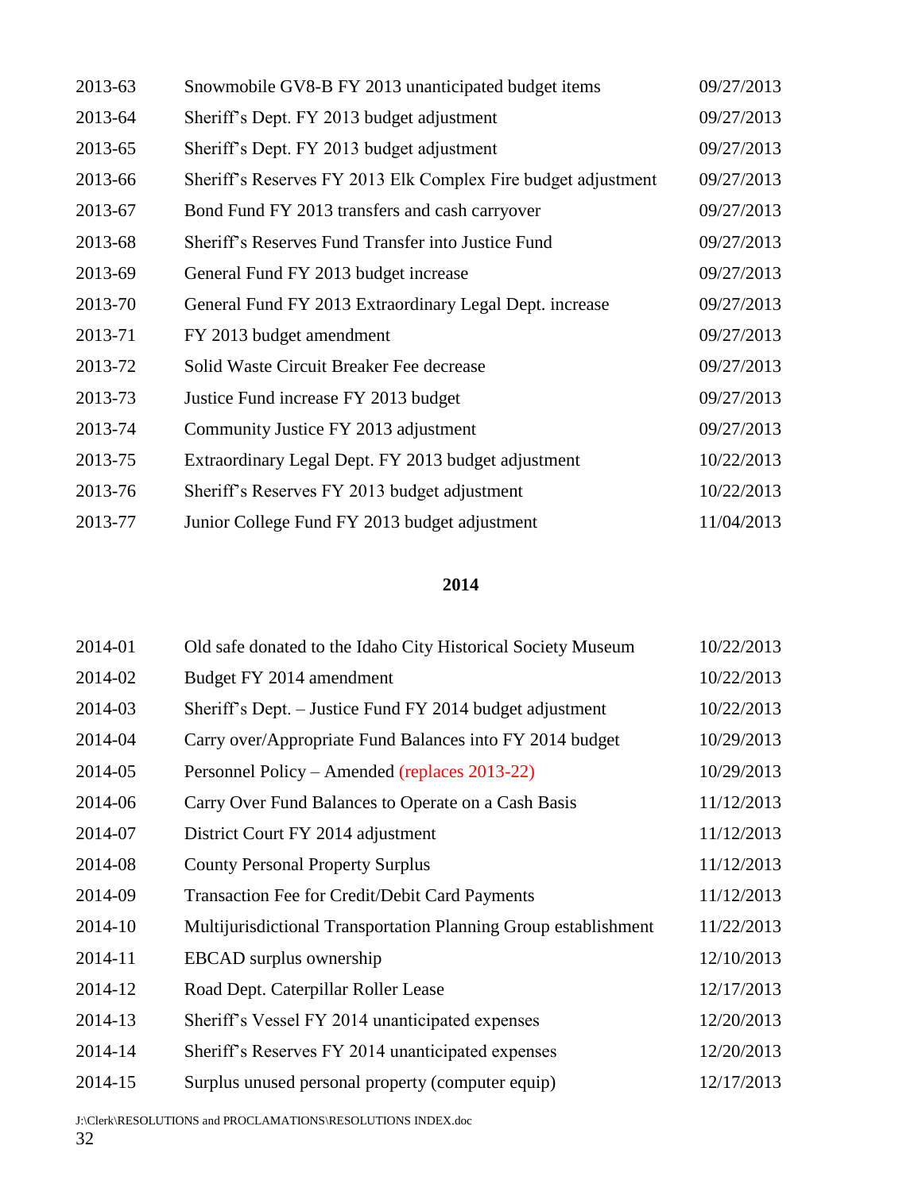| | | |
|---|---|---|
| 2013-63 | Snowmobile GV8-B FY 2013 unanticipated budget items | 09/27/2013 |
| 2013-64 | Sheriff's Dept. FY 2013 budget adjustment | 09/27/2013 |
| 2013-65 | Sheriff's Dept. FY 2013 budget adjustment | 09/27/2013 |
| 2013-66 | Sheriff's Reserves FY 2013 Elk Complex Fire budget adjustment | 09/27/2013 |
| 2013-67 | Bond Fund FY 2013 transfers and cash carryover | 09/27/2013 |
| 2013-68 | Sheriff's Reserves Fund Transfer into Justice Fund | 09/27/2013 |
| 2013-69 | General Fund FY 2013 budget increase | 09/27/2013 |
| 2013-70 | General Fund FY 2013 Extraordinary Legal Dept. increase | 09/27/2013 |
| 2013-71 | FY 2013 budget amendment | 09/27/2013 |
| 2013-72 | Solid Waste Circuit Breaker Fee decrease | 09/27/2013 |
| 2013-73 | Justice Fund increase FY 2013 budget | 09/27/2013 |
| 2013-74 | Community Justice FY 2013 adjustment | 09/27/2013 |
| 2013-75 | Extraordinary Legal Dept. FY 2013 budget adjustment | 10/22/2013 |
| 2013-76 | Sheriff's Reserves FY 2013 budget adjustment | 10/22/2013 |
| 2013-77 | Junior College Fund FY 2013 budget adjustment | 11/04/2013 |

## 2014

| | | |
|---|---|---|
| 2014-01 | Old safe donated to the Idaho City Historical Society Museum | 10/22/2013 |
| 2014-02 | Budget FY 2014 amendment | 10/22/2013 |
| 2014-03 | Sheriff's Dept. – Justice Fund FY 2014 budget adjustment | 10/22/2013 |
| 2014-04 | Carry over/Appropriate Fund Balances into FY 2014 budget | 10/29/2013 |
| 2014-05 | Personnel Policy – Amended (replaces 2013-22) | 10/29/2013 |
| 2014-06 | Carry Over Fund Balances to Operate on a Cash Basis | 11/12/2013 |
| 2014-07 | District Court FY 2014 adjustment | 11/12/2013 |
| 2014-08 | County Personal Property Surplus | 11/12/2013 |
| 2014-09 | Transaction Fee for Credit/Debit Card Payments | 11/12/2013 |
| 2014-10 | Multijurisdictional Transportation Planning Group establishment | 11/22/2013 |
| 2014-11 | EBCAD surplus ownership | 12/10/2013 |
| 2014-12 | Road Dept. Caterpillar Roller Lease | 12/17/2013 |
| 2014-13 | Sheriff's Vessel FY 2014 unanticipated expenses | 12/20/2013 |
| 2014-14 | Sheriff's Reserves FY 2014 unanticipated expenses | 12/20/2013 |
| 2014-15 | Surplus unused personal property (computer equip) | 12/17/2013 |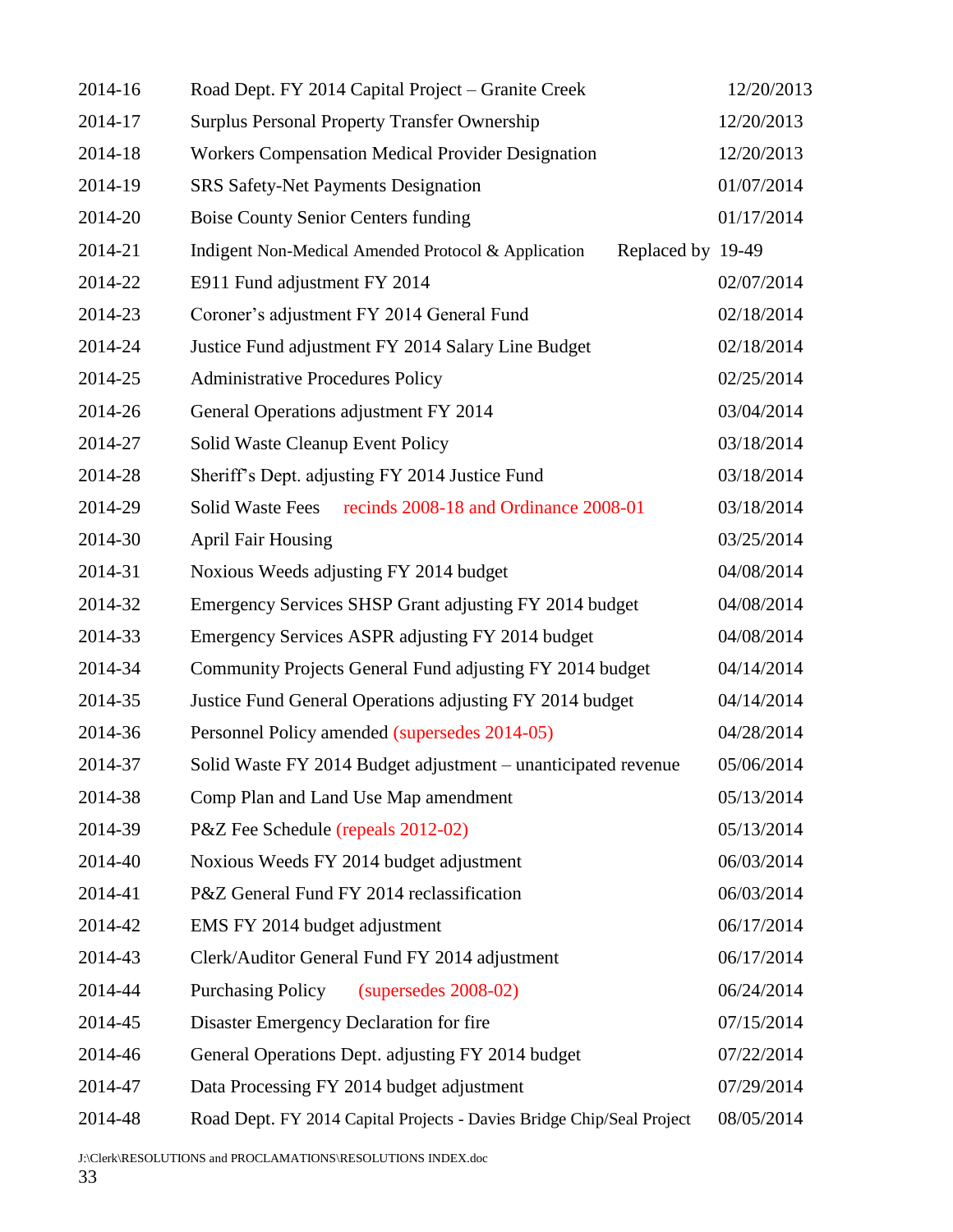| | | |
|---|---|---|
| 2014-16 | Road Dept. FY 2014 Capital Project – Granite Creek | 12/20/2013 |
| 2014-17 | Surplus Personal Property Transfer Ownership | 12/20/2013 |
| 2014-18 | Workers Compensation Medical Provider Designation | 12/20/2013 |
| 2014-19 | SRS Safety-Net Payments Designation | 01/07/2014 |
| 2014-20 | Boise County Senior Centers funding | 01/17/2014 |
| 2014-21 | Indigent Non-Medical Amended Protocol & Application Replaced by | 19-49 |
| 2014-22 | E911 Fund adjustment FY 2014 | 02/07/2014 |
| 2014-23 | Coroner's adjustment FY 2014 General Fund | 02/18/2014 |
| 2014-24 | Justice Fund adjustment FY 2014 Salary Line Budget | 02/18/2014 |
| 2014-25 | Administrative Procedures Policy | 02/25/2014 |
| 2014-26 | General Operations adjustment FY 2014 | 03/04/2014 |
| 2014-27 | Solid Waste Cleanup Event Policy | 03/18/2014 |
| 2014-28 | Sheriff's Dept. adjusting FY 2014 Justice Fund | 03/18/2014 |
| 2014-29 | Solid Waste Fees recinds 2008-18 and Ordinance 2008-01 | 03/18/2014 |
| 2014-30 | April Fair Housing | 03/25/2014 |
| 2014-31 | Noxious Weeds adjusting FY 2014 budget | 04/08/2014 |
| 2014-32 | Emergency Services SHSP Grant adjusting FY 2014 budget | 04/08/2014 |
| 2014-33 | Emergency Services ASPR adjusting FY 2014 budget | 04/08/2014 |
| 2014-34 | Community Projects General Fund adjusting FY 2014 budget | 04/14/2014 |
| 2014-35 | Justice Fund General Operations adjusting FY 2014 budget | 04/14/2014 |
| 2014-36 | Personnel Policy amended (supersedes 2014-05) | 04/28/2014 |
| 2014-37 | Solid Waste FY 2014 Budget adjustment – unanticipated revenue | 05/06/2014 |
| 2014-38 | Comp Plan and Land Use Map amendment | 05/13/2014 |
| 2014-39 | P&Z Fee Schedule (repeals 2012-02) | 05/13/2014 |
| 2014-40 | Noxious Weeds FY 2014 budget adjustment | 06/03/2014 |
| 2014-41 | P&Z General Fund FY 2014 reclassification | 06/03/2014 |
| 2014-42 | EMS FY 2014 budget adjustment | 06/17/2014 |
| 2014-43 | Clerk/Auditor General Fund FY 2014 adjustment | 06/17/2014 |
| 2014-44 | Purchasing Policy (supersedes 2008-02) | 06/24/2014 |
| 2014-45 | Disaster Emergency Declaration for fire | 07/15/2014 |
| 2014-46 | General Operations Dept. adjusting FY 2014 budget | 07/22/2014 |
| 2014-47 | Data Processing FY 2014 budget adjustment | 07/29/2014 |
| 2014-48 | Road Dept. FY 2014 Capital Projects - Davies Bridge Chip/Seal Project | 08/05/2014 |

J:\Clerk\RESOLUTIONS and PROCLAMATIONS\RESOLUTIONS INDEX.doc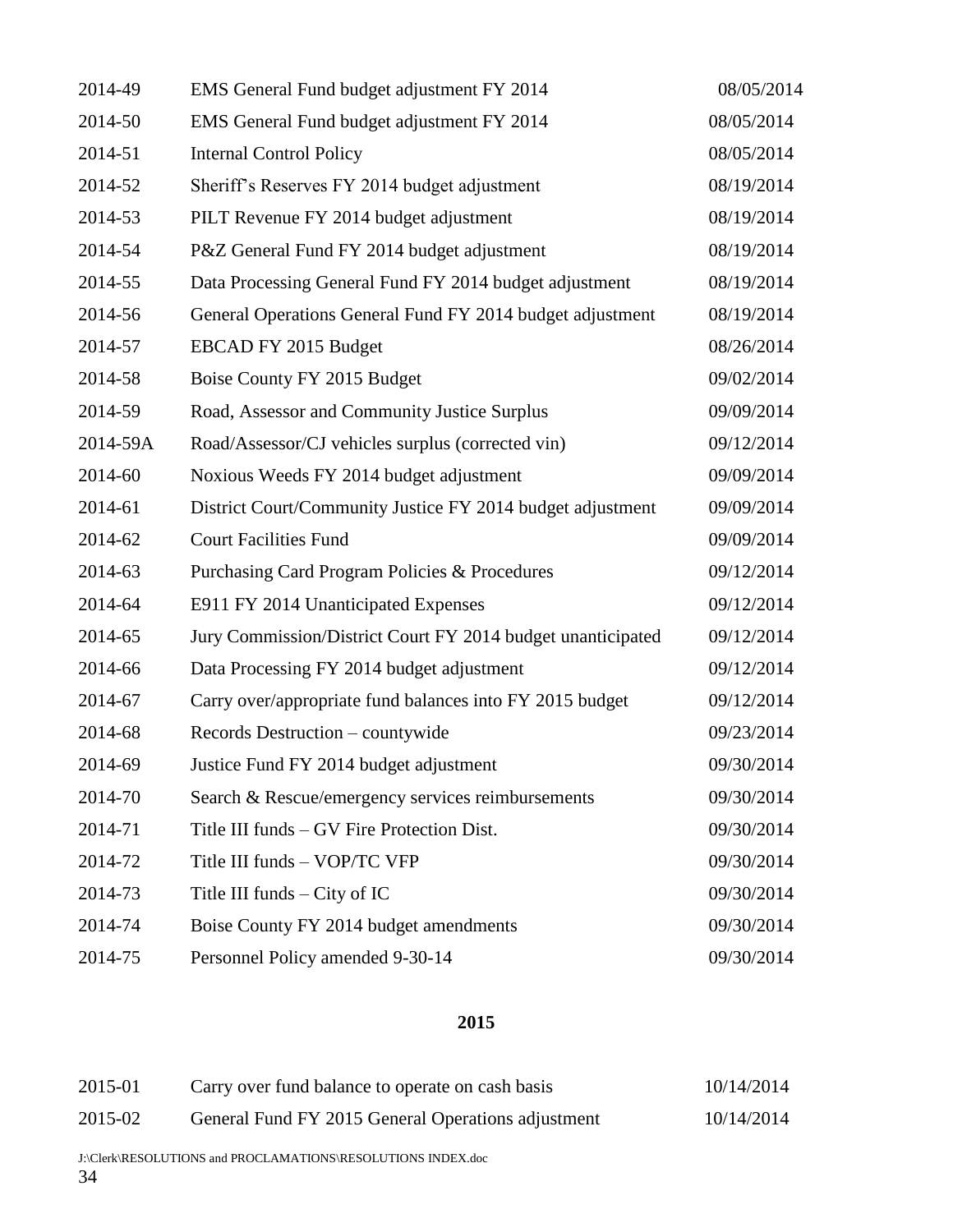| | | |
|---|---|---|
| 2014-49 | EMS General Fund budget adjustment FY 2014 | 08/05/2014 |
| 2014-50 | EMS General Fund budget adjustment FY 2014 | 08/05/2014 |
| 2014-51 | Internal Control Policy | 08/05/2014 |
| 2014-52 | Sheriff's Reserves FY 2014 budget adjustment | 08/19/2014 |
| 2014-53 | PILT Revenue FY 2014 budget adjustment | 08/19/2014 |
| 2014-54 | P&Z General Fund FY 2014 budget adjustment | 08/19/2014 |
| 2014-55 | Data Processing General Fund FY 2014 budget adjustment | 08/19/2014 |
| 2014-56 | General Operations General Fund FY 2014 budget adjustment | 08/19/2014 |
| 2014-57 | EBCAD FY 2015 Budget | 08/26/2014 |
| 2014-58 | Boise County FY 2015 Budget | 09/02/2014 |
| 2014-59 | Road, Assessor and Community Justice Surplus | 09/09/2014 |
| 2014-59A | Road/Assessor/CJ vehicles surplus (corrected vin) | 09/12/2014 |
| 2014-60 | Noxious Weeds FY 2014 budget adjustment | 09/09/2014 |
| 2014-61 | District Court/Community Justice FY 2014 budget adjustment | 09/09/2014 |
| 2014-62 | Court Facilities Fund | 09/09/2014 |
| 2014-63 | Purchasing Card Program Policies & Procedures | 09/12/2014 |
| 2014-64 | E911 FY 2014 Unanticipated Expenses | 09/12/2014 |
| 2014-65 | Jury Commission/District Court FY 2014 budget unanticipated | 09/12/2014 |
| 2014-66 | Data Processing FY 2014 budget adjustment | 09/12/2014 |
| 2014-67 | Carry over/appropriate fund balances into FY 2015 budget | 09/12/2014 |
| 2014-68 | Records Destruction – countywide | 09/23/2014 |
| 2014-69 | Justice Fund FY 2014 budget adjustment | 09/30/2014 |
| 2014-70 | Search & Rescue/emergency services reimbursements | 09/30/2014 |
| 2014-71 | Title III funds – GV Fire Protection Dist. | 09/30/2014 |
| 2014-72 | Title III funds – VOP/TC VFP | 09/30/2014 |
| 2014-73 | Title III funds – City of IC | 09/30/2014 |
| 2014-74 | Boise County FY 2014 budget amendments | 09/30/2014 |
| 2014-75 | Personnel Policy amended 9-30-14 | 09/30/2014 |

**2015**

| | | |
|---|---|---|
| 2015-01 | Carry over fund balance to operate on cash basis | 10/14/2014 |
| 2015-02 | General Fund FY 2015 General Operations adjustment | 10/14/2014 |

J:\Clerk\RESOLUTIONS and PROCLAMATIONS\RESOLUTIONS INDEX.doc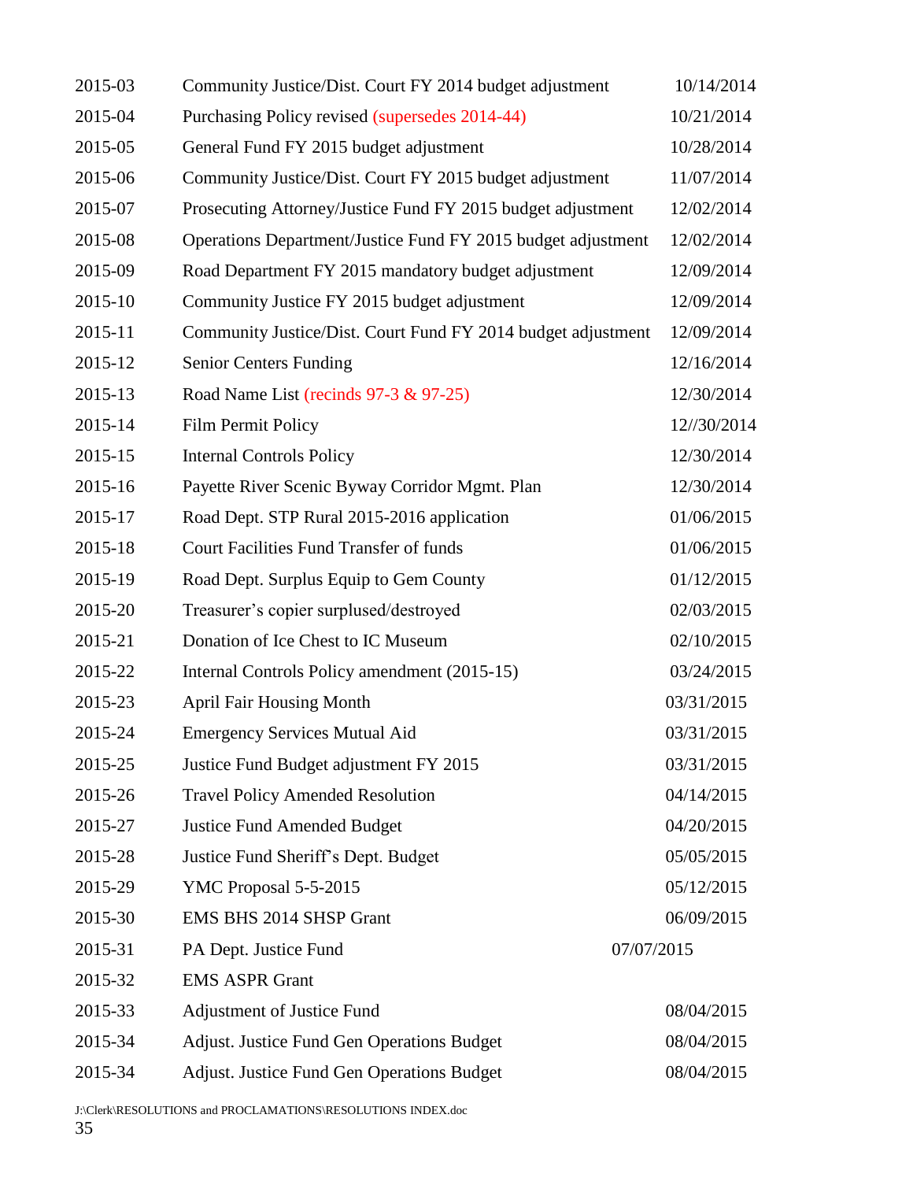| | | |
|---|---|---|
| 2015-03 | Community Justice/Dist. Court FY 2014 budget adjustment | 10/14/2014 |
| 2015-04 | Purchasing Policy revised (supersedes 2014-44) | 10/21/2014 |
| 2015-05 | General Fund FY 2015 budget adjustment | 10/28/2014 |
| 2015-06 | Community Justice/Dist. Court FY 2015 budget adjustment | 11/07/2014 |
| 2015-07 | Prosecuting Attorney/Justice Fund FY 2015 budget adjustment | 12/02/2014 |
| 2015-08 | Operations Department/Justice Fund FY 2015 budget adjustment | 12/02/2014 |
| 2015-09 | Road Department FY 2015 mandatory budget adjustment | 12/09/2014 |
| 2015-10 | Community Justice FY 2015 budget adjustment | 12/09/2014 |
| 2015-11 | Community Justice/Dist. Court Fund FY 2014 budget adjustment | 12/09/2014 |
| 2015-12 | Senior Centers Funding | 12/16/2014 |
| 2015-13 | Road Name List (recinds 97-3 & 97-25) | 12/30/2014 |
| 2015-14 | Film Permit Policy | 12//30/2014 |
| 2015-15 | Internal Controls Policy | 12/30/2014 |
| 2015-16 | Payette River Scenic Byway Corridor Mgmt. Plan | 12/30/2014 |
| 2015-17 | Road Dept. STP Rural 2015-2016 application | 01/06/2015 |
| 2015-18 | Court Facilities Fund Transfer of funds | 01/06/2015 |
| 2015-19 | Road Dept. Surplus Equip to Gem County | 01/12/2015 |
| 2015-20 | Treasurer's copier surplused/destroyed | 02/03/2015 |
| 2015-21 | Donation of Ice Chest to IC Museum | 02/10/2015 |
| 2015-22 | Internal Controls Policy amendment (2015-15) | 03/24/2015 |
| 2015-23 | April Fair Housing Month | 03/31/2015 |
| 2015-24 | Emergency Services Mutual Aid | 03/31/2015 |
| 2015-25 | Justice Fund Budget adjustment FY 2015 | 03/31/2015 |
| 2015-26 | Travel Policy Amended Resolution | 04/14/2015 |
| 2015-27 | Justice Fund Amended Budget | 04/20/2015 |
| 2015-28 | Justice Fund Sheriff's Dept. Budget | 05/05/2015 |
| 2015-29 | YMC Proposal 5-5-2015 | 05/12/2015 |
| 2015-30 | EMS BHS 2014 SHSP Grant | 06/09/2015 |
| 2015-31 | PA Dept. Justice Fund | 07/07/2015 |
| 2015-32 | EMS ASPR Grant | |
| 2015-33 | Adjustment of Justice Fund | 08/04/2015 |
| 2015-34 | Adjust. Justice Fund Gen Operations Budget | 08/04/2015 |
| 2015-34 | Adjust. Justice Fund Gen Operations Budget | 08/04/2015 |

J:\Clerk\RESOLUTIONS and PROCLAMATIONS\RESOLUTIONS INDEX.doc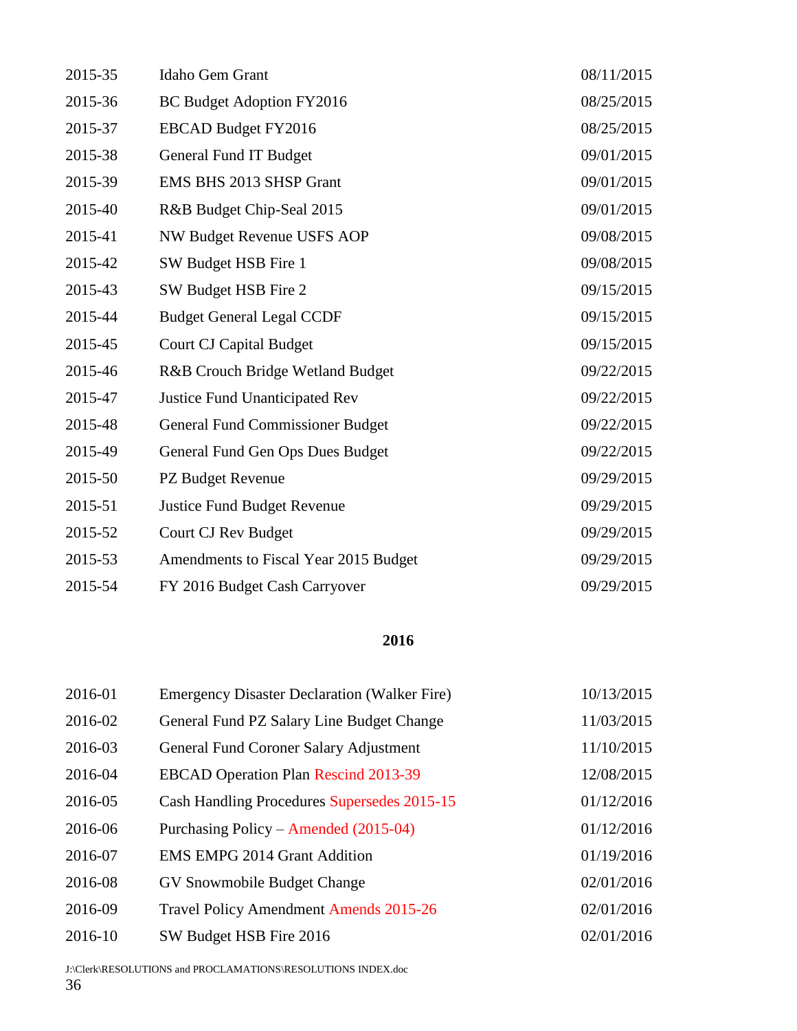| | | |
|---|---|---|
| 2015-35 | Idaho Gem Grant | 08/11/2015 |
| 2015-36 | BC Budget Adoption FY2016 | 08/25/2015 |
| 2015-37 | EBCAD Budget FY2016 | 08/25/2015 |
| 2015-38 | General Fund IT Budget | 09/01/2015 |
| 2015-39 | EMS BHS 2013 SHSP Grant | 09/01/2015 |
| 2015-40 | R&B Budget Chip-Seal 2015 | 09/01/2015 |
| 2015-41 | NW Budget Revenue USFS AOP | 09/08/2015 |
| 2015-42 | SW Budget HSB Fire 1 | 09/08/2015 |
| 2015-43 | SW Budget HSB Fire 2 | 09/15/2015 |
| 2015-44 | Budget General Legal CCDF | 09/15/2015 |
| 2015-45 | Court CJ Capital Budget | 09/15/2015 |
| 2015-46 | R&B Crouch Bridge Wetland Budget | 09/22/2015 |
| 2015-47 | Justice Fund Unanticipated Rev | 09/22/2015 |
| 2015-48 | General Fund Commissioner Budget | 09/22/2015 |
| 2015-49 | General Fund Gen Ops Dues Budget | 09/22/2015 |
| 2015-50 | PZ Budget Revenue | 09/29/2015 |
| 2015-51 | Justice Fund Budget Revenue | 09/29/2015 |
| 2015-52 | Court CJ Rev Budget | 09/29/2015 |
| 2015-53 | Amendments to Fiscal Year 2015 Budget | 09/29/2015 |
| 2015-54 | FY 2016 Budget Cash Carryover | 09/29/2015 |

**2016**

| | | |
|---|---|---|
| 2016-01 | Emergency Disaster Declaration (Walker Fire) | 10/13/2015 |
| 2016-02 | General Fund PZ Salary Line Budget Change | 11/03/2015 |
| 2016-03 | General Fund Coroner Salary Adjustment | 11/10/2015 |
| 2016-04 | EBCAD Operation Plan Rescind 2013-39 | 12/08/2015 |
| 2016-05 | Cash Handling Procedures Supersedes 2015-15 | 01/12/2016 |
| 2016-06 | Purchasing Policy – Amended (2015-04) | 01/12/2016 |
| 2016-07 | EMS EMPG 2014 Grant Addition | 01/19/2016 |
| 2016-08 | GV Snowmobile Budget Change | 02/01/2016 |
| 2016-09 | Travel Policy Amendment Amends 2015-26 | 02/01/2016 |
| 2016-10 | SW Budget HSB Fire 2016 | 02/01/2016 |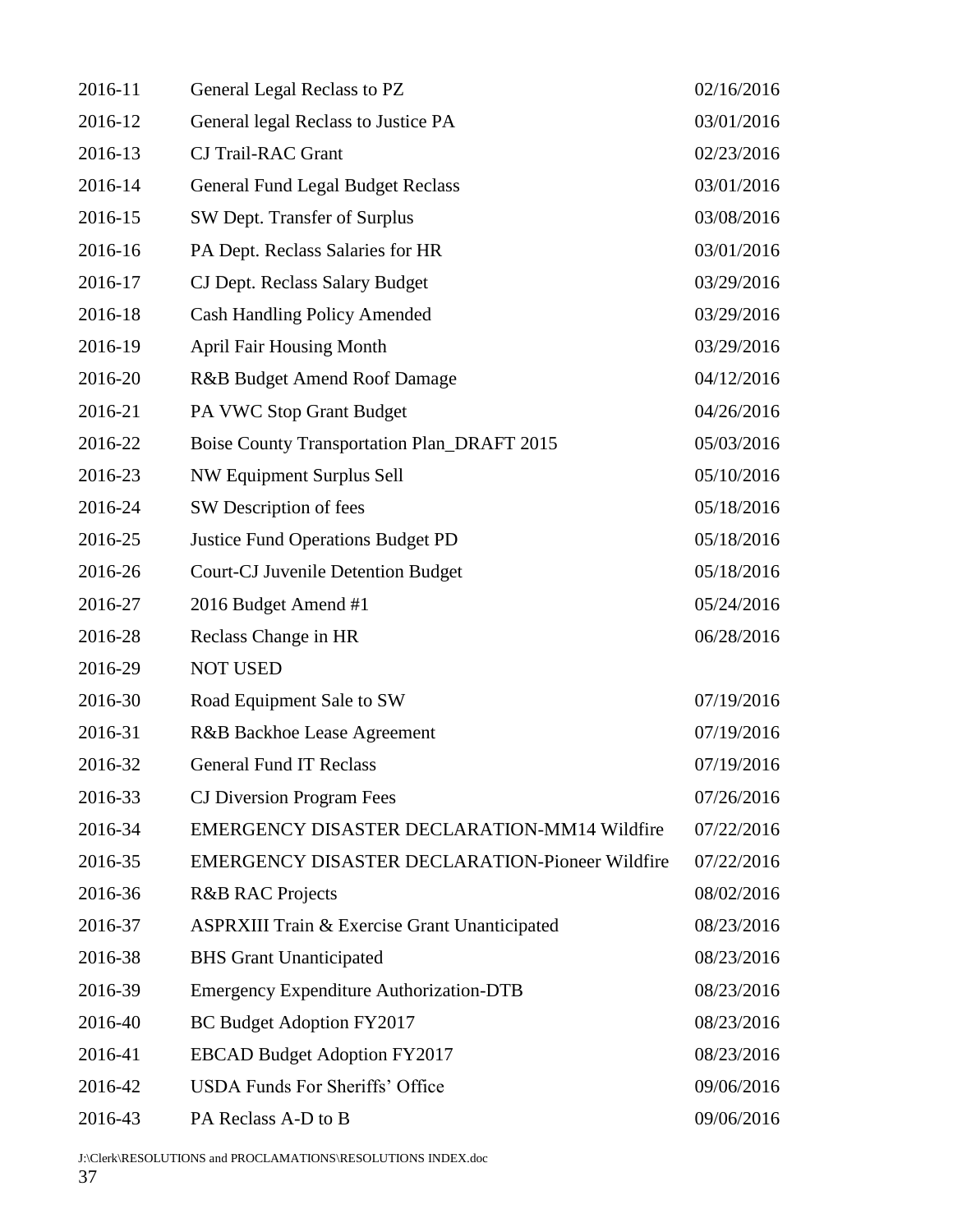| | | |
|---|---|---|
| 2016-11 | General Legal Reclass to PZ | 02/16/2016 |
| 2016-12 | General legal Reclass to Justice PA | 03/01/2016 |
| 2016-13 | CJ Trail-RAC Grant | 02/23/2016 |
| 2016-14 | General Fund Legal Budget Reclass | 03/01/2016 |
| 2016-15 | SW Dept. Transfer of Surplus | 03/08/2016 |
| 2016-16 | PA Dept. Reclass Salaries for HR | 03/01/2016 |
| 2016-17 | CJ Dept. Reclass Salary Budget | 03/29/2016 |
| 2016-18 | Cash Handling Policy Amended | 03/29/2016 |
| 2016-19 | April Fair Housing Month | 03/29/2016 |
| 2016-20 | R&B Budget Amend Roof Damage | 04/12/2016 |
| 2016-21 | PA VWC Stop Grant Budget | 04/26/2016 |
| 2016-22 | Boise County Transportation Plan_DRAFT 2015 | 05/03/2016 |
| 2016-23 | NW Equipment Surplus Sell | 05/10/2016 |
| 2016-24 | SW Description of fees | 05/18/2016 |
| 2016-25 | Justice Fund Operations Budget PD | 05/18/2016 |
| 2016-26 | Court-CJ Juvenile Detention Budget | 05/18/2016 |
| 2016-27 | 2016 Budget Amend #1 | 05/24/2016 |
| 2016-28 | Reclass Change in HR | 06/28/2016 |
| 2016-29 | NOT USED | |
| 2016-30 | Road Equipment Sale to SW | 07/19/2016 |
| 2016-31 | R&B Backhoe Lease Agreement | 07/19/2016 |
| 2016-32 | General Fund IT Reclass | 07/19/2016 |
| 2016-33 | CJ Diversion Program Fees | 07/26/2016 |
| 2016-34 | EMERGENCY DISASTER DECLARATION-MM14 Wildfire | 07/22/2016 |
| 2016-35 | EMERGENCY DISASTER DECLARATION-Pioneer Wildfire | 07/22/2016 |
| 2016-36 | R&B RAC Projects | 08/02/2016 |
| 2016-37 | ASPRXIII Train & Exercise Grant Unanticipated | 08/23/2016 |
| 2016-38 | BHS Grant Unanticipated | 08/23/2016 |
| 2016-39 | Emergency Expenditure Authorization-DTB | 08/23/2016 |
| 2016-40 | BC Budget Adoption FY2017 | 08/23/2016 |
| 2016-41 | EBCAD Budget Adoption FY2017 | 08/23/2016 |
| 2016-42 | USDA Funds For Sheriffs' Office | 09/06/2016 |
| 2016-43 | PA Reclass A-D to B | 09/06/2016 |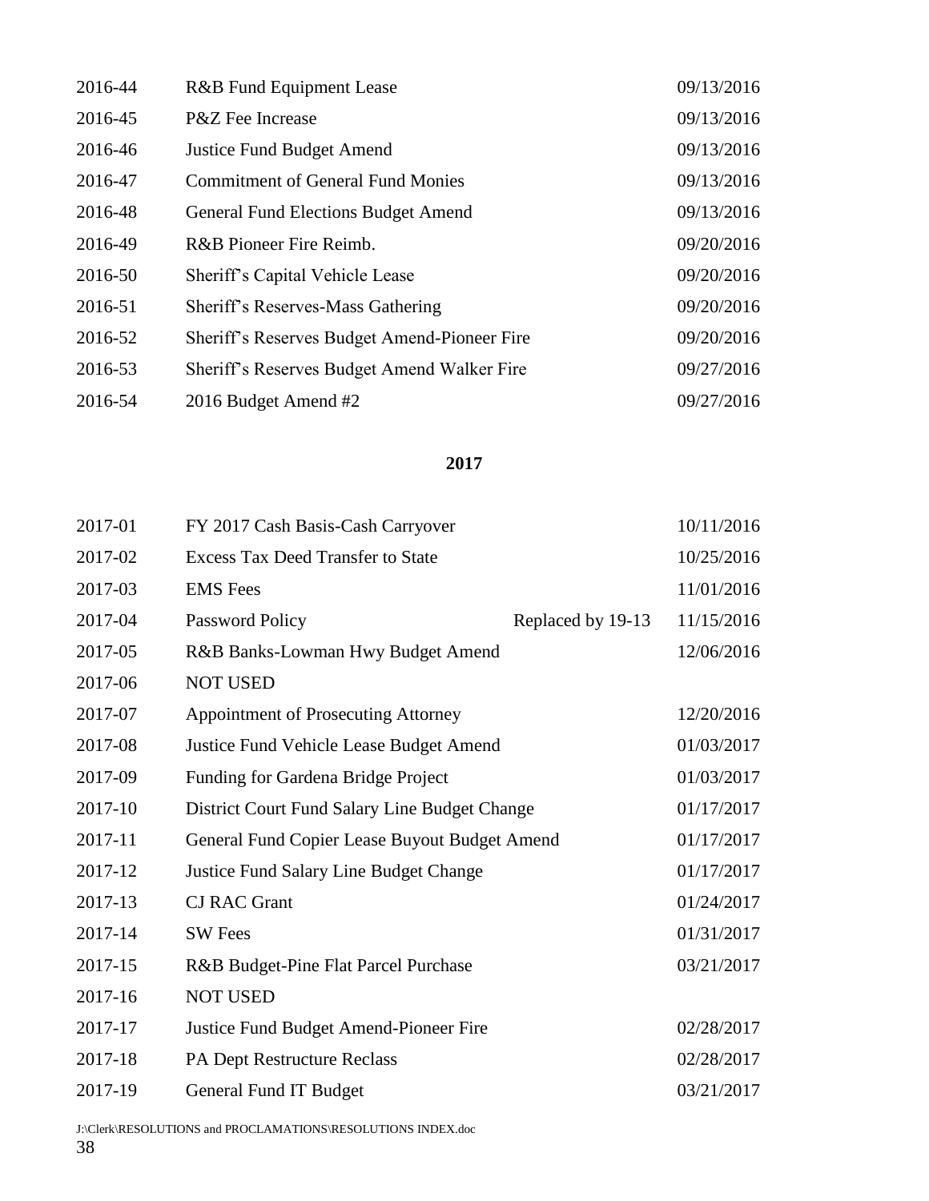| | | |
|---|---|---|
| 2016-44 | R&B Fund Equipment Lease | 09/13/2016 |
| 2016-45 | P&Z Fee Increase | 09/13/2016 |
| 2016-46 | Justice Fund Budget Amend | 09/13/2016 |
| 2016-47 | Commitment of General Fund Monies | 09/13/2016 |
| 2016-48 | General Fund Elections Budget Amend | 09/13/2016 |
| 2016-49 | R&B Pioneer Fire Reimb. | 09/20/2016 |
| 2016-50 | Sheriff's Capital Vehicle Lease | 09/20/2016 |
| 2016-51 | Sheriff's Reserves-Mass Gathering | 09/20/2016 |
| 2016-52 | Sheriff's Reserves Budget Amend-Pioneer Fire | 09/20/2016 |
| 2016-53 | Sheriff's Reserves Budget Amend Walker Fire | 09/27/2016 |
| 2016-54 | 2016 Budget Amend #2 | 09/27/2016 |

**2017**

| | | | |
|---|---|---|---|
| 2017-01 | FY 2017 Cash Basis-Cash Carryover | | 10/11/2016 |
| 2017-02 | Excess Tax Deed Transfer to State | | 10/25/2016 |
| 2017-03 | EMS Fees | | 11/01/2016 |
| 2017-04 | Password Policy | Replaced by 19-13 | 11/15/2016 |
| 2017-05 | R&B Banks-Lowman Hwy Budget Amend | | 12/06/2016 |
| 2017-06 | NOT USED | | |
| 2017-07 | Appointment of Prosecuting Attorney | | 12/20/2016 |
| 2017-08 | Justice Fund Vehicle Lease Budget Amend | | 01/03/2017 |
| 2017-09 | Funding for Gardena Bridge Project | | 01/03/2017 |
| 2017-10 | District Court Fund Salary Line Budget Change | | 01/17/2017 |
| 2017-11 | General Fund Copier Lease Buyout Budget Amend | | 01/17/2017 |
| 2017-12 | Justice Fund Salary Line Budget Change | | 01/17/2017 |
| 2017-13 | CJ RAC Grant | | 01/24/2017 |
| 2017-14 | SW Fees | | 01/31/2017 |
| 2017-15 | R&B Budget-Pine Flat Parcel Purchase | | 03/21/2017 |
| 2017-16 | NOT USED | | |
| 2017-17 | Justice Fund Budget Amend-Pioneer Fire | | 02/28/2017 |
| 2017-18 | PA Dept Restructure Reclass | | 02/28/2017 |
| 2017-19 | General Fund IT Budget | | 03/21/2017 |

J:\Clerk\RESOLUTIONS and PROCLAMATIONS\RESOLUTIONS INDEX.doc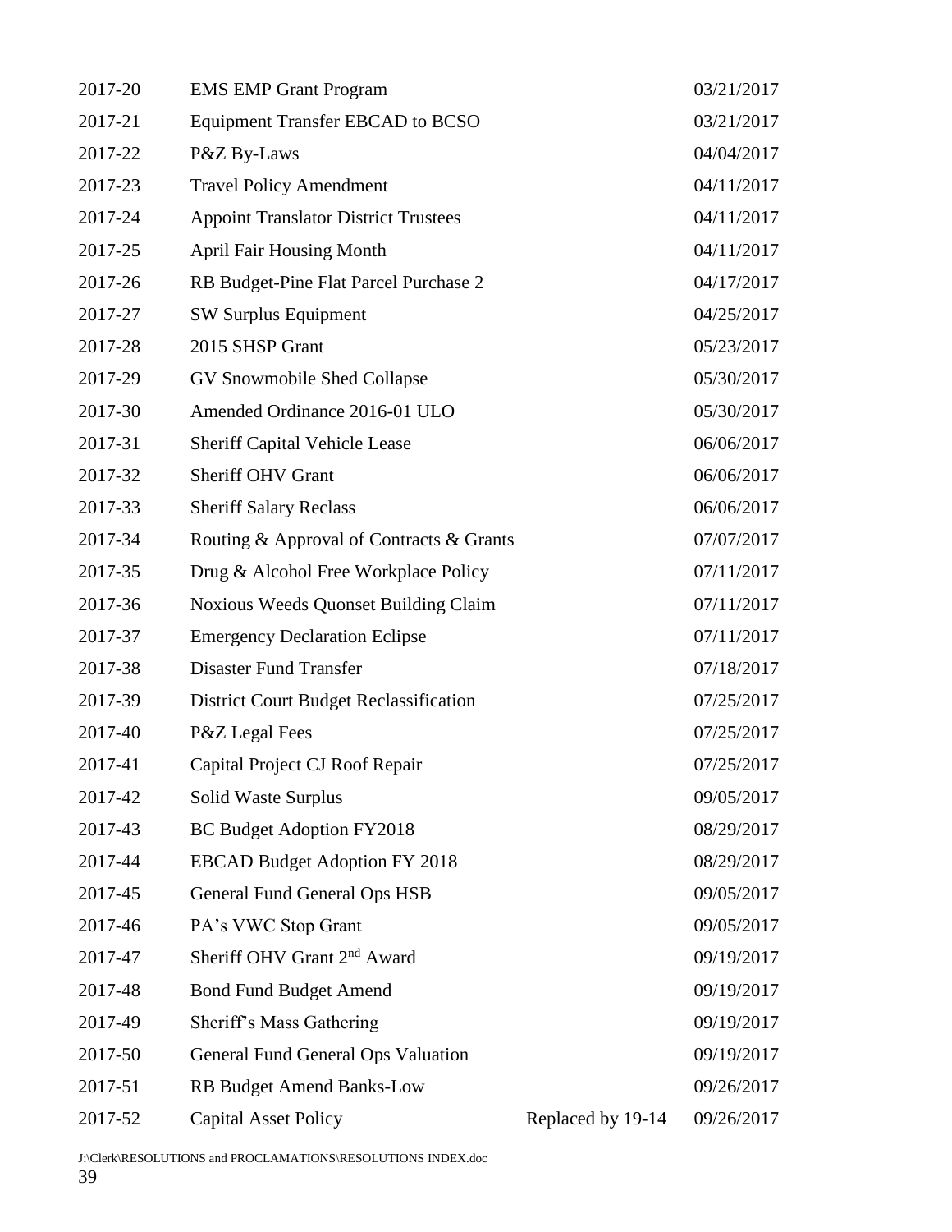| | | | |
|---|---|---|---|
| 2017-20 | EMS EMP Grant Program | | 03/21/2017 |
| 2017-21 | Equipment Transfer EBCAD to BCSO | | 03/21/2017 |
| 2017-22 | P&Z By-Laws | | 04/04/2017 |
| 2017-23 | Travel Policy Amendment | | 04/11/2017 |
| 2017-24 | Appoint Translator District Trustees | | 04/11/2017 |
| 2017-25 | April Fair Housing Month | | 04/11/2017 |
| 2017-26 | RB Budget-Pine Flat Parcel Purchase 2 | | 04/17/2017 |
| 2017-27 | SW Surplus Equipment | | 04/25/2017 |
| 2017-28 | 2015 SHSP Grant | | 05/23/2017 |
| 2017-29 | GV Snowmobile Shed Collapse | | 05/30/2017 |
| 2017-30 | Amended Ordinance 2016-01 ULO | | 05/30/2017 |
| 2017-31 | Sheriff Capital Vehicle Lease | | 06/06/2017 |
| 2017-32 | Sheriff OHV Grant | | 06/06/2017 |
| 2017-33 | Sheriff Salary Reclass | | 06/06/2017 |
| 2017-34 | Routing & Approval of Contracts & Grants | | 07/07/2017 |
| 2017-35 | Drug & Alcohol Free Workplace Policy | | 07/11/2017 |
| 2017-36 | Noxious Weeds Quonset Building Claim | | 07/11/2017 |
| 2017-37 | Emergency Declaration Eclipse | | 07/11/2017 |
| 2017-38 | Disaster Fund Transfer | | 07/18/2017 |
| 2017-39 | District Court Budget Reclassification | | 07/25/2017 |
| 2017-40 | P&Z Legal Fees | | 07/25/2017 |
| 2017-41 | Capital Project CJ Roof Repair | | 07/25/2017 |
| 2017-42 | Solid Waste Surplus | | 09/05/2017 |
| 2017-43 | BC Budget Adoption FY2018 | | 08/29/2017 |
| 2017-44 | EBCAD Budget Adoption FY 2018 | | 08/29/2017 |
| 2017-45 | General Fund General Ops HSB | | 09/05/2017 |
| 2017-46 | PA's VWC Stop Grant | | 09/05/2017 |
| 2017-47 | Sheriff OHV Grant 2nd Award | | 09/19/2017 |
| 2017-48 | Bond Fund Budget Amend | | 09/19/2017 |
| 2017-49 | Sheriff's Mass Gathering | | 09/19/2017 |
| 2017-50 | General Fund General Ops Valuation | | 09/19/2017 |
| 2017-51 | RB Budget Amend Banks-Low | | 09/26/2017 |
| 2017-52 | Capital Asset Policy | Replaced by 19-14 | 09/26/2017 |

J:\Clerk\RESOLUTIONS and PROCLAMATIONS\RESOLUTIONS INDEX.doc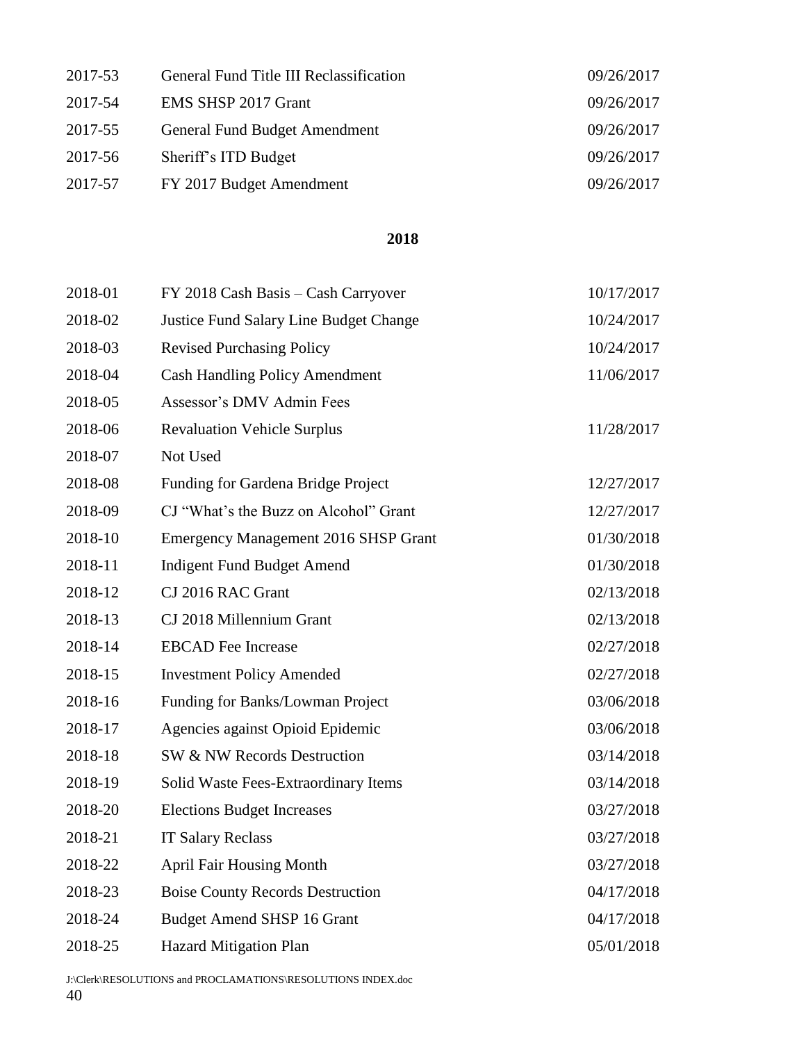| | | |
|---|---|---|
| 2017-53 | General Fund Title III Reclassification | 09/26/2017 |
| 2017-54 | EMS SHSP 2017 Grant | 09/26/2017 |
| 2017-55 | General Fund Budget Amendment | 09/26/2017 |
| 2017-56 | Sheriff's ITD Budget | 09/26/2017 |
| 2017-57 | FY 2017 Budget Amendment | 09/26/2017 |

**2018**

| | | |
|---|---|---|
| 2018-01 | FY 2018 Cash Basis – Cash Carryover | 10/17/2017 |
| 2018-02 | Justice Fund Salary Line Budget Change | 10/24/2017 |
| 2018-03 | Revised Purchasing Policy | 10/24/2017 |
| 2018-04 | Cash Handling Policy Amendment | 11/06/2017 |
| 2018-05 | Assessor's DMV Admin Fees | |
| 2018-06 | Revaluation Vehicle Surplus | 11/28/2017 |
| 2018-07 | Not Used | |
| 2018-08 | Funding for Gardena Bridge Project | 12/27/2017 |
| 2018-09 | CJ "What's the Buzz on Alcohol" Grant | 12/27/2017 |
| 2018-10 | Emergency Management 2016 SHSP Grant | 01/30/2018 |
| 2018-11 | Indigent Fund Budget Amend | 01/30/2018 |
| 2018-12 | CJ 2016 RAC Grant | 02/13/2018 |
| 2018-13 | CJ 2018 Millennium Grant | 02/13/2018 |
| 2018-14 | EBCAD Fee Increase | 02/27/2018 |
| 2018-15 | Investment Policy Amended | 02/27/2018 |
| 2018-16 | Funding for Banks/Lowman Project | 03/06/2018 |
| 2018-17 | Agencies against Opioid Epidemic | 03/06/2018 |
| 2018-18 | SW & NW Records Destruction | 03/14/2018 |
| 2018-19 | Solid Waste Fees-Extraordinary Items | 03/14/2018 |
| 2018-20 | Elections Budget Increases | 03/27/2018 |
| 2018-21 | IT Salary Reclass | 03/27/2018 |
| 2018-22 | April Fair Housing Month | 03/27/2018 |
| 2018-23 | Boise County Records Destruction | 04/17/2018 |
| 2018-24 | Budget Amend SHSP 16 Grant | 04/17/2018 |
| 2018-25 | Hazard Mitigation Plan | 05/01/2018 |

J:\Clerk\RESOLUTIONS and PROCLAMATIONS\RESOLUTIONS INDEX.doc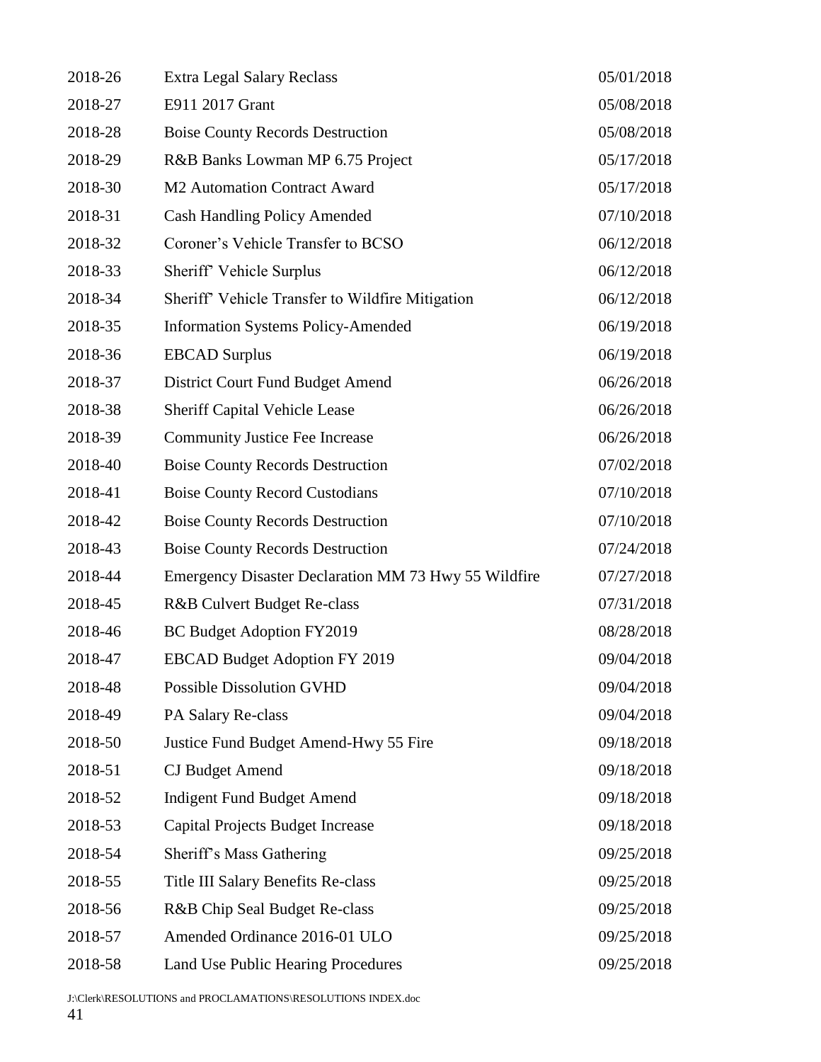| | | |
|---|---|---|
| 2018-26 | Extra Legal Salary Reclass | 05/01/2018 |
| 2018-27 | E911 2017 Grant | 05/08/2018 |
| 2018-28 | Boise County Records Destruction | 05/08/2018 |
| 2018-29 | R&B Banks Lowman MP 6.75 Project | 05/17/2018 |
| 2018-30 | M2 Automation Contract Award | 05/17/2018 |
| 2018-31 | Cash Handling Policy Amended | 07/10/2018 |
| 2018-32 | Coroner's Vehicle Transfer to BCSO | 06/12/2018 |
| 2018-33 | Sheriff' Vehicle Surplus | 06/12/2018 |
| 2018-34 | Sheriff' Vehicle Transfer to Wildfire Mitigation | 06/12/2018 |
| 2018-35 | Information Systems Policy-Amended | 06/19/2018 |
| 2018-36 | EBCAD Surplus | 06/19/2018 |
| 2018-37 | District Court Fund Budget Amend | 06/26/2018 |
| 2018-38 | Sheriff Capital Vehicle Lease | 06/26/2018 |
| 2018-39 | Community Justice Fee Increase | 06/26/2018 |
| 2018-40 | Boise County Records Destruction | 07/02/2018 |
| 2018-41 | Boise County Record Custodians | 07/10/2018 |
| 2018-42 | Boise County Records Destruction | 07/10/2018 |
| 2018-43 | Boise County Records Destruction | 07/24/2018 |
| 2018-44 | Emergency Disaster Declaration MM 73 Hwy 55 Wildfire | 07/27/2018 |
| 2018-45 | R&B Culvert Budget Re-class | 07/31/2018 |
| 2018-46 | BC Budget Adoption FY2019 | 08/28/2018 |
| 2018-47 | EBCAD Budget Adoption FY 2019 | 09/04/2018 |
| 2018-48 | Possible Dissolution GVHD | 09/04/2018 |
| 2018-49 | PA Salary Re-class | 09/04/2018 |
| 2018-50 | Justice Fund Budget Amend-Hwy 55 Fire | 09/18/2018 |
| 2018-51 | CJ Budget Amend | 09/18/2018 |
| 2018-52 | Indigent Fund Budget Amend | 09/18/2018 |
| 2018-53 | Capital Projects Budget Increase | 09/18/2018 |
| 2018-54 | Sheriff's Mass Gathering | 09/25/2018 |
| 2018-55 | Title III Salary Benefits Re-class | 09/25/2018 |
| 2018-56 | R&B Chip Seal Budget Re-class | 09/25/2018 |
| 2018-57 | Amended Ordinance 2016-01 ULO | 09/25/2018 |
| 2018-58 | Land Use Public Hearing Procedures | 09/25/2018 |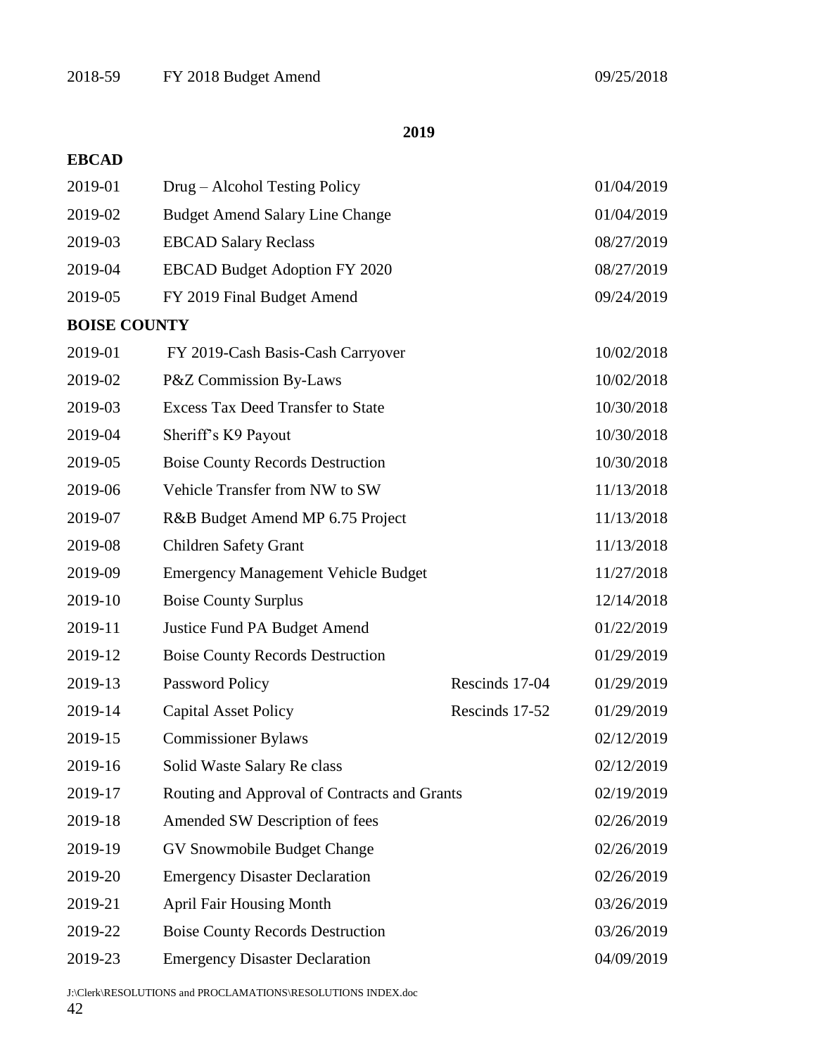| | | | |
|---|---|---|---|
| 2018-59 | FY 2018 Budget Amend | | 09/25/2018 |

## 2019

**EBCAD**

| | | | |
|---|---|---|---|
| 2019-01 | Drug – Alcohol Testing Policy | | 01/04/2019 |
| 2019-02 | Budget Amend Salary Line Change | | 01/04/2019 |
| 2019-03 | EBCAD Salary Reclass | | 08/27/2019 |
| 2019-04 | EBCAD Budget Adoption FY 2020 | | 08/27/2019 |
| 2019-05 | FY 2019 Final Budget Amend | | 09/24/2019 |

**BOISE COUNTY**

| | | | |
|---|---|---|---|
| 2019-01 | FY 2019-Cash Basis-Cash Carryover | | 10/02/2018 |
| 2019-02 | P&Z Commission By-Laws | | 10/02/2018 |
| 2019-03 | Excess Tax Deed Transfer to State | | 10/30/2018 |
| 2019-04 | Sheriff's K9 Payout | | 10/30/2018 |
| 2019-05 | Boise County Records Destruction | | 10/30/2018 |
| 2019-06 | Vehicle Transfer from NW to SW | | 11/13/2018 |
| 2019-07 | R&B Budget Amend MP 6.75 Project | | 11/13/2018 |
| 2019-08 | Children Safety Grant | | 11/13/2018 |
| 2019-09 | Emergency Management Vehicle Budget | | 11/27/2018 |
| 2019-10 | Boise County Surplus | | 12/14/2018 |
| 2019-11 | Justice Fund PA Budget Amend | | 01/22/2019 |
| 2019-12 | Boise County Records Destruction | | 01/29/2019 |
| 2019-13 | Password Policy | Rescinds 17-04 | 01/29/2019 |
| 2019-14 | Capital Asset Policy | Rescinds 17-52 | 01/29/2019 |
| 2019-15 | Commissioner Bylaws | | 02/12/2019 |
| 2019-16 | Solid Waste Salary Re class | | 02/12/2019 |
| 2019-17 | Routing and Approval of Contracts and Grants | | 02/19/2019 |
| 2019-18 | Amended SW Description of fees | | 02/26/2019 |
| 2019-19 | GV Snowmobile Budget Change | | 02/26/2019 |
| 2019-20 | Emergency Disaster Declaration | | 02/26/2019 |
| 2019-21 | April Fair Housing Month | | 03/26/2019 |
| 2019-22 | Boise County Records Destruction | | 03/26/2019 |
| 2019-23 | Emergency Disaster Declaration | | 04/09/2019 |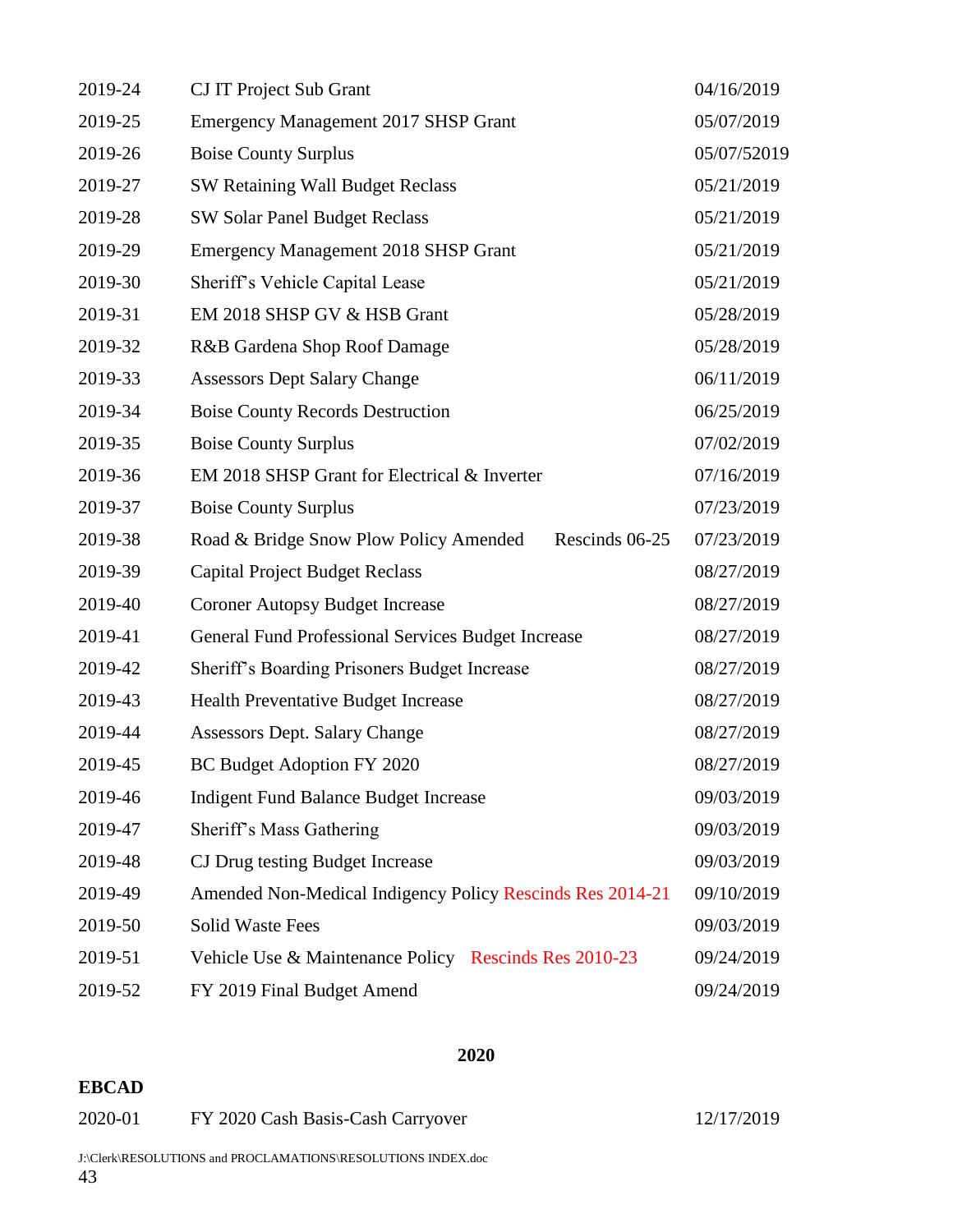| | | |
|---|---|---|
| 2019-24 | CJ IT Project Sub Grant | 04/16/2019 |
| 2019-25 | Emergency Management 2017 SHSP Grant | 05/07/2019 |
| 2019-26 | Boise County Surplus | 05/07/52019 |
| 2019-27 | SW Retaining Wall Budget Reclass | 05/21/2019 |
| 2019-28 | SW Solar Panel Budget Reclass | 05/21/2019 |
| 2019-29 | Emergency Management 2018 SHSP Grant | 05/21/2019 |
| 2019-30 | Sheriff's Vehicle Capital Lease | 05/21/2019 |
| 2019-31 | EM 2018 SHSP GV & HSB Grant | 05/28/2019 |
| 2019-32 | R&B Gardena Shop Roof Damage | 05/28/2019 |
| 2019-33 | Assessors Dept Salary Change | 06/11/2019 |
| 2019-34 | Boise County Records Destruction | 06/25/2019 |
| 2019-35 | Boise County Surplus | 07/02/2019 |
| 2019-36 | EM 2018 SHSP Grant for Electrical & Inverter | 07/16/2019 |
| 2019-37 | Boise County Surplus | 07/23/2019 |
| 2019-38 | Road & Bridge Snow Plow Policy Amended Rescinds 06-25 | 07/23/2019 |
| 2019-39 | Capital Project Budget Reclass | 08/27/2019 |
| 2019-40 | Coroner Autopsy Budget Increase | 08/27/2019 |
| 2019-41 | General Fund Professional Services Budget Increase | 08/27/2019 |
| 2019-42 | Sheriff's Boarding Prisoners Budget Increase | 08/27/2019 |
| 2019-43 | Health Preventative Budget Increase | 08/27/2019 |
| 2019-44 | Assessors Dept. Salary Change | 08/27/2019 |
| 2019-45 | BC Budget Adoption FY 2020 | 08/27/2019 |
| 2019-46 | Indigent Fund Balance Budget Increase | 09/03/2019 |
| 2019-47 | Sheriff's Mass Gathering | 09/03/2019 |
| 2019-48 | CJ Drug testing Budget Increase | 09/03/2019 |
| 2019-49 | Amended Non-Medical Indigency Policy Rescinds Res 2014-21 | 09/10/2019 |
| 2019-50 | Solid Waste Fees | 09/03/2019 |
| 2019-51 | Vehicle Use & Maintenance Policy Rescinds Res 2010-23 | 09/24/2019 |
| 2019-52 | FY 2019 Final Budget Amend | 09/24/2019 |

## 2020

**EBCAD**

| | | |
|---|---|---|
| 2020-01 | FY 2020 Cash Basis-Cash Carryover | 12/17/2019 |

J:\Clerk\RESOLUTIONS and PROCLAMATIONS\RESOLUTIONS INDEX.doc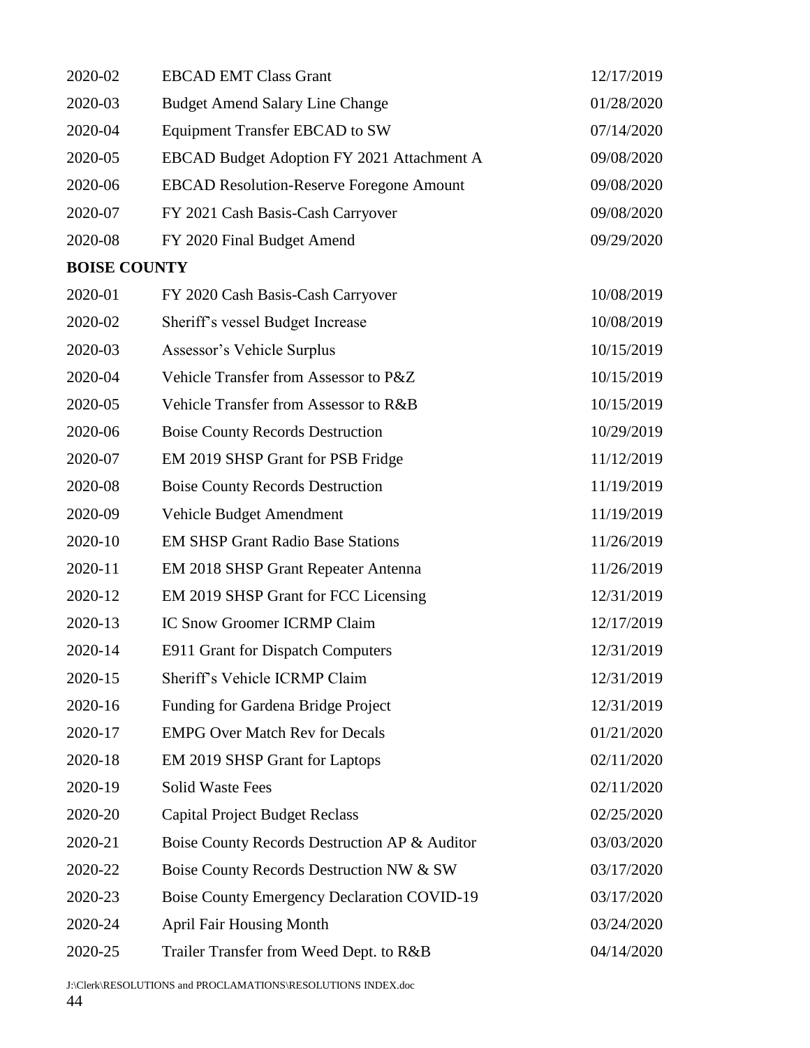| | | |
|---|---|---|
| 2020-02 | EBCAD EMT Class Grant | 12/17/2019 |
| 2020-03 | Budget Amend Salary Line Change | 01/28/2020 |
| 2020-04 | Equipment Transfer EBCAD to SW | 07/14/2020 |
| 2020-05 | EBCAD Budget Adoption FY 2021 Attachment A | 09/08/2020 |
| 2020-06 | EBCAD Resolution-Reserve Foregone Amount | 09/08/2020 |
| 2020-07 | FY 2021 Cash Basis-Cash Carryover | 09/08/2020 |
| 2020-08 | FY 2020 Final Budget Amend | 09/29/2020 |

**BOISE COUNTY**

| | | |
|---|---|---|
| 2020-01 | FY 2020 Cash Basis-Cash Carryover | 10/08/2019 |
| 2020-02 | Sheriff's vessel Budget Increase | 10/08/2019 |
| 2020-03 | Assessor's Vehicle Surplus | 10/15/2019 |
| 2020-04 | Vehicle Transfer from Assessor to P&Z | 10/15/2019 |
| 2020-05 | Vehicle Transfer from Assessor to R&B | 10/15/2019 |
| 2020-06 | Boise County Records Destruction | 10/29/2019 |
| 2020-07 | EM 2019 SHSP Grant for PSB Fridge | 11/12/2019 |
| 2020-08 | Boise County Records Destruction | 11/19/2019 |
| 2020-09 | Vehicle Budget Amendment | 11/19/2019 |
| 2020-10 | EM SHSP Grant Radio Base Stations | 11/26/2019 |
| 2020-11 | EM 2018 SHSP Grant Repeater Antenna | 11/26/2019 |
| 2020-12 | EM 2019 SHSP Grant for FCC Licensing | 12/31/2019 |
| 2020-13 | IC Snow Groomer ICRMP Claim | 12/17/2019 |
| 2020-14 | E911 Grant for Dispatch Computers | 12/31/2019 |
| 2020-15 | Sheriff's Vehicle ICRMP Claim | 12/31/2019 |
| 2020-16 | Funding for Gardena Bridge Project | 12/31/2019 |
| 2020-17 | EMPG Over Match Rev for Decals | 01/21/2020 |
| 2020-18 | EM 2019 SHSP Grant for Laptops | 02/11/2020 |
| 2020-19 | Solid Waste Fees | 02/11/2020 |
| 2020-20 | Capital Project Budget Reclass | 02/25/2020 |
| 2020-21 | Boise County Records Destruction AP & Auditor | 03/03/2020 |
| 2020-22 | Boise County Records Destruction NW & SW | 03/17/2020 |
| 2020-23 | Boise County Emergency Declaration COVID-19 | 03/17/2020 |
| 2020-24 | April Fair Housing Month | 03/24/2020 |
| 2020-25 | Trailer Transfer from Weed Dept. to R&B | 04/14/2020 |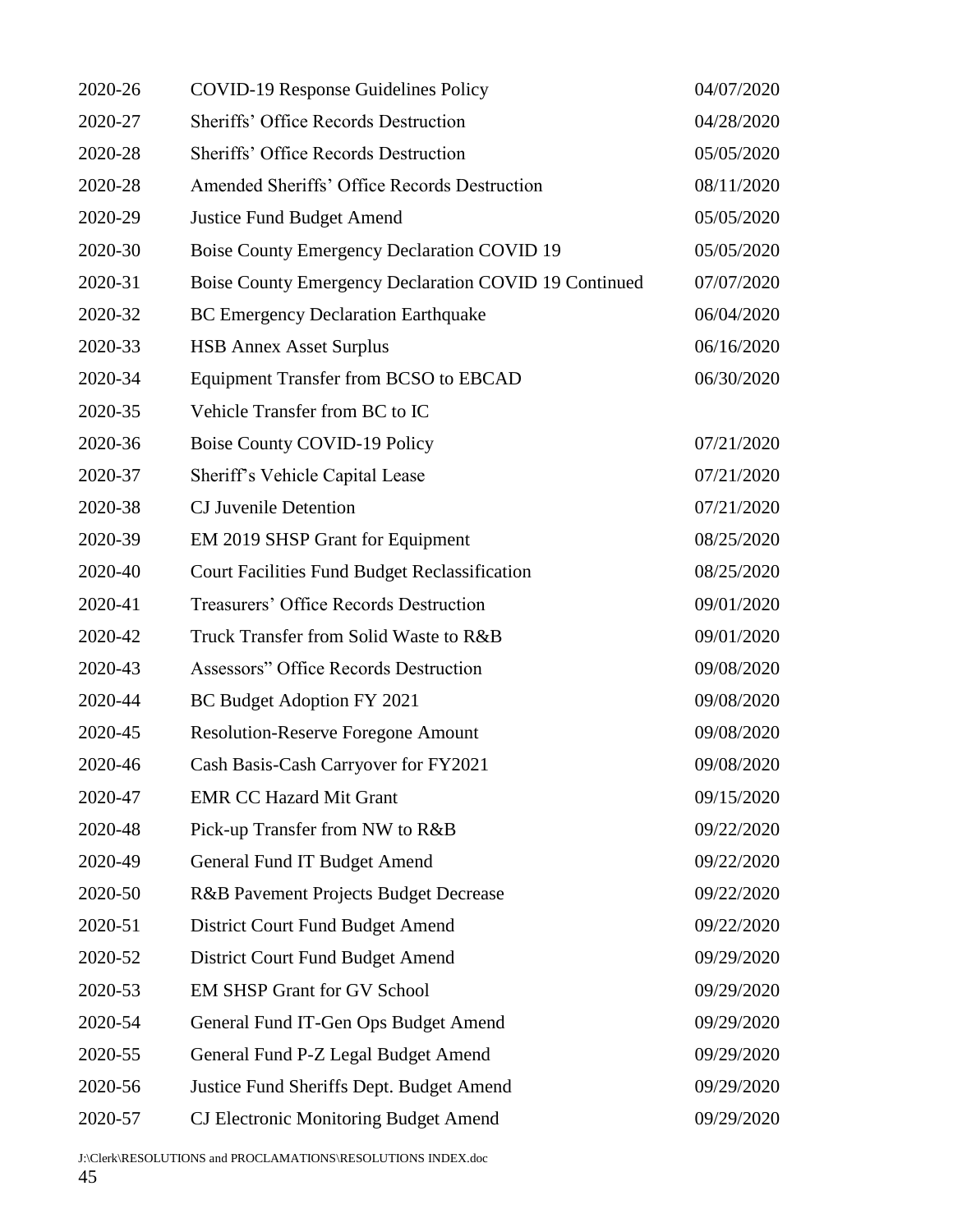| | | |
|---|---|---|
| 2020-26 | COVID-19 Response Guidelines Policy | 04/07/2020 |
| 2020-27 | Sheriffs' Office Records Destruction | 04/28/2020 |
| 2020-28 | Sheriffs' Office Records Destruction | 05/05/2020 |
| 2020-28 | Amended Sheriffs' Office Records Destruction | 08/11/2020 |
| 2020-29 | Justice Fund Budget Amend | 05/05/2020 |
| 2020-30 | Boise County Emergency Declaration COVID 19 | 05/05/2020 |
| 2020-31 | Boise County Emergency Declaration COVID 19 Continued | 07/07/2020 |
| 2020-32 | BC Emergency Declaration Earthquake | 06/04/2020 |
| 2020-33 | HSB Annex Asset Surplus | 06/16/2020 |
| 2020-34 | Equipment Transfer from BCSO to EBCAD | 06/30/2020 |
| 2020-35 | Vehicle Transfer from BC to IC | |
| 2020-36 | Boise County COVID-19 Policy | 07/21/2020 |
| 2020-37 | Sheriff's Vehicle Capital Lease | 07/21/2020 |
| 2020-38 | CJ Juvenile Detention | 07/21/2020 |
| 2020-39 | EM 2019 SHSP Grant for Equipment | 08/25/2020 |
| 2020-40 | Court Facilities Fund Budget Reclassification | 08/25/2020 |
| 2020-41 | Treasurers' Office Records Destruction | 09/01/2020 |
| 2020-42 | Truck Transfer from Solid Waste to R&B | 09/01/2020 |
| 2020-43 | Assessors" Office Records Destruction | 09/08/2020 |
| 2020-44 | BC Budget Adoption FY 2021 | 09/08/2020 |
| 2020-45 | Resolution-Reserve Foregone Amount | 09/08/2020 |
| 2020-46 | Cash Basis-Cash Carryover for FY2021 | 09/08/2020 |
| 2020-47 | EMR CC Hazard Mit Grant | 09/15/2020 |
| 2020-48 | Pick-up Transfer from NW to R&B | 09/22/2020 |
| 2020-49 | General Fund IT Budget Amend | 09/22/2020 |
| 2020-50 | R&B Pavement Projects Budget Decrease | 09/22/2020 |
| 2020-51 | District Court Fund Budget Amend | 09/22/2020 |
| 2020-52 | District Court Fund Budget Amend | 09/29/2020 |
| 2020-53 | EM SHSP Grant for GV School | 09/29/2020 |
| 2020-54 | General Fund IT-Gen Ops Budget Amend | 09/29/2020 |
| 2020-55 | General Fund P-Z Legal Budget Amend | 09/29/2020 |
| 2020-56 | Justice Fund Sheriffs Dept. Budget Amend | 09/29/2020 |
| 2020-57 | CJ Electronic Monitoring Budget Amend | 09/29/2020 |

J:\Clerk\RESOLUTIONS and PROCLAMATIONS\RESOLUTIONS INDEX.doc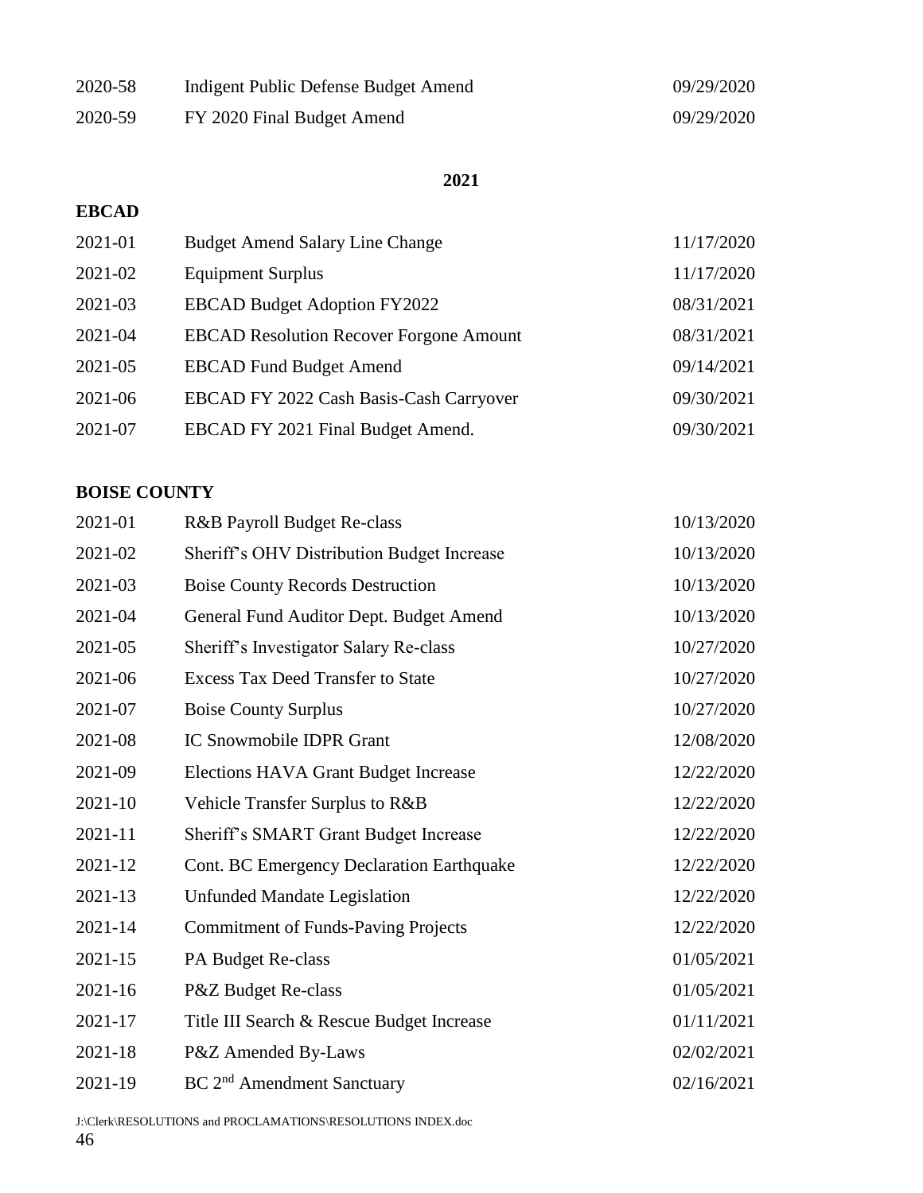| | | |
|---|---|---|
| 2020-58 | Indigent Public Defense Budget Amend | 09/29/2020 |
| 2020-59 | FY 2020 Final Budget Amend | 09/29/2020 |

## 2021

### EBCAD

| | | |
|---|---|---|
| 2021-01 | Budget Amend Salary Line Change | 11/17/2020 |
| 2021-02 | Equipment Surplus | 11/17/2020 |
| 2021-03 | EBCAD Budget Adoption FY2022 | 08/31/2021 |
| 2021-04 | EBCAD Resolution Recover Forgone Amount | 08/31/2021 |
| 2021-05 | EBCAD Fund Budget Amend | 09/14/2021 |
| 2021-06 | EBCAD FY 2022 Cash Basis-Cash Carryover | 09/30/2021 |
| 2021-07 | EBCAD FY 2021 Final Budget Amend. | 09/30/2021 |

### BOISE COUNTY

| | | |
|---|---|---|
| 2021-01 | R&B Payroll Budget Re-class | 10/13/2020 |
| 2021-02 | Sheriff's OHV Distribution Budget Increase | 10/13/2020 |
| 2021-03 | Boise County Records Destruction | 10/13/2020 |
| 2021-04 | General Fund Auditor Dept. Budget Amend | 10/13/2020 |
| 2021-05 | Sheriff's Investigator Salary Re-class | 10/27/2020 |
| 2021-06 | Excess Tax Deed Transfer to State | 10/27/2020 |
| 2021-07 | Boise County Surplus | 10/27/2020 |
| 2021-08 | IC Snowmobile IDPR Grant | 12/08/2020 |
| 2021-09 | Elections HAVA Grant Budget Increase | 12/22/2020 |
| 2021-10 | Vehicle Transfer Surplus to R&B | 12/22/2020 |
| 2021-11 | Sheriff's SMART Grant Budget Increase | 12/22/2020 |
| 2021-12 | Cont. BC Emergency Declaration Earthquake | 12/22/2020 |
| 2021-13 | Unfunded Mandate Legislation | 12/22/2020 |
| 2021-14 | Commitment of Funds-Paving Projects | 12/22/2020 |
| 2021-15 | PA Budget Re-class | 01/05/2021 |
| 2021-16 | P&Z Budget Re-class | 01/05/2021 |
| 2021-17 | Title III Search & Rescue Budget Increase | 01/11/2021 |
| 2021-18 | P&Z Amended By-Laws | 02/02/2021 |
| 2021-19 | BC 2nd Amendment Sanctuary | 02/16/2021 |

J:\Clerk\RESOLUTIONS and PROCLAMATIONS\RESOLUTIONS INDEX.doc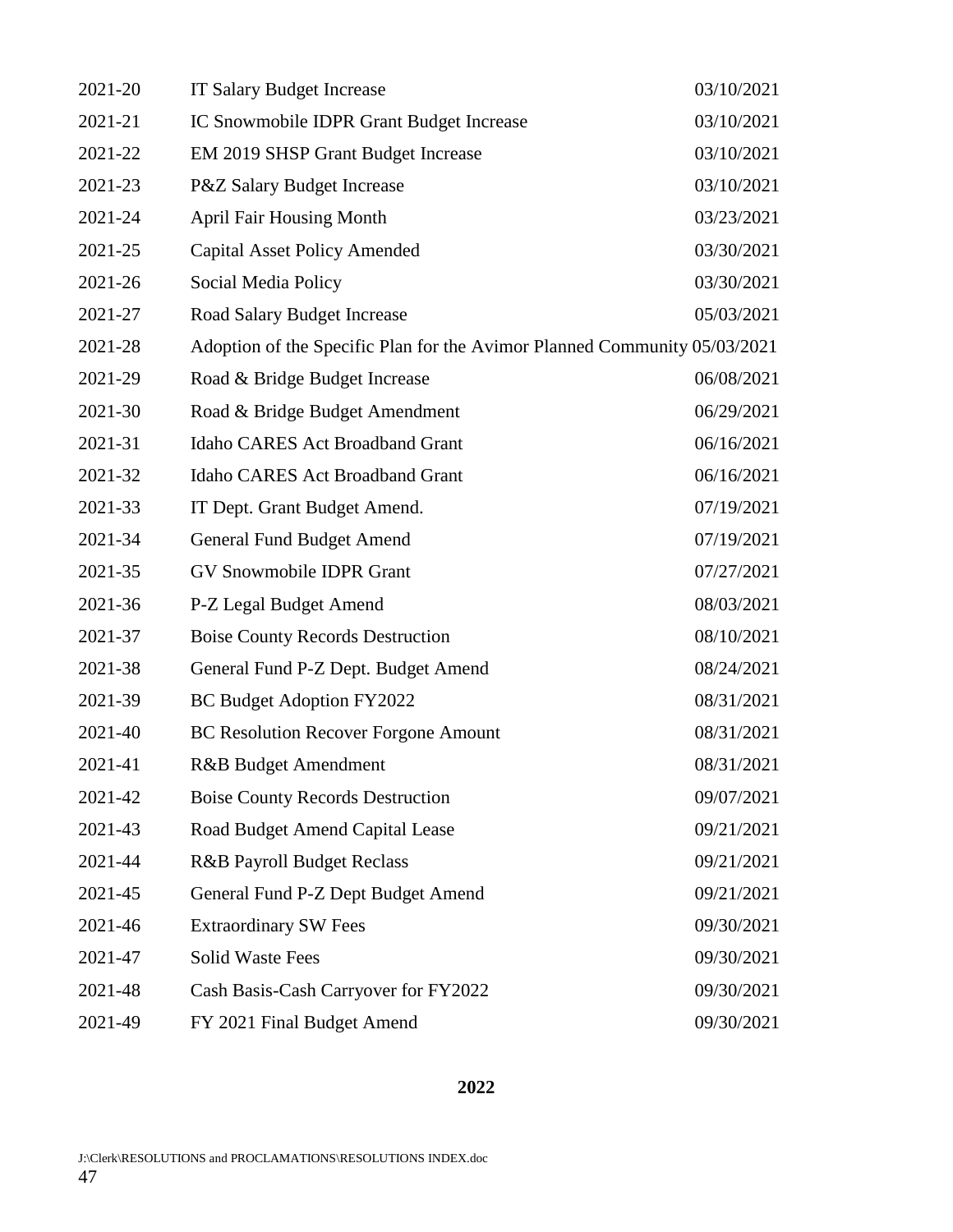| | | |
|---|---|---|
| 2021-20 | IT Salary Budget Increase | 03/10/2021 |
| 2021-21 | IC Snowmobile IDPR Grant Budget Increase | 03/10/2021 |
| 2021-22 | EM 2019 SHSP Grant Budget Increase | 03/10/2021 |
| 2021-23 | P&Z Salary Budget Increase | 03/10/2021 |
| 2021-24 | April Fair Housing Month | 03/23/2021 |
| 2021-25 | Capital Asset Policy Amended | 03/30/2021 |
| 2021-26 | Social Media Policy | 03/30/2021 |
| 2021-27 | Road Salary Budget Increase | 05/03/2021 |
| 2021-28 | Adoption of the Specific Plan for the Avimor Planned Community | 05/03/2021 |
| 2021-29 | Road & Bridge Budget Increase | 06/08/2021 |
| 2021-30 | Road & Bridge Budget Amendment | 06/29/2021 |
| 2021-31 | Idaho CARES Act Broadband Grant | 06/16/2021 |
| 2021-32 | Idaho CARES Act Broadband Grant | 06/16/2021 |
| 2021-33 | IT Dept. Grant Budget Amend. | 07/19/2021 |
| 2021-34 | General Fund Budget Amend | 07/19/2021 |
| 2021-35 | GV Snowmobile IDPR Grant | 07/27/2021 |
| 2021-36 | P-Z Legal Budget Amend | 08/03/2021 |
| 2021-37 | Boise County Records Destruction | 08/10/2021 |
| 2021-38 | General Fund P-Z Dept. Budget Amend | 08/24/2021 |
| 2021-39 | BC Budget Adoption FY2022 | 08/31/2021 |
| 2021-40 | BC Resolution Recover Forgone Amount | 08/31/2021 |
| 2021-41 | R&B Budget Amendment | 08/31/2021 |
| 2021-42 | Boise County Records Destruction | 09/07/2021 |
| 2021-43 | Road Budget Amend Capital Lease | 09/21/2021 |
| 2021-44 | R&B Payroll Budget Reclass | 09/21/2021 |
| 2021-45 | General Fund P-Z Dept Budget Amend | 09/21/2021 |
| 2021-46 | Extraordinary SW Fees | 09/30/2021 |
| 2021-47 | Solid Waste Fees | 09/30/2021 |
| 2021-48 | Cash Basis-Cash Carryover for FY2022 | 09/30/2021 |
| 2021-49 | FY 2021 Final Budget Amend | 09/30/2021 |

**2022**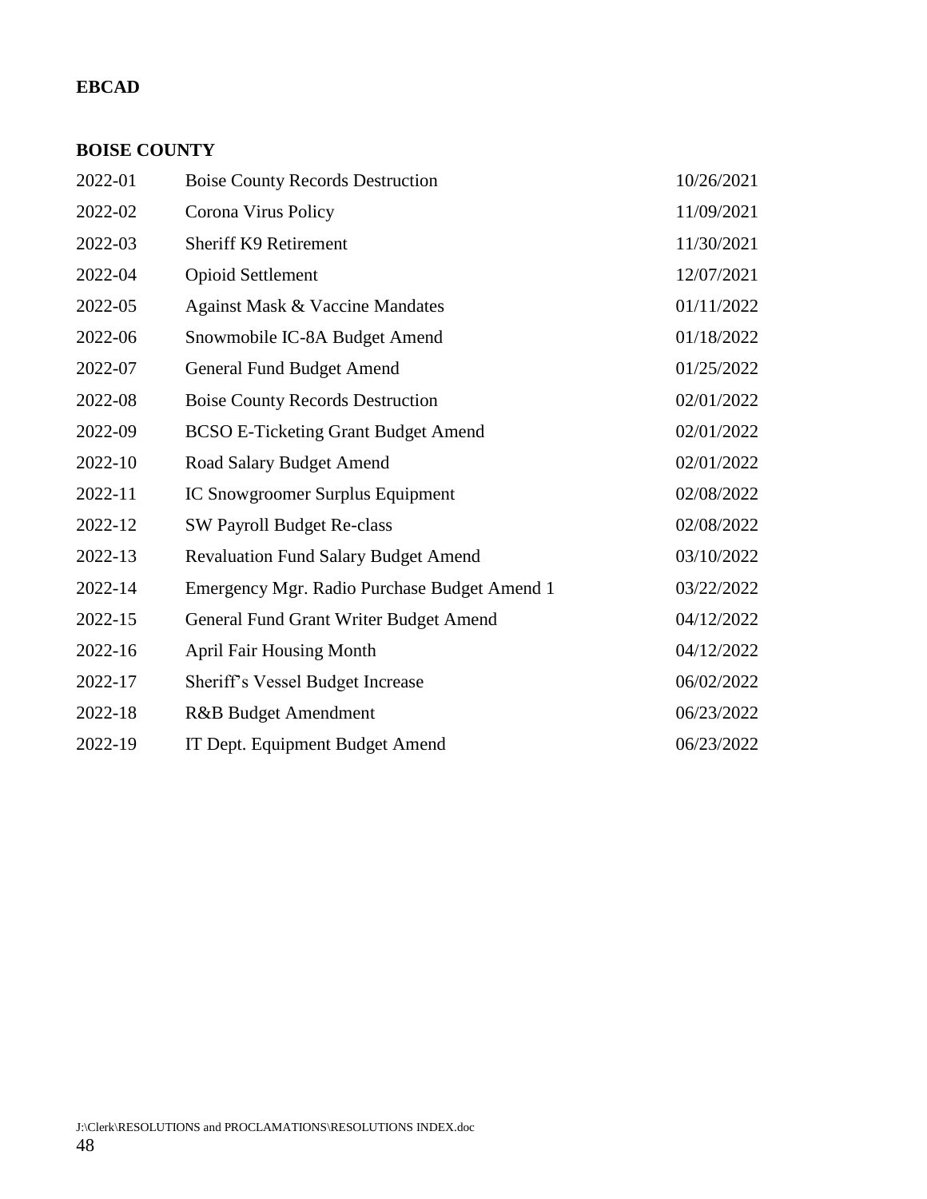**EBCAD**

**BOISE COUNTY**

| | | |
|---|---|---|
| 2022-01 | Boise County Records Destruction | 10/26/2021 |
| 2022-02 | Corona Virus Policy | 11/09/2021 |
| 2022-03 | Sheriff K9 Retirement | 11/30/2021 |
| 2022-04 | Opioid Settlement | 12/07/2021 |
| 2022-05 | Against Mask & Vaccine Mandates | 01/11/2022 |
| 2022-06 | Snowmobile IC-8A Budget Amend | 01/18/2022 |
| 2022-07 | General Fund Budget Amend | 01/25/2022 |
| 2022-08 | Boise County Records Destruction | 02/01/2022 |
| 2022-09 | BCSO E-Ticketing Grant Budget Amend | 02/01/2022 |
| 2022-10 | Road Salary Budget Amend | 02/01/2022 |
| 2022-11 | IC Snowgroomer Surplus Equipment | 02/08/2022 |
| 2022-12 | SW Payroll Budget Re-class | 02/08/2022 |
| 2022-13 | Revaluation Fund Salary Budget Amend | 03/10/2022 |
| 2022-14 | Emergency Mgr. Radio Purchase Budget Amend 1 | 03/22/2022 |
| 2022-15 | General Fund Grant Writer Budget Amend | 04/12/2022 |
| 2022-16 | April Fair Housing Month | 04/12/2022 |
| 2022-17 | Sheriff's Vessel Budget Increase | 06/02/2022 |
| 2022-18 | R&B Budget Amendment | 06/23/2022 |
| 2022-19 | IT Dept. Equipment Budget Amend | 06/23/2022 |

J:\Clerk\RESOLUTIONS and PROCLAMATIONS\RESOLUTIONS INDEX.doc